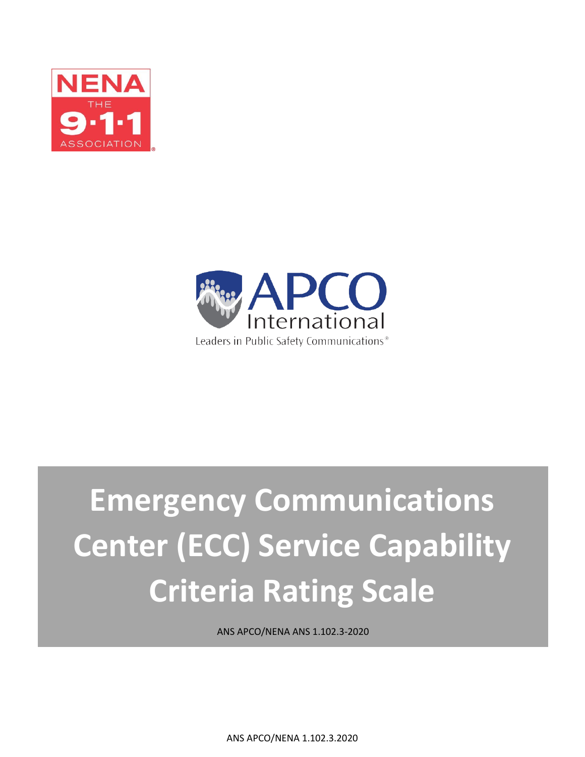NENA THE 9·1·1 ASSOCIATION

APCO International

Leaders in Public Safety Communications®

# Emergency Communications Center (ECC) Service Capability Criteria Rating Scale

ANS APCO/NENA ANS 1.102.3-2020

ANS APCO/NENA 1.102.3.2020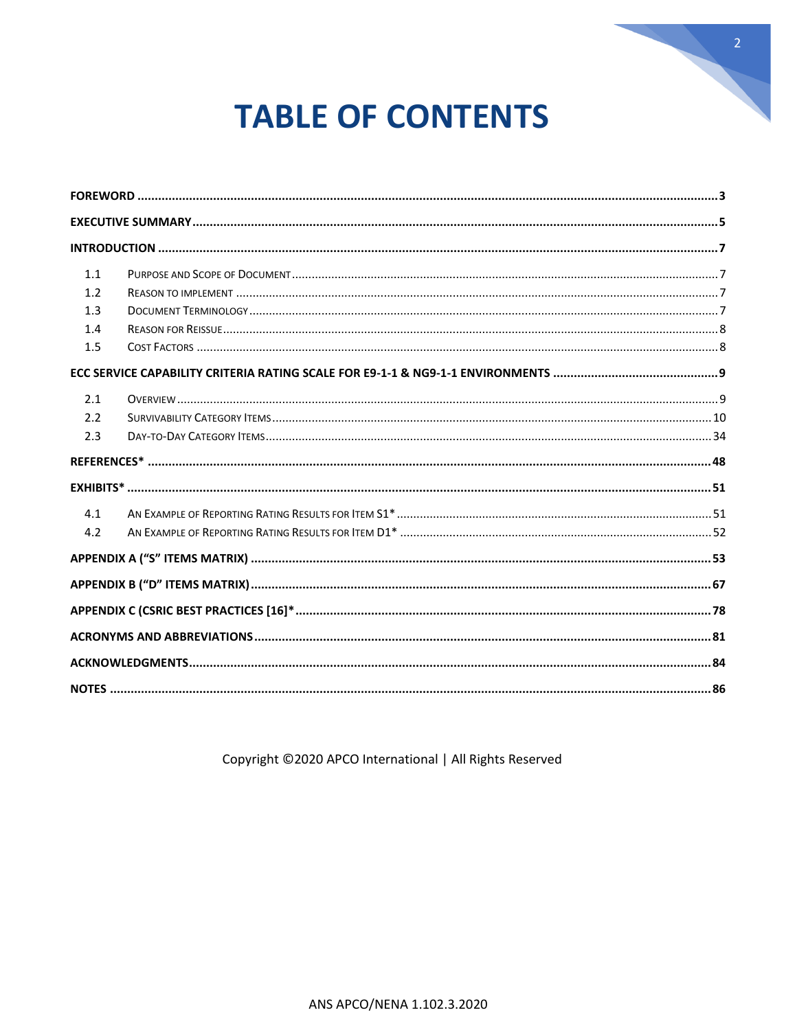# TABLE OF CONTENTS

| | | |
|---|---|---|
| **FOREWORD** | | **3** |
| **EXECUTIVE SUMMARY** | | **5** |
| **INTRODUCTION** | | **7** |
| 1.1 | Purpose and Scope of Document | 7 |
| 1.2 | Reason to Implement | 7 |
| 1.3 | Document Terminology | 7 |
| 1.4 | Reason for Reissue | 8 |
| 1.5 | Cost Factors | 8 |
| **ECC SERVICE CAPABILITY CRITERIA RATING SCALE FOR E9-1-1 & NG9-1-1 ENVIRONMENTS** | | **9** |
| 2.1 | Overview | 9 |
| 2.2 | Survivability Category Items | 10 |
| 2.3 | Day-to-Day Category Items | 34 |
| **REFERENCES*** | | **48** |
| **EXHIBITS*** | | **51** |
| 4.1 | An Example of Reporting Rating Results for Item S1* | 51 |
| 4.2 | An Example of Reporting Rating Results for Item D1* | 52 |
| **APPENDIX A ("S" ITEMS MATRIX)** | | **53** |
| **APPENDIX B ("D" ITEMS MATRIX)** | | **67** |
| **APPENDIX C (CSRIC BEST PRACTICES [16]*** | | **78** |
| **ACRONYMS AND ABBREVIATIONS** | | **81** |
| **ACKNOWLEDGMENTS** | | **84** |
| **NOTES** | | **86** |

Copyright ©2020 APCO International | All Rights Reserved

ANS APCO/NENA 1.102.3.2020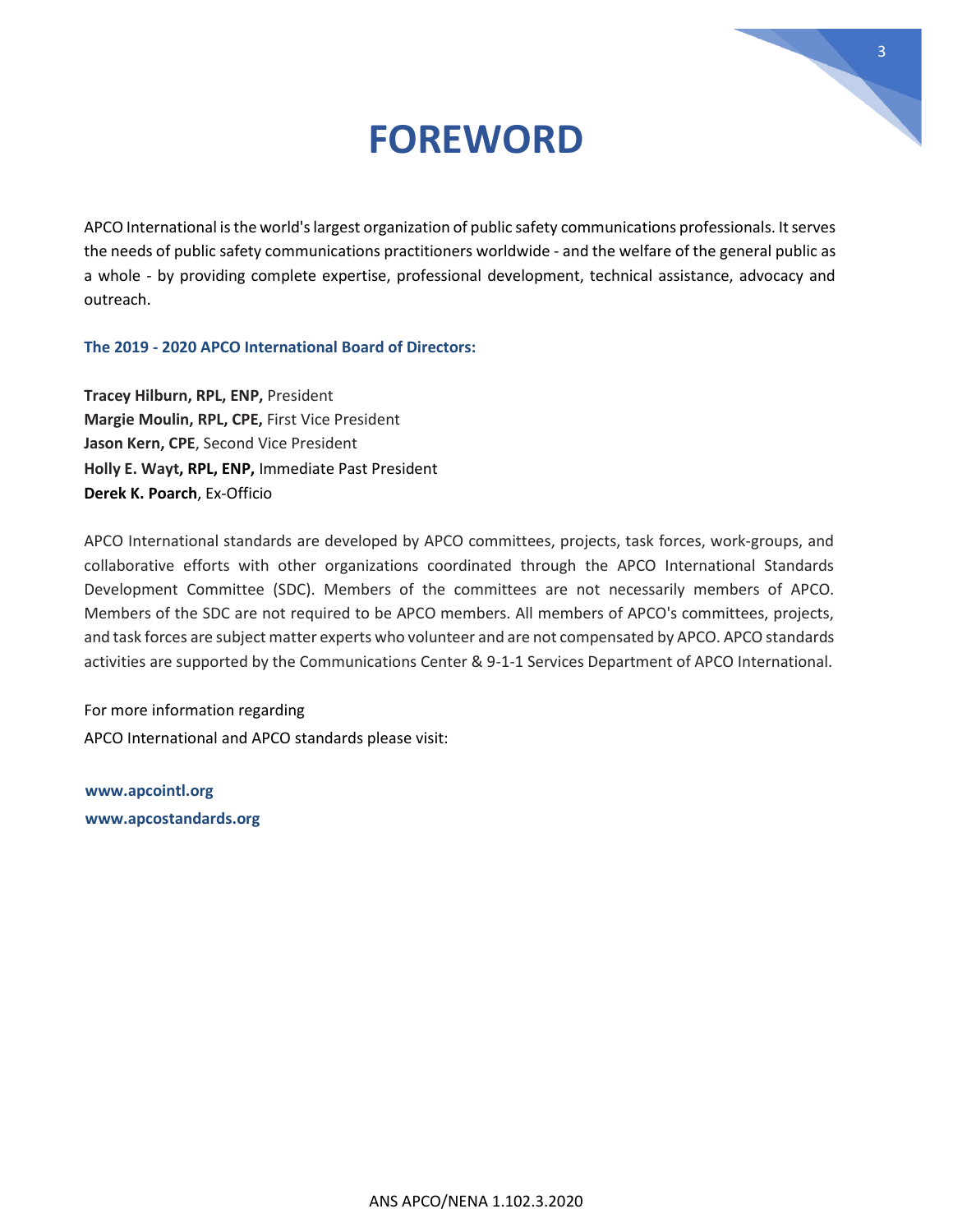# FOREWORD

APCO International is the world's largest organization of public safety communications professionals. It serves the needs of public safety communications practitioners worldwide - and the welfare of the general public as a whole - by providing complete expertise, professional development, technical assistance, advocacy and outreach.

**The 2019 - 2020 APCO International Board of Directors:**

**Tracey Hilburn, RPL, ENP,** President
**Margie Moulin, RPL, CPE,** First Vice President
**Jason Kern, CPE**, Second Vice President
**Holly E. Wayt, RPL, ENP,** Immediate Past President
**Derek K. Poarch**, Ex-Officio

APCO International standards are developed by APCO committees, projects, task forces, work-groups, and collaborative efforts with other organizations coordinated through the APCO International Standards Development Committee (SDC). Members of the committees are not necessarily members of APCO. Members of the SDC are not required to be APCO members. All members of APCO's committees, projects, and task forces are subject matter experts who volunteer and are not compensated by APCO. APCO standards activities are supported by the Communications Center & 9-1-1 Services Department of APCO International.

For more information regarding
APCO International and APCO standards please visit:

**www.apcointl.org**
**www.apcostandards.org**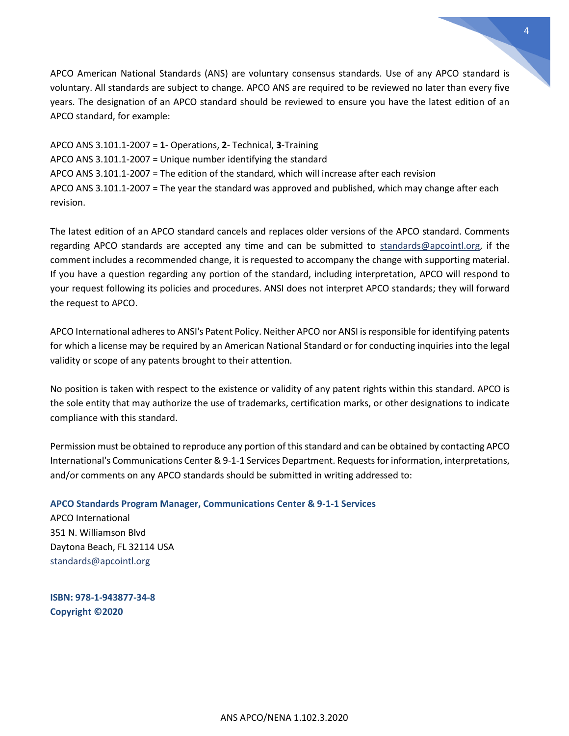APCO American National Standards (ANS) are voluntary consensus standards. Use of any APCO standard is voluntary. All standards are subject to change. APCO ANS are required to be reviewed no later than every five years. The designation of an APCO standard should be reviewed to ensure you have the latest edition of an APCO standard, for example:

APCO ANS 3.101.1-2007 = **1**- Operations, **2**- Technical, **3**-Training
APCO ANS 3.101.1-2007 = Unique number identifying the standard
APCO ANS 3.101.1-2007 = The edition of the standard, which will increase after each revision
APCO ANS 3.101.1-2007 = The year the standard was approved and published, which may change after each revision.

The latest edition of an APCO standard cancels and replaces older versions of the APCO standard. Comments regarding APCO standards are accepted any time and can be submitted to standards@apcointl.org, if the comment includes a recommended change, it is requested to accompany the change with supporting material. If you have a question regarding any portion of the standard, including interpretation, APCO will respond to your request following its policies and procedures. ANSI does not interpret APCO standards; they will forward the request to APCO.

APCO International adheres to ANSI's Patent Policy. Neither APCO nor ANSI is responsible for identifying patents for which a license may be required by an American National Standard or for conducting inquiries into the legal validity or scope of any patents brought to their attention.

No position is taken with respect to the existence or validity of any patent rights within this standard. APCO is the sole entity that may authorize the use of trademarks, certification marks, or other designations to indicate compliance with this standard.

Permission must be obtained to reproduce any portion of this standard and can be obtained by contacting APCO International's Communications Center & 9-1-1 Services Department. Requests for information, interpretations, and/or comments on any APCO standards should be submitted in writing addressed to:

**APCO Standards Program Manager, Communications Center & 9-1-1 Services**
APCO International
351 N. Williamson Blvd
Daytona Beach, FL 32114 USA
standards@apcointl.org

**ISBN: 978-1-943877-34-8**
**Copyright ©2020**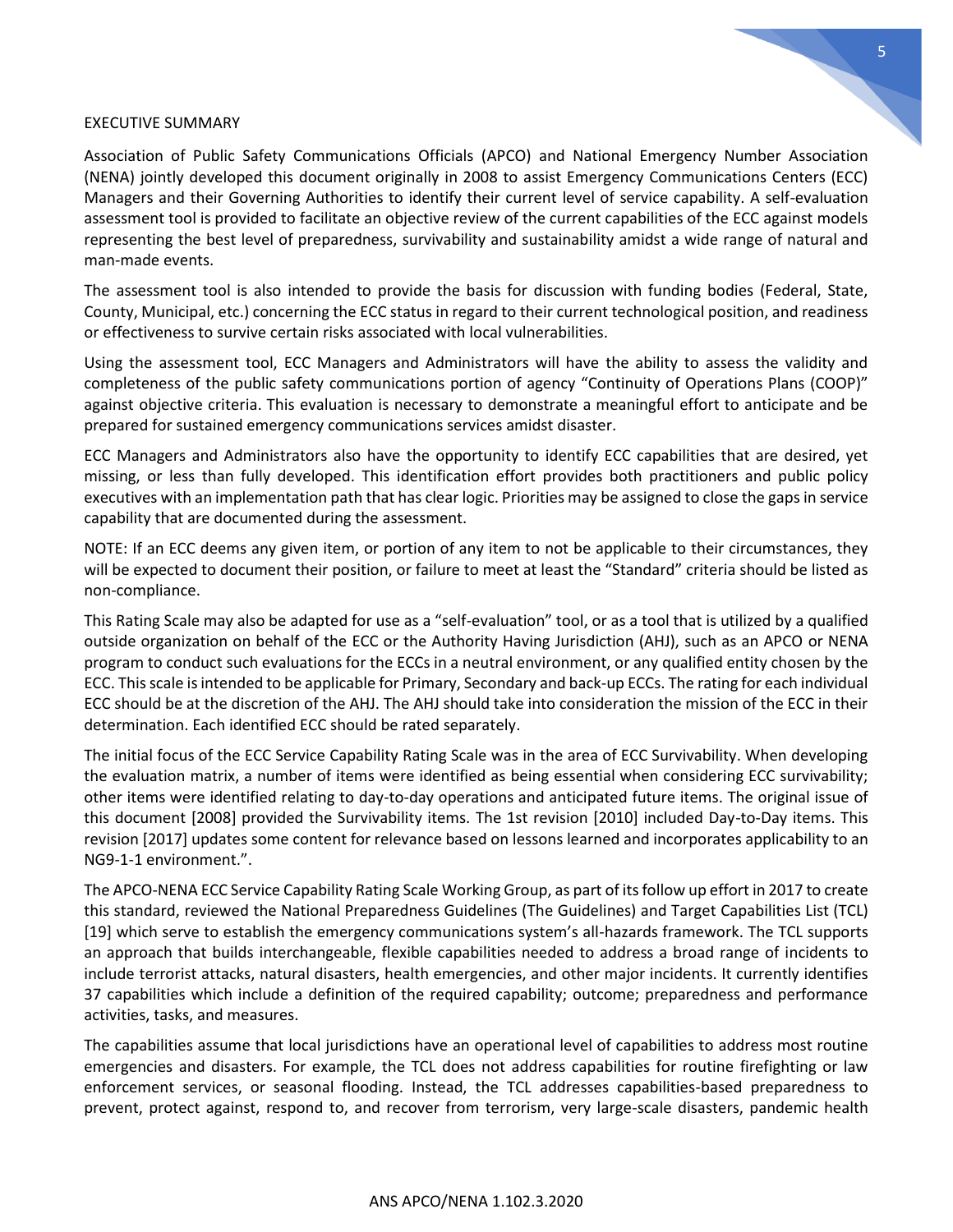## EXECUTIVE SUMMARY

Association of Public Safety Communications Officials (APCO) and National Emergency Number Association (NENA) jointly developed this document originally in 2008 to assist Emergency Communications Centers (ECC) Managers and their Governing Authorities to identify their current level of service capability. A self-evaluation assessment tool is provided to facilitate an objective review of the current capabilities of the ECC against models representing the best level of preparedness, survivability and sustainability amidst a wide range of natural and man-made events.

The assessment tool is also intended to provide the basis for discussion with funding bodies (Federal, State, County, Municipal, etc.) concerning the ECC status in regard to their current technological position, and readiness or effectiveness to survive certain risks associated with local vulnerabilities.

Using the assessment tool, ECC Managers and Administrators will have the ability to assess the validity and completeness of the public safety communications portion of agency "Continuity of Operations Plans (COOP)" against objective criteria. This evaluation is necessary to demonstrate a meaningful effort to anticipate and be prepared for sustained emergency communications services amidst disaster.

ECC Managers and Administrators also have the opportunity to identify ECC capabilities that are desired, yet missing, or less than fully developed. This identification effort provides both practitioners and public policy executives with an implementation path that has clear logic. Priorities may be assigned to close the gaps in service capability that are documented during the assessment.

NOTE: If an ECC deems any given item, or portion of any item to not be applicable to their circumstances, they will be expected to document their position, or failure to meet at least the "Standard" criteria should be listed as non-compliance.

This Rating Scale may also be adapted for use as a "self-evaluation" tool, or as a tool that is utilized by a qualified outside organization on behalf of the ECC or the Authority Having Jurisdiction (AHJ), such as an APCO or NENA program to conduct such evaluations for the ECCs in a neutral environment, or any qualified entity chosen by the ECC. This scale is intended to be applicable for Primary, Secondary and back-up ECCs. The rating for each individual ECC should be at the discretion of the AHJ. The AHJ should take into consideration the mission of the ECC in their determination. Each identified ECC should be rated separately.

The initial focus of the ECC Service Capability Rating Scale was in the area of ECC Survivability. When developing the evaluation matrix, a number of items were identified as being essential when considering ECC survivability; other items were identified relating to day-to-day operations and anticipated future items. The original issue of this document [2008] provided the Survivability items. The 1st revision [2010] included Day-to-Day items. This revision [2017] updates some content for relevance based on lessons learned and incorporates applicability to an NG9-1-1 environment.".

The APCO-NENA ECC Service Capability Rating Scale Working Group, as part of its follow up effort in 2017 to create this standard, reviewed the National Preparedness Guidelines (The Guidelines) and Target Capabilities List (TCL) [19] which serve to establish the emergency communications system's all-hazards framework. The TCL supports an approach that builds interchangeable, flexible capabilities needed to address a broad range of incidents to include terrorist attacks, natural disasters, health emergencies, and other major incidents. It currently identifies 37 capabilities which include a definition of the required capability; outcome; preparedness and performance activities, tasks, and measures.

The capabilities assume that local jurisdictions have an operational level of capabilities to address most routine emergencies and disasters. For example, the TCL does not address capabilities for routine firefighting or law enforcement services, or seasonal flooding. Instead, the TCL addresses capabilities-based preparedness to prevent, protect against, respond to, and recover from terrorism, very large-scale disasters, pandemic health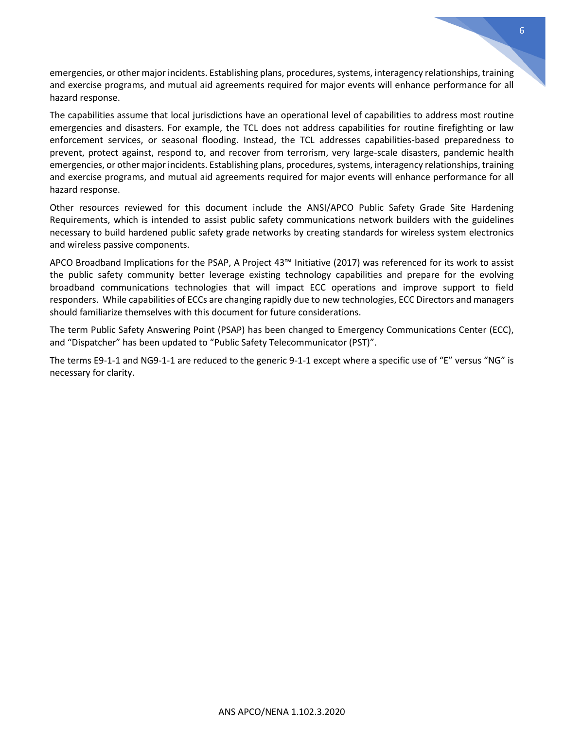emergencies, or other major incidents. Establishing plans, procedures, systems, interagency relationships, training and exercise programs, and mutual aid agreements required for major events will enhance performance for all hazard response.

The capabilities assume that local jurisdictions have an operational level of capabilities to address most routine emergencies and disasters. For example, the TCL does not address capabilities for routine firefighting or law enforcement services, or seasonal flooding. Instead, the TCL addresses capabilities-based preparedness to prevent, protect against, respond to, and recover from terrorism, very large-scale disasters, pandemic health emergencies, or other major incidents. Establishing plans, procedures, systems, interagency relationships, training and exercise programs, and mutual aid agreements required for major events will enhance performance for all hazard response.

Other resources reviewed for this document include the ANSI/APCO Public Safety Grade Site Hardening Requirements, which is intended to assist public safety communications network builders with the guidelines necessary to build hardened public safety grade networks by creating standards for wireless system electronics and wireless passive components.

APCO Broadband Implications for the PSAP, A Project 43™ Initiative (2017) was referenced for its work to assist the public safety community better leverage existing technology capabilities and prepare for the evolving broadband communications technologies that will impact ECC operations and improve support to field responders. While capabilities of ECCs are changing rapidly due to new technologies, ECC Directors and managers should familiarize themselves with this document for future considerations.

The term Public Safety Answering Point (PSAP) has been changed to Emergency Communications Center (ECC), and "Dispatcher" has been updated to "Public Safety Telecommunicator (PST)".

The terms E9-1-1 and NG9-1-1 are reduced to the generic 9-1-1 except where a specific use of "E" versus "NG" is necessary for clarity.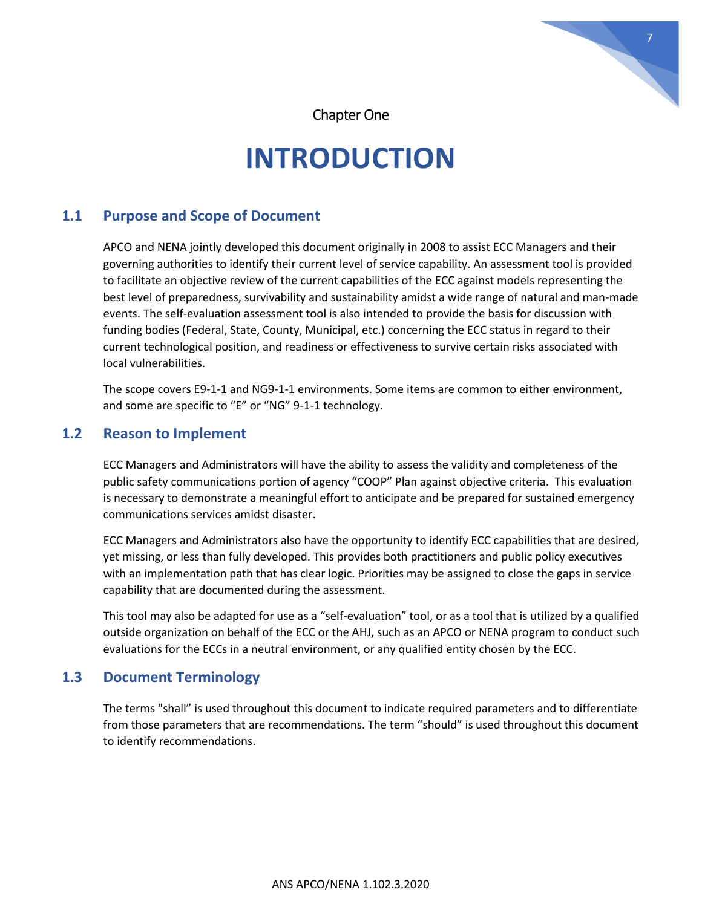Chapter One

# INTRODUCTION

## 1.1 Purpose and Scope of Document

APCO and NENA jointly developed this document originally in 2008 to assist ECC Managers and their governing authorities to identify their current level of service capability. An assessment tool is provided to facilitate an objective review of the current capabilities of the ECC against models representing the best level of preparedness, survivability and sustainability amidst a wide range of natural and man-made events. The self-evaluation assessment tool is also intended to provide the basis for discussion with funding bodies (Federal, State, County, Municipal, etc.) concerning the ECC status in regard to their current technological position, and readiness or effectiveness to survive certain risks associated with local vulnerabilities.

The scope covers E9-1-1 and NG9-1-1 environments. Some items are common to either environment, and some are specific to "E" or "NG" 9-1-1 technology.

## 1.2 Reason to Implement

ECC Managers and Administrators will have the ability to assess the validity and completeness of the public safety communications portion of agency "COOP" Plan against objective criteria. This evaluation is necessary to demonstrate a meaningful effort to anticipate and be prepared for sustained emergency communications services amidst disaster.

ECC Managers and Administrators also have the opportunity to identify ECC capabilities that are desired, yet missing, or less than fully developed. This provides both practitioners and public policy executives with an implementation path that has clear logic. Priorities may be assigned to close the gaps in service capability that are documented during the assessment.

This tool may also be adapted for use as a "self-evaluation" tool, or as a tool that is utilized by a qualified outside organization on behalf of the ECC or the AHJ, such as an APCO or NENA program to conduct such evaluations for the ECCs in a neutral environment, or any qualified entity chosen by the ECC.

## 1.3 Document Terminology

The terms "shall" is used throughout this document to indicate required parameters and to differentiate from those parameters that are recommendations. The term "should" is used throughout this document to identify recommendations.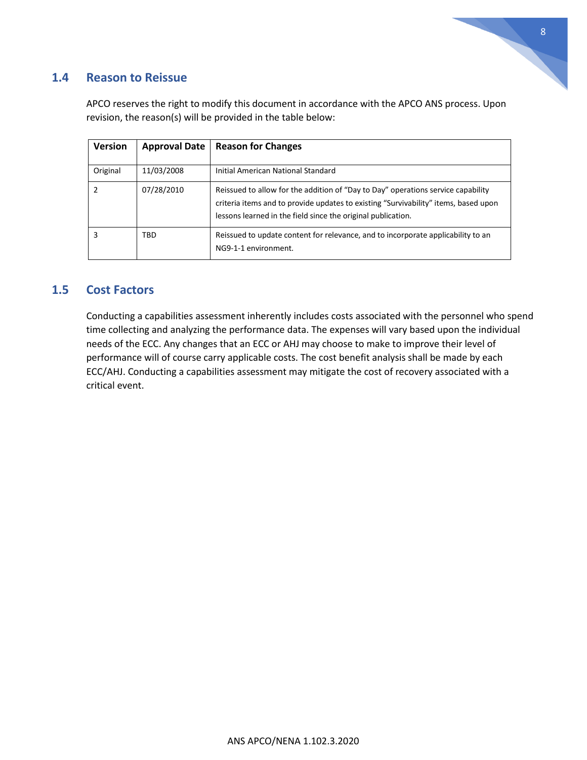## 1.4 Reason to Reissue

APCO reserves the right to modify this document in accordance with the APCO ANS process. Upon revision, the reason(s) will be provided in the table below:

| Version | Approval Date | Reason for Changes |
|---|---|---|
| Original | 11/03/2008 | Initial American National Standard |
| 2 | 07/28/2010 | Reissued to allow for the addition of "Day to Day" operations service capability criteria items and to provide updates to existing "Survivability" items, based upon lessons learned in the field since the original publication. |
| 3 | TBD | Reissued to update content for relevance, and to incorporate applicability to an NG9-1-1 environment. |

## 1.5 Cost Factors

Conducting a capabilities assessment inherently includes costs associated with the personnel who spend time collecting and analyzing the performance data. The expenses will vary based upon the individual needs of the ECC. Any changes that an ECC or AHJ may choose to make to improve their level of performance will of course carry applicable costs. The cost benefit analysis shall be made by each ECC/AHJ. Conducting a capabilities assessment may mitigate the cost of recovery associated with a critical event.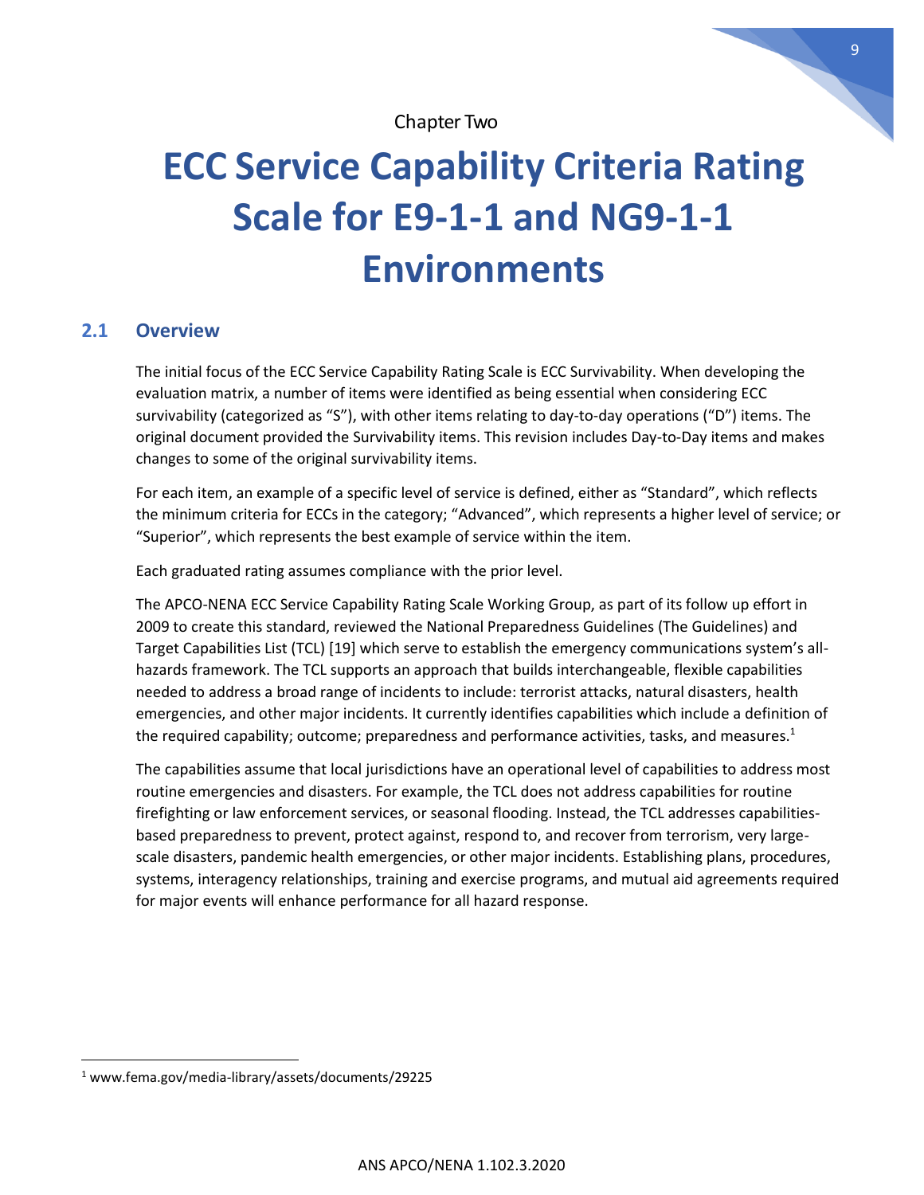Chapter Two

# ECC Service Capability Criteria Rating Scale for E9-1-1 and NG9-1-1 Environments

## 2.1 Overview

The initial focus of the ECC Service Capability Rating Scale is ECC Survivability. When developing the evaluation matrix, a number of items were identified as being essential when considering ECC survivability (categorized as "S"), with other items relating to day-to-day operations ("D") items. The original document provided the Survivability items. This revision includes Day-to-Day items and makes changes to some of the original survivability items.

For each item, an example of a specific level of service is defined, either as "Standard", which reflects the minimum criteria for ECCs in the category; "Advanced", which represents a higher level of service; or "Superior", which represents the best example of service within the item.

Each graduated rating assumes compliance with the prior level.

The APCO-NENA ECC Service Capability Rating Scale Working Group, as part of its follow up effort in 2009 to create this standard, reviewed the National Preparedness Guidelines (The Guidelines) and Target Capabilities List (TCL) [19] which serve to establish the emergency communications system's all-hazards framework. The TCL supports an approach that builds interchangeable, flexible capabilities needed to address a broad range of incidents to include: terrorist attacks, natural disasters, health emergencies, and other major incidents. It currently identifies capabilities which include a definition of the required capability; outcome; preparedness and performance activities, tasks, and measures.[1]

The capabilities assume that local jurisdictions have an operational level of capabilities to address most routine emergencies and disasters. For example, the TCL does not address capabilities for routine firefighting or law enforcement services, or seasonal flooding. Instead, the TCL addresses capabilities-based preparedness to prevent, protect against, respond to, and recover from terrorism, very large-scale disasters, pandemic health emergencies, or other major incidents. Establishing plans, procedures, systems, interagency relationships, training and exercise programs, and mutual aid agreements required for major events will enhance performance for all hazard response.

[1] www.fema.gov/media-library/assets/documents/29225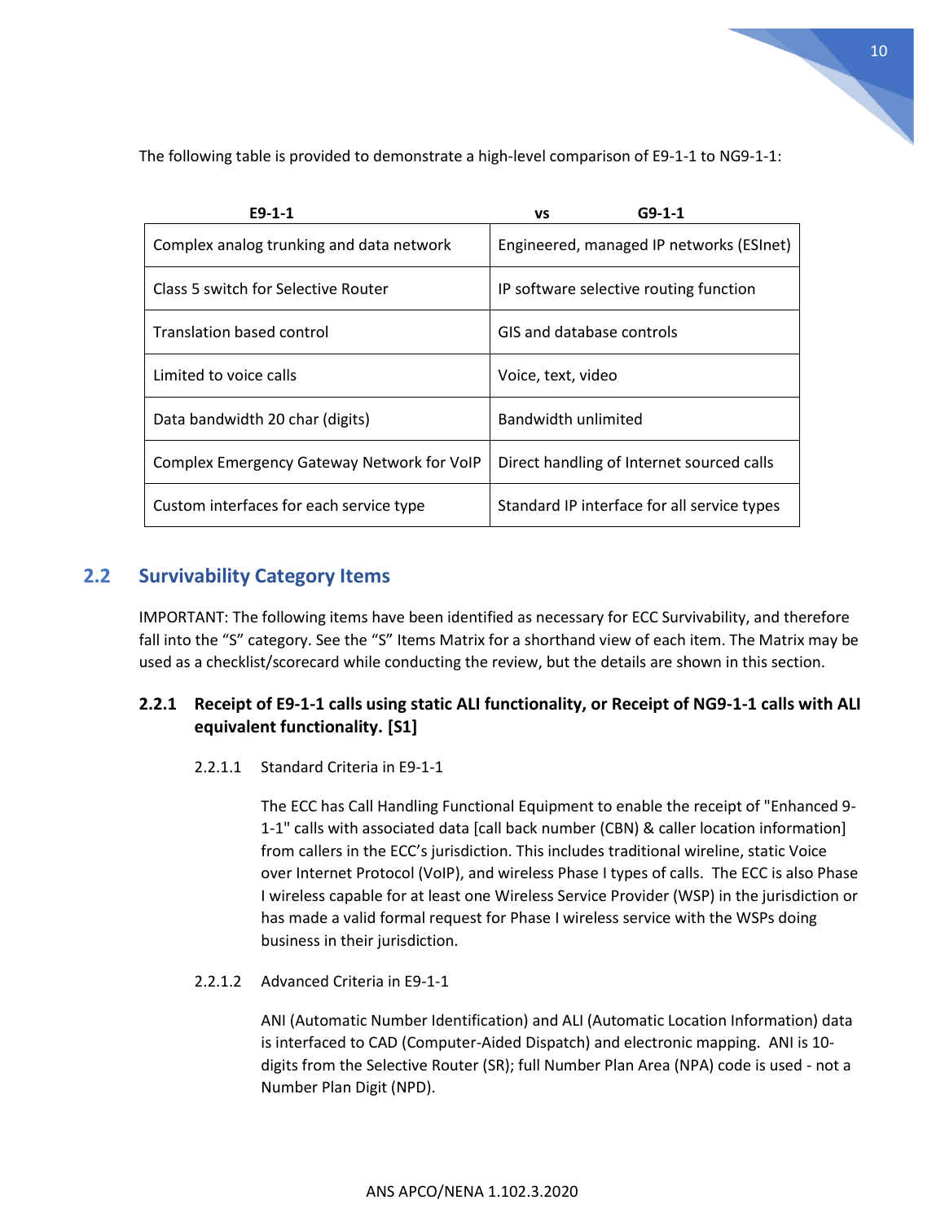The following table is provided to demonstrate a high-level comparison of E9-1-1 to NG9-1-1:

| E9-1-1 | vs G9-1-1 |
|---|---|
| Complex analog trunking and data network | Engineered, managed IP networks (ESInet) |
| Class 5 switch for Selective Router | IP software selective routing function |
| Translation based control | GIS and database controls |
| Limited to voice calls | Voice, text, video |
| Data bandwidth 20 char (digits) | Bandwidth unlimited |
| Complex Emergency Gateway Network for VoIP | Direct handling of Internet sourced calls |
| Custom interfaces for each service type | Standard IP interface for all service types |

## 2.2 Survivability Category Items

IMPORTANT: The following items have been identified as necessary for ECC Survivability, and therefore fall into the "S" category. See the "S" Items Matrix for a shorthand view of each item. The Matrix may be used as a checklist/scorecard while conducting the review, but the details are shown in this section.

### 2.2.1 Receipt of E9-1-1 calls using static ALI functionality, or Receipt of NG9-1-1 calls with ALI equivalent functionality. [S1]

#### 2.2.1.1 Standard Criteria in E9-1-1

The ECC has Call Handling Functional Equipment to enable the receipt of "Enhanced 9-1-1" calls with associated data [call back number (CBN) & caller location information] from callers in the ECC's jurisdiction. This includes traditional wireline, static Voice over Internet Protocol (VoIP), and wireless Phase I types of calls. The ECC is also Phase I wireless capable for at least one Wireless Service Provider (WSP) in the jurisdiction or has made a valid formal request for Phase I wireless service with the WSPs doing business in their jurisdiction.

#### 2.2.1.2 Advanced Criteria in E9-1-1

ANI (Automatic Number Identification) and ALI (Automatic Location Information) data is interfaced to CAD (Computer-Aided Dispatch) and electronic mapping. ANI is 10-digits from the Selective Router (SR); full Number Plan Area (NPA) code is used - not a Number Plan Digit (NPD).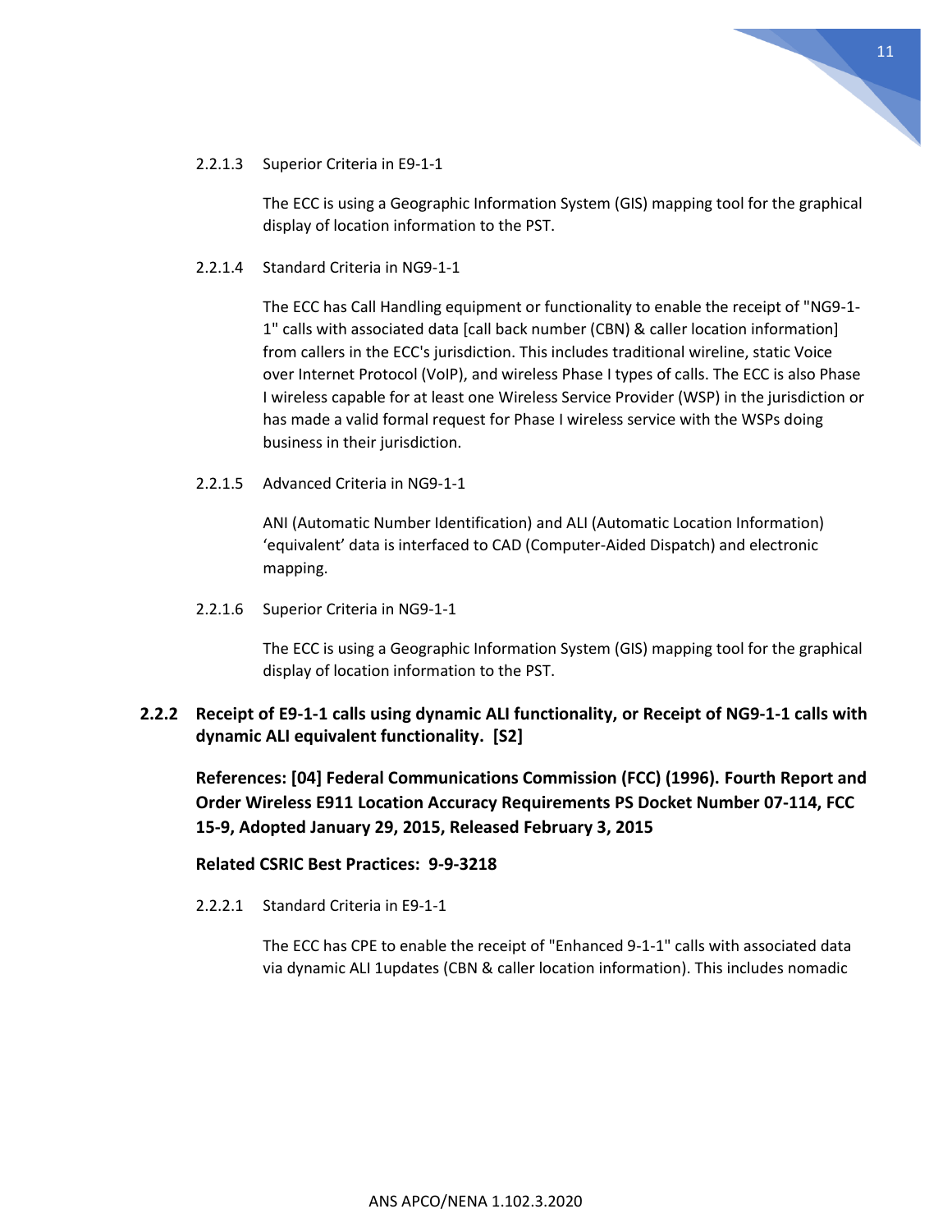2.2.1.3 Superior Criteria in E9-1-1

The ECC is using a Geographic Information System (GIS) mapping tool for the graphical display of location information to the PST.

2.2.1.4 Standard Criteria in NG9-1-1

The ECC has Call Handling equipment or functionality to enable the receipt of "NG9-1-1" calls with associated data [call back number (CBN) & caller location information] from callers in the ECC's jurisdiction. This includes traditional wireline, static Voice over Internet Protocol (VoIP), and wireless Phase I types of calls. The ECC is also Phase I wireless capable for at least one Wireless Service Provider (WSP) in the jurisdiction or has made a valid formal request for Phase I wireless service with the WSPs doing business in their jurisdiction.

2.2.1.5 Advanced Criteria in NG9-1-1

ANI (Automatic Number Identification) and ALI (Automatic Location Information) 'equivalent' data is interfaced to CAD (Computer-Aided Dispatch) and electronic mapping.

2.2.1.6 Superior Criteria in NG9-1-1

The ECC is using a Geographic Information System (GIS) mapping tool for the graphical display of location information to the PST.

### 2.2.2 Receipt of E9-1-1 calls using dynamic ALI functionality, or Receipt of NG9-1-1 calls with dynamic ALI equivalent functionality. [S2]

**References: [04] Federal Communications Commission (FCC) (1996). Fourth Report and Order Wireless E911 Location Accuracy Requirements PS Docket Number 07-114, FCC 15-9, Adopted January 29, 2015, Released February 3, 2015**

**Related CSRIC Best Practices: 9-9-3218**

2.2.2.1 Standard Criteria in E9-1-1

The ECC has CPE to enable the receipt of "Enhanced 9-1-1" calls with associated data via dynamic ALI 1updates (CBN & caller location information). This includes nomadic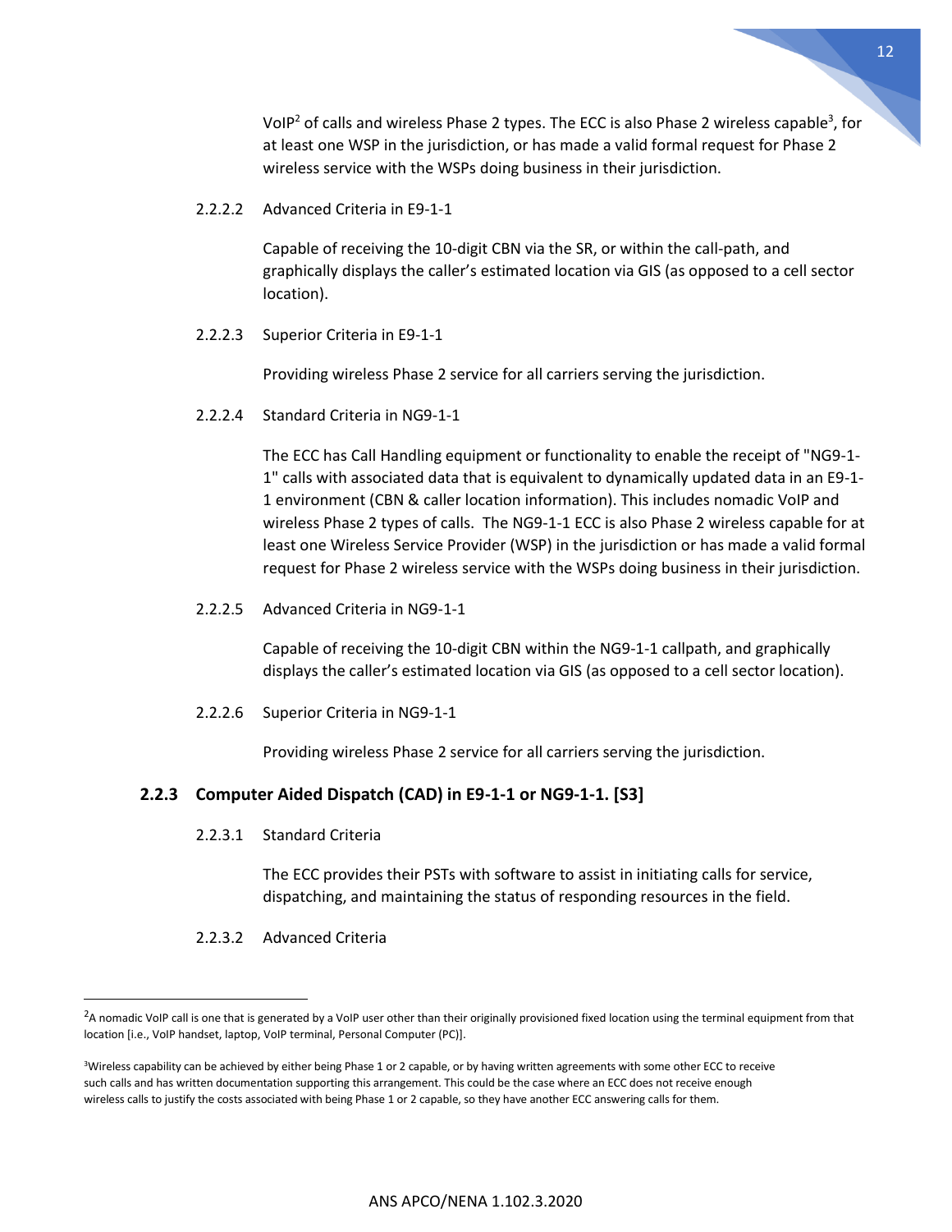VoIP[2] of calls and wireless Phase 2 types. The ECC is also Phase 2 wireless capable[3], for at least one WSP in the jurisdiction, or has made a valid formal request for Phase 2 wireless service with the WSPs doing business in their jurisdiction.

2.2.2.2 Advanced Criteria in E9-1-1

Capable of receiving the 10-digit CBN via the SR, or within the call-path, and graphically displays the caller's estimated location via GIS (as opposed to a cell sector location).

2.2.2.3 Superior Criteria in E9-1-1

Providing wireless Phase 2 service for all carriers serving the jurisdiction.

2.2.2.4 Standard Criteria in NG9-1-1

The ECC has Call Handling equipment or functionality to enable the receipt of "NG9-1-1" calls with associated data that is equivalent to dynamically updated data in an E9-1-1 environment (CBN & caller location information). This includes nomadic VoIP and wireless Phase 2 types of calls. The NG9-1-1 ECC is also Phase 2 wireless capable for at least one Wireless Service Provider (WSP) in the jurisdiction or has made a valid formal request for Phase 2 wireless service with the WSPs doing business in their jurisdiction.

2.2.2.5 Advanced Criteria in NG9-1-1

Capable of receiving the 10-digit CBN within the NG9-1-1 callpath, and graphically displays the caller's estimated location via GIS (as opposed to a cell sector location).

2.2.2.6 Superior Criteria in NG9-1-1

Providing wireless Phase 2 service for all carriers serving the jurisdiction.

### 2.2.3 Computer Aided Dispatch (CAD) in E9-1-1 or NG9-1-1. [S3]

2.2.3.1 Standard Criteria

The ECC provides their PSTs with software to assist in initiating calls for service, dispatching, and maintaining the status of responding resources in the field.

2.2.3.2 Advanced Criteria

---

[2] A nomadic VoIP call is one that is generated by a VoIP user other than their originally provisioned fixed location using the terminal equipment from that location [i.e., VoIP handset, laptop, VoIP terminal, Personal Computer (PC)].

[3] Wireless capability can be achieved by either being Phase 1 or 2 capable, or by having written agreements with some other ECC to receive such calls and has written documentation supporting this arrangement. This could be the case where an ECC does not receive enough wireless calls to justify the costs associated with being Phase 1 or 2 capable, so they have another ECC answering calls for them.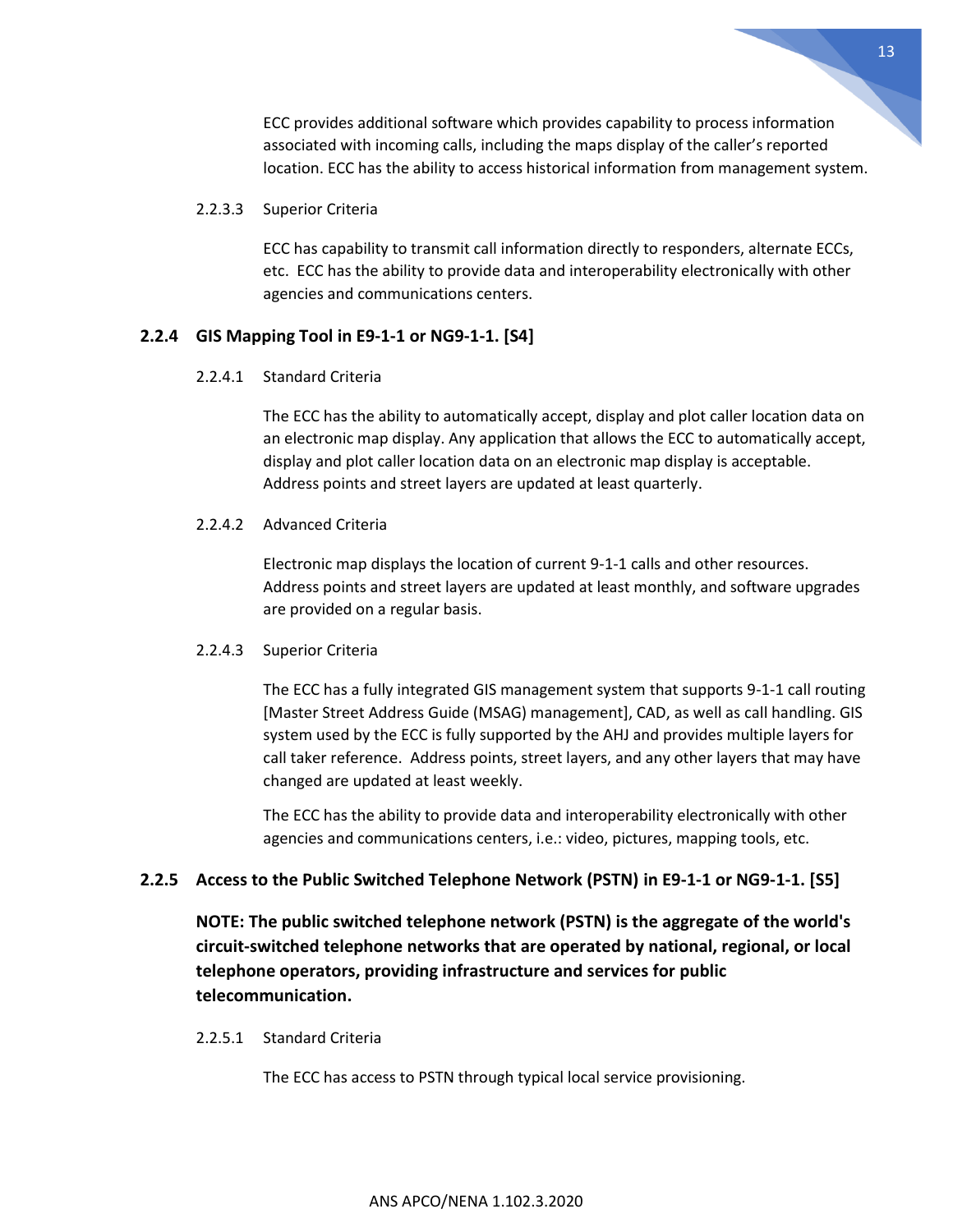ECC provides additional software which provides capability to process information associated with incoming calls, including the maps display of the caller's reported location. ECC has the ability to access historical information from management system.

2.2.3.3 Superior Criteria

ECC has capability to transmit call information directly to responders, alternate ECCs, etc. ECC has the ability to provide data and interoperability electronically with other agencies and communications centers.

### 2.2.4 GIS Mapping Tool in E9-1-1 or NG9-1-1. [S4]

2.2.4.1 Standard Criteria

The ECC has the ability to automatically accept, display and plot caller location data on an electronic map display. Any application that allows the ECC to automatically accept, display and plot caller location data on an electronic map display is acceptable. Address points and street layers are updated at least quarterly.

2.2.4.2 Advanced Criteria

Electronic map displays the location of current 9-1-1 calls and other resources. Address points and street layers are updated at least monthly, and software upgrades are provided on a regular basis.

2.2.4.3 Superior Criteria

The ECC has a fully integrated GIS management system that supports 9-1-1 call routing [Master Street Address Guide (MSAG) management], CAD, as well as call handling. GIS system used by the ECC is fully supported by the AHJ and provides multiple layers for call taker reference. Address points, street layers, and any other layers that may have changed are updated at least weekly.

The ECC has the ability to provide data and interoperability electronically with other agencies and communications centers, i.e.: video, pictures, mapping tools, etc.

### 2.2.5 Access to the Public Switched Telephone Network (PSTN) in E9-1-1 or NG9-1-1. [S5]

**NOTE: The public switched telephone network (PSTN) is the aggregate of the world's circuit-switched telephone networks that are operated by national, regional, or local telephone operators, providing infrastructure and services for public telecommunication.**

2.2.5.1 Standard Criteria

The ECC has access to PSTN through typical local service provisioning.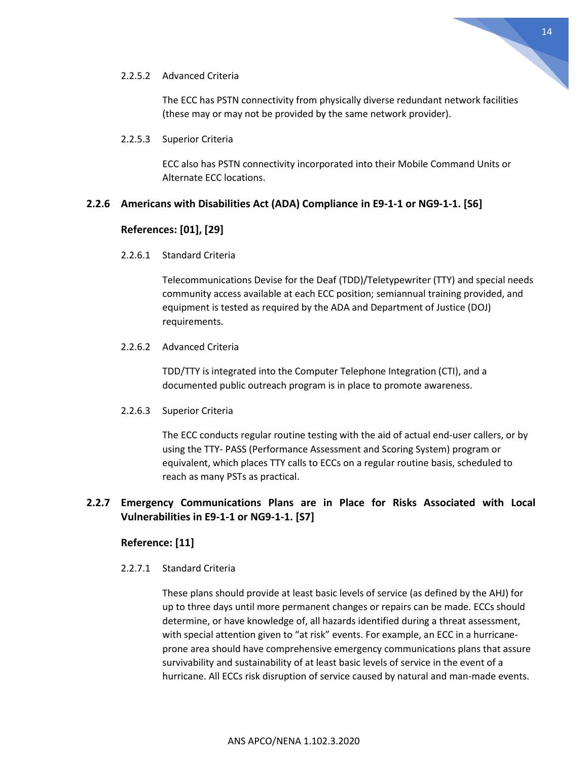2.2.5.2 Advanced Criteria

The ECC has PSTN connectivity from physically diverse redundant network facilities (these may or may not be provided by the same network provider).

2.2.5.3 Superior Criteria

ECC also has PSTN connectivity incorporated into their Mobile Command Units or Alternate ECC locations.

### 2.2.6 Americans with Disabilities Act (ADA) Compliance in E9-1-1 or NG9-1-1. [S6]

**References: [01], [29]**

2.2.6.1 Standard Criteria

Telecommunications Devise for the Deaf (TDD)/Teletypewriter (TTY) and special needs community access available at each ECC position; semiannual training provided, and equipment is tested as required by the ADA and Department of Justice (DOJ) requirements.

2.2.6.2 Advanced Criteria

TDD/TTY is integrated into the Computer Telephone Integration (CTI), and a documented public outreach program is in place to promote awareness.

2.2.6.3 Superior Criteria

The ECC conducts regular routine testing with the aid of actual end-user callers, or by using the TTY- PASS (Performance Assessment and Scoring System) program or equivalent, which places TTY calls to ECCs on a regular routine basis, scheduled to reach as many PSTs as practical.

### 2.2.7 Emergency Communications Plans are in Place for Risks Associated with Local Vulnerabilities in E9-1-1 or NG9-1-1. [S7]

**Reference: [11]**

2.2.7.1 Standard Criteria

These plans should provide at least basic levels of service (as defined by the AHJ) for up to three days until more permanent changes or repairs can be made. ECCs should determine, or have knowledge of, all hazards identified during a threat assessment, with special attention given to "at risk" events. For example, an ECC in a hurricane-prone area should have comprehensive emergency communications plans that assure survivability and sustainability of at least basic levels of service in the event of a hurricane. All ECCs risk disruption of service caused by natural and man-made events.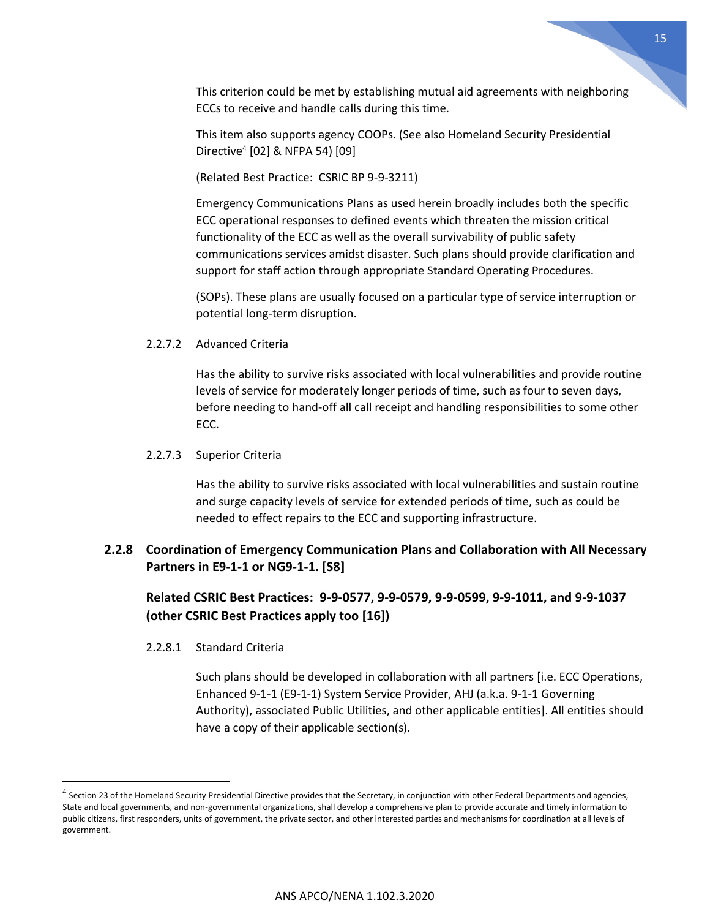This criterion could be met by establishing mutual aid agreements with neighboring ECCs to receive and handle calls during this time.

This item also supports agency COOPs. (See also Homeland Security Presidential Directive[4] [02] & NFPA 54) [09]

(Related Best Practice: CSRIC BP 9-9-3211)

Emergency Communications Plans as used herein broadly includes both the specific ECC operational responses to defined events which threaten the mission critical functionality of the ECC as well as the overall survivability of public safety communications services amidst disaster. Such plans should provide clarification and support for staff action through appropriate Standard Operating Procedures.

(SOPs). These plans are usually focused on a particular type of service interruption or potential long-term disruption.

#### 2.2.7.2 Advanced Criteria

Has the ability to survive risks associated with local vulnerabilities and provide routine levels of service for moderately longer periods of time, such as four to seven days, before needing to hand-off all call receipt and handling responsibilities to some other ECC.

#### 2.2.7.3 Superior Criteria

Has the ability to survive risks associated with local vulnerabilities and sustain routine and surge capacity levels of service for extended periods of time, such as could be needed to effect repairs to the ECC and supporting infrastructure.

### 2.2.8 Coordination of Emergency Communication Plans and Collaboration with All Necessary Partners in E9-1-1 or NG9-1-1. [S8]

**Related CSRIC Best Practices: 9-9-0577, 9-9-0579, 9-9-0599, 9-9-1011, and 9-9-1037 (other CSRIC Best Practices apply too [16])**

#### 2.2.8.1 Standard Criteria

Such plans should be developed in collaboration with all partners [i.e. ECC Operations, Enhanced 9-1-1 (E9-1-1) System Service Provider, AHJ (a.k.a. 9-1-1 Governing Authority), associated Public Utilities, and other applicable entities]. All entities should have a copy of their applicable section(s).

---

[4] Section 23 of the Homeland Security Presidential Directive provides that the Secretary, in conjunction with other Federal Departments and agencies, State and local governments, and non-governmental organizations, shall develop a comprehensive plan to provide accurate and timely information to public citizens, first responders, units of government, the private sector, and other interested parties and mechanisms for coordination at all levels of government.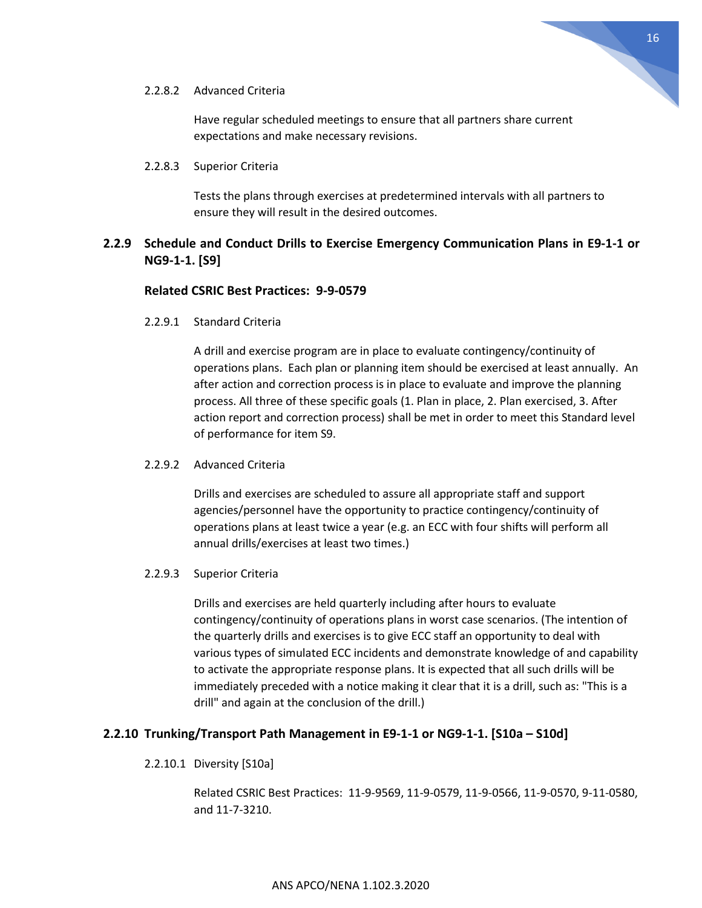#### 2.2.8.2 Advanced Criteria

Have regular scheduled meetings to ensure that all partners share current expectations and make necessary revisions.

#### 2.2.8.3 Superior Criteria

Tests the plans through exercises at predetermined intervals with all partners to ensure they will result in the desired outcomes.

### 2.2.9 Schedule and Conduct Drills to Exercise Emergency Communication Plans in E9-1-1 or NG9-1-1. [S9]

**Related CSRIC Best Practices: 9-9-0579**

#### 2.2.9.1 Standard Criteria

A drill and exercise program are in place to evaluate contingency/continuity of operations plans. Each plan or planning item should be exercised at least annually. An after action and correction process is in place to evaluate and improve the planning process. All three of these specific goals (1. Plan in place, 2. Plan exercised, 3. After action report and correction process) shall be met in order to meet this Standard level of performance for item S9.

#### 2.2.9.2 Advanced Criteria

Drills and exercises are scheduled to assure all appropriate staff and support agencies/personnel have the opportunity to practice contingency/continuity of operations plans at least twice a year (e.g. an ECC with four shifts will perform all annual drills/exercises at least two times.)

#### 2.2.9.3 Superior Criteria

Drills and exercises are held quarterly including after hours to evaluate contingency/continuity of operations plans in worst case scenarios. (The intention of the quarterly drills and exercises is to give ECC staff an opportunity to deal with various types of simulated ECC incidents and demonstrate knowledge of and capability to activate the appropriate response plans. It is expected that all such drills will be immediately preceded with a notice making it clear that it is a drill, such as: "This is a drill" and again at the conclusion of the drill.)

### 2.2.10 Trunking/Transport Path Management in E9-1-1 or NG9-1-1. [S10a – S10d]

#### 2.2.10.1 Diversity [S10a]

Related CSRIC Best Practices: 11-9-9569, 11-9-0579, 11-9-0566, 11-9-0570, 9-11-0580, and 11-7-3210.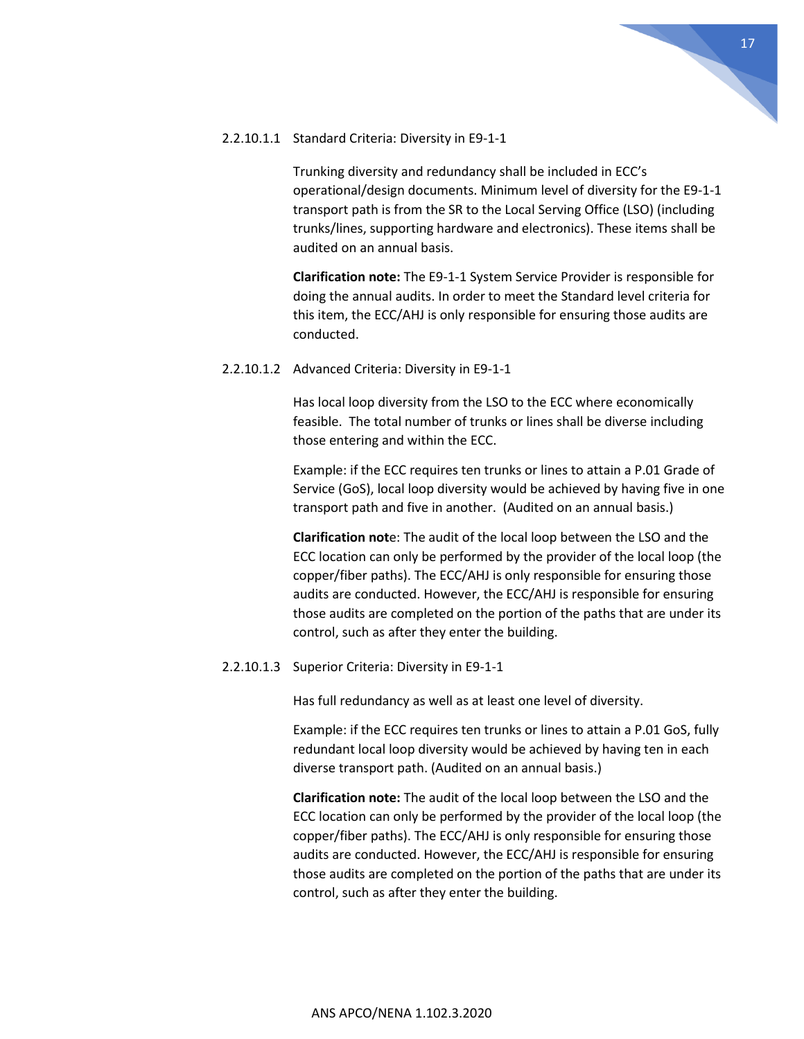#### 2.2.10.1.1 Standard Criteria: Diversity in E9-1-1

Trunking diversity and redundancy shall be included in ECC's operational/design documents. Minimum level of diversity for the E9-1-1 transport path is from the SR to the Local Serving Office (LSO) (including trunks/lines, supporting hardware and electronics). These items shall be audited on an annual basis.

**Clarification note:** The E9-1-1 System Service Provider is responsible for doing the annual audits. In order to meet the Standard level criteria for this item, the ECC/AHJ is only responsible for ensuring those audits are conducted.

#### 2.2.10.1.2 Advanced Criteria: Diversity in E9-1-1

Has local loop diversity from the LSO to the ECC where economically feasible. The total number of trunks or lines shall be diverse including those entering and within the ECC.

Example: if the ECC requires ten trunks or lines to attain a P.01 Grade of Service (GoS), local loop diversity would be achieved by having five in one transport path and five in another. (Audited on an annual basis.)

**Clarification not**e: The audit of the local loop between the LSO and the ECC location can only be performed by the provider of the local loop (the copper/fiber paths). The ECC/AHJ is only responsible for ensuring those audits are conducted. However, the ECC/AHJ is responsible for ensuring those audits are completed on the portion of the paths that are under its control, such as after they enter the building.

#### 2.2.10.1.3 Superior Criteria: Diversity in E9-1-1

Has full redundancy as well as at least one level of diversity.

Example: if the ECC requires ten trunks or lines to attain a P.01 GoS, fully redundant local loop diversity would be achieved by having ten in each diverse transport path. (Audited on an annual basis.)

**Clarification note:** The audit of the local loop between the LSO and the ECC location can only be performed by the provider of the local loop (the copper/fiber paths). The ECC/AHJ is only responsible for ensuring those audits are conducted. However, the ECC/AHJ is responsible for ensuring those audits are completed on the portion of the paths that are under its control, such as after they enter the building.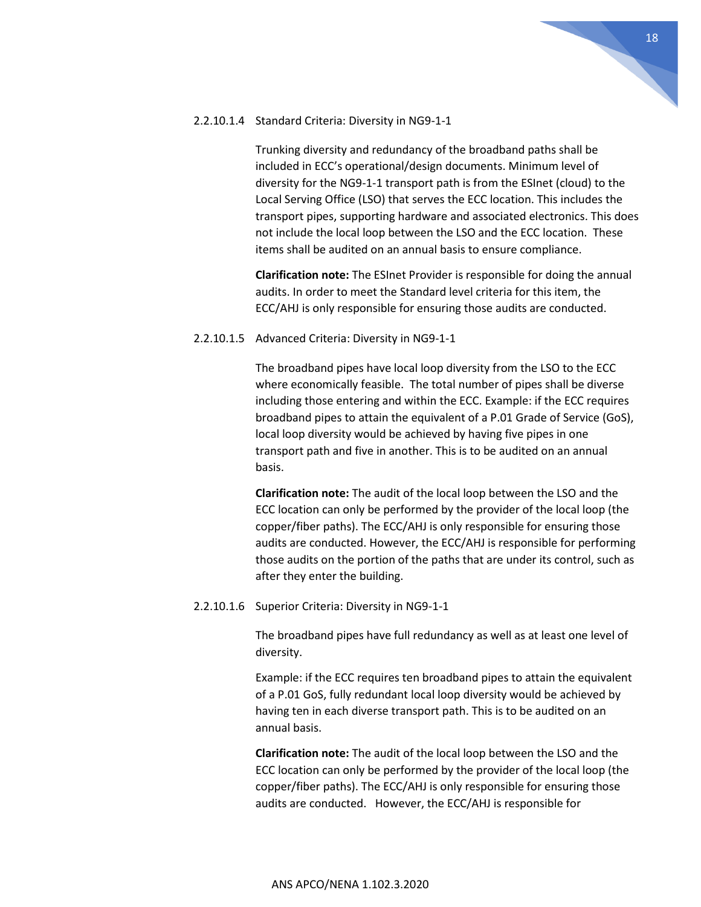#### 2.2.10.1.4 Standard Criteria: Diversity in NG9-1-1

Trunking diversity and redundancy of the broadband paths shall be included in ECC's operational/design documents. Minimum level of diversity for the NG9-1-1 transport path is from the ESInet (cloud) to the Local Serving Office (LSO) that serves the ECC location. This includes the transport pipes, supporting hardware and associated electronics. This does not include the local loop between the LSO and the ECC location. These items shall be audited on an annual basis to ensure compliance.

**Clarification note:** The ESInet Provider is responsible for doing the annual audits. In order to meet the Standard level criteria for this item, the ECC/AHJ is only responsible for ensuring those audits are conducted.

#### 2.2.10.1.5 Advanced Criteria: Diversity in NG9-1-1

The broadband pipes have local loop diversity from the LSO to the ECC where economically feasible. The total number of pipes shall be diverse including those entering and within the ECC. Example: if the ECC requires broadband pipes to attain the equivalent of a P.01 Grade of Service (GoS), local loop diversity would be achieved by having five pipes in one transport path and five in another. This is to be audited on an annual basis.

**Clarification note:** The audit of the local loop between the LSO and the ECC location can only be performed by the provider of the local loop (the copper/fiber paths). The ECC/AHJ is only responsible for ensuring those audits are conducted. However, the ECC/AHJ is responsible for performing those audits on the portion of the paths that are under its control, such as after they enter the building.

#### 2.2.10.1.6 Superior Criteria: Diversity in NG9-1-1

The broadband pipes have full redundancy as well as at least one level of diversity.

Example: if the ECC requires ten broadband pipes to attain the equivalent of a P.01 GoS, fully redundant local loop diversity would be achieved by having ten in each diverse transport path. This is to be audited on an annual basis.

**Clarification note:** The audit of the local loop between the LSO and the ECC location can only be performed by the provider of the local loop (the copper/fiber paths). The ECC/AHJ is only responsible for ensuring those audits are conducted. However, the ECC/AHJ is responsible for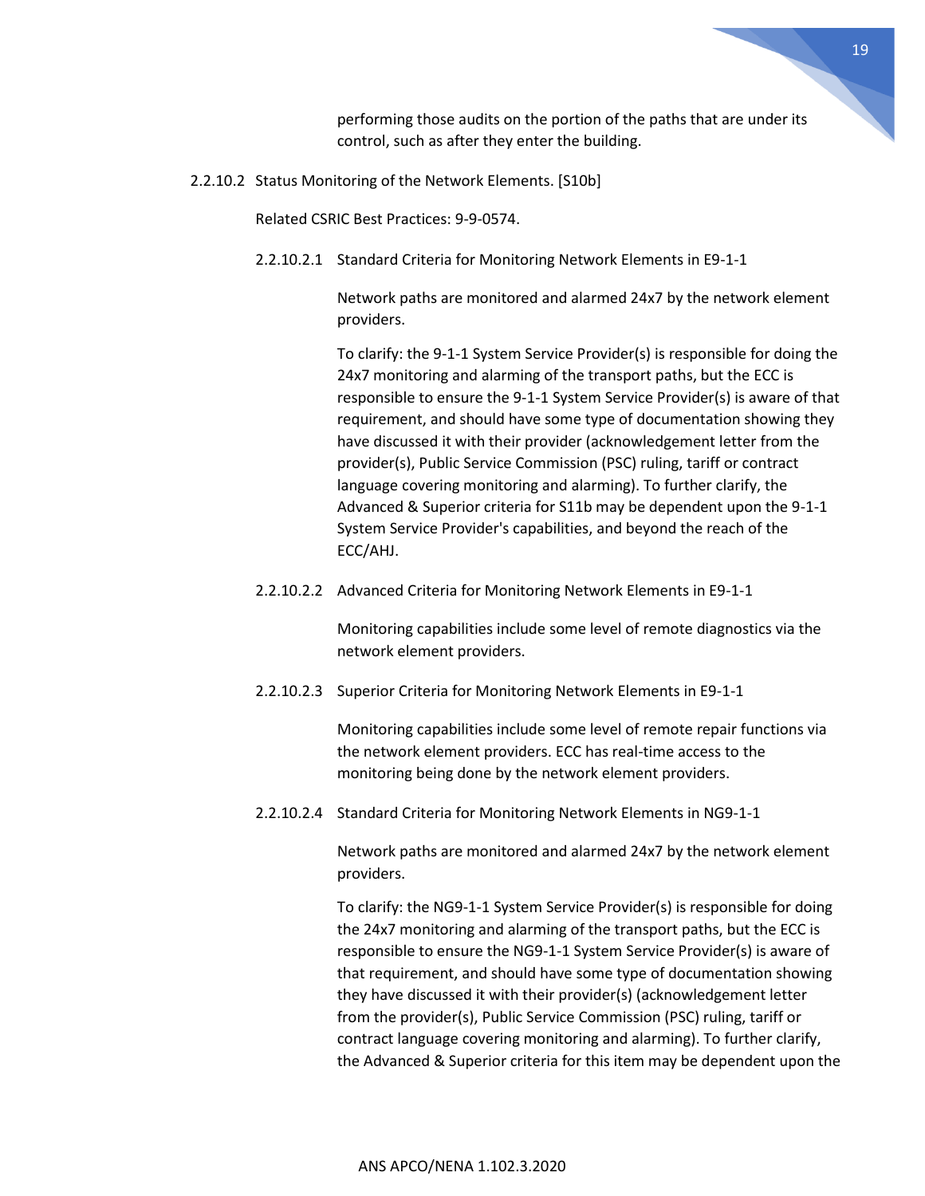performing those audits on the portion of the paths that are under its control, such as after they enter the building.

2.2.10.2 Status Monitoring of the Network Elements. [S10b]

Related CSRIC Best Practices: 9-9-0574.

2.2.10.2.1 Standard Criteria for Monitoring Network Elements in E9-1-1

Network paths are monitored and alarmed 24x7 by the network element providers.

To clarify: the 9-1-1 System Service Provider(s) is responsible for doing the 24x7 monitoring and alarming of the transport paths, but the ECC is responsible to ensure the 9-1-1 System Service Provider(s) is aware of that requirement, and should have some type of documentation showing they have discussed it with their provider (acknowledgement letter from the provider(s), Public Service Commission (PSC) ruling, tariff or contract language covering monitoring and alarming). To further clarify, the Advanced & Superior criteria for S11b may be dependent upon the 9-1-1 System Service Provider's capabilities, and beyond the reach of the ECC/AHJ.

2.2.10.2.2 Advanced Criteria for Monitoring Network Elements in E9-1-1

Monitoring capabilities include some level of remote diagnostics via the network element providers.

2.2.10.2.3 Superior Criteria for Monitoring Network Elements in E9-1-1

Monitoring capabilities include some level of remote repair functions via the network element providers. ECC has real-time access to the monitoring being done by the network element providers.

2.2.10.2.4 Standard Criteria for Monitoring Network Elements in NG9-1-1

Network paths are monitored and alarmed 24x7 by the network element providers.

To clarify: the NG9-1-1 System Service Provider(s) is responsible for doing the 24x7 monitoring and alarming of the transport paths, but the ECC is responsible to ensure the NG9-1-1 System Service Provider(s) is aware of that requirement, and should have some type of documentation showing they have discussed it with their provider(s) (acknowledgement letter from the provider(s), Public Service Commission (PSC) ruling, tariff or contract language covering monitoring and alarming). To further clarify, the Advanced & Superior criteria for this item may be dependent upon the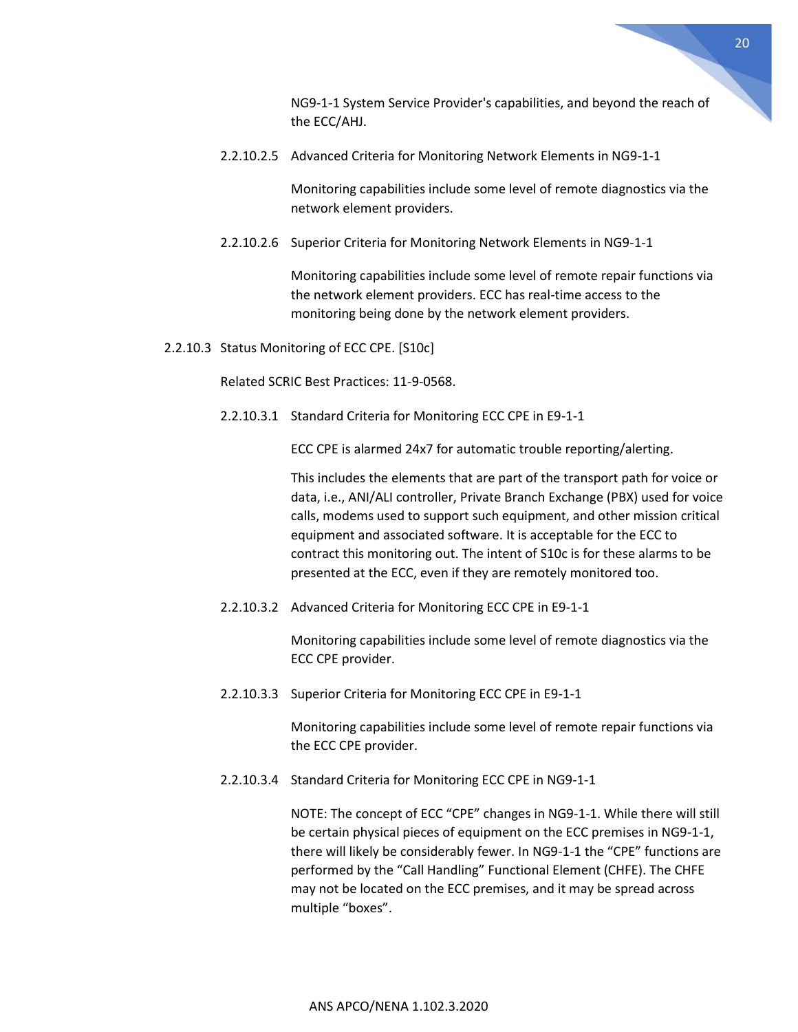NG9-1-1 System Service Provider's capabilities, and beyond the reach of the ECC/AHJ.

##### 2.2.10.2.5 Advanced Criteria for Monitoring Network Elements in NG9-1-1

Monitoring capabilities include some level of remote diagnostics via the network element providers.

##### 2.2.10.2.6 Superior Criteria for Monitoring Network Elements in NG9-1-1

Monitoring capabilities include some level of remote repair functions via the network element providers. ECC has real-time access to the monitoring being done by the network element providers.

#### 2.2.10.3 Status Monitoring of ECC CPE. [S10c]

Related SCRIC Best Practices: 11-9-0568.

##### 2.2.10.3.1 Standard Criteria for Monitoring ECC CPE in E9-1-1

ECC CPE is alarmed 24x7 for automatic trouble reporting/alerting.

This includes the elements that are part of the transport path for voice or data, i.e., ANI/ALI controller, Private Branch Exchange (PBX) used for voice calls, modems used to support such equipment, and other mission critical equipment and associated software. It is acceptable for the ECC to contract this monitoring out. The intent of S10c is for these alarms to be presented at the ECC, even if they are remotely monitored too.

##### 2.2.10.3.2 Advanced Criteria for Monitoring ECC CPE in E9-1-1

Monitoring capabilities include some level of remote diagnostics via the ECC CPE provider.

##### 2.2.10.3.3 Superior Criteria for Monitoring ECC CPE in E9-1-1

Monitoring capabilities include some level of remote repair functions via the ECC CPE provider.

##### 2.2.10.3.4 Standard Criteria for Monitoring ECC CPE in NG9-1-1

NOTE: The concept of ECC "CPE" changes in NG9-1-1. While there will still be certain physical pieces of equipment on the ECC premises in NG9-1-1, there will likely be considerably fewer. In NG9-1-1 the "CPE" functions are performed by the "Call Handling" Functional Element (CHFE). The CHFE may not be located on the ECC premises, and it may be spread across multiple "boxes".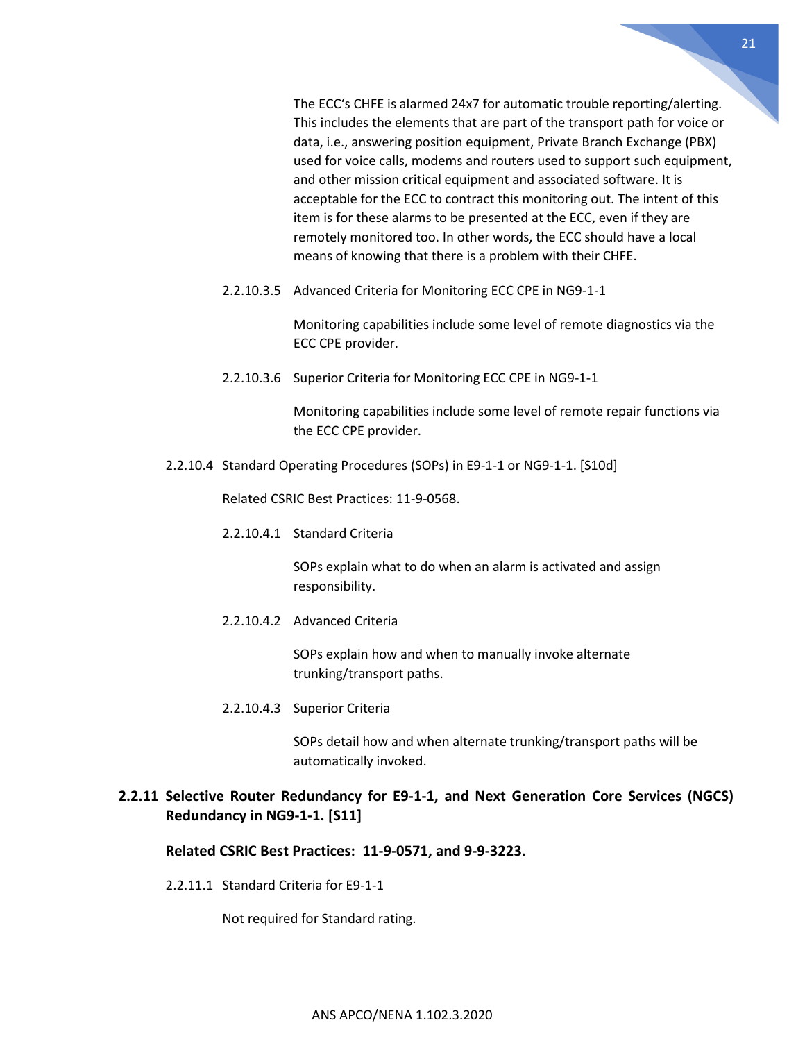The ECC's CHFE is alarmed 24x7 for automatic trouble reporting/alerting. This includes the elements that are part of the transport path for voice or data, i.e., answering position equipment, Private Branch Exchange (PBX) used for voice calls, modems and routers used to support such equipment, and other mission critical equipment and associated software. It is acceptable for the ECC to contract this monitoring out. The intent of this item is for these alarms to be presented at the ECC, even if they are remotely monitored too. In other words, the ECC should have a local means of knowing that there is a problem with their CHFE.

2.2.10.3.5 Advanced Criteria for Monitoring ECC CPE in NG9-1-1

Monitoring capabilities include some level of remote diagnostics via the ECC CPE provider.

2.2.10.3.6 Superior Criteria for Monitoring ECC CPE in NG9-1-1

Monitoring capabilities include some level of remote repair functions via the ECC CPE provider.

2.2.10.4 Standard Operating Procedures (SOPs) in E9-1-1 or NG9-1-1. [S10d]

Related CSRIC Best Practices: 11-9-0568.

2.2.10.4.1 Standard Criteria

SOPs explain what to do when an alarm is activated and assign responsibility.

2.2.10.4.2 Advanced Criteria

SOPs explain how and when to manually invoke alternate trunking/transport paths.

2.2.10.4.3 Superior Criteria

SOPs detail how and when alternate trunking/transport paths will be automatically invoked.

### 2.2.11 Selective Router Redundancy for E9-1-1, and Next Generation Core Services (NGCS) Redundancy in NG9-1-1. [S11]

**Related CSRIC Best Practices: 11-9-0571, and 9-9-3223.**

2.2.11.1 Standard Criteria for E9-1-1

Not required for Standard rating.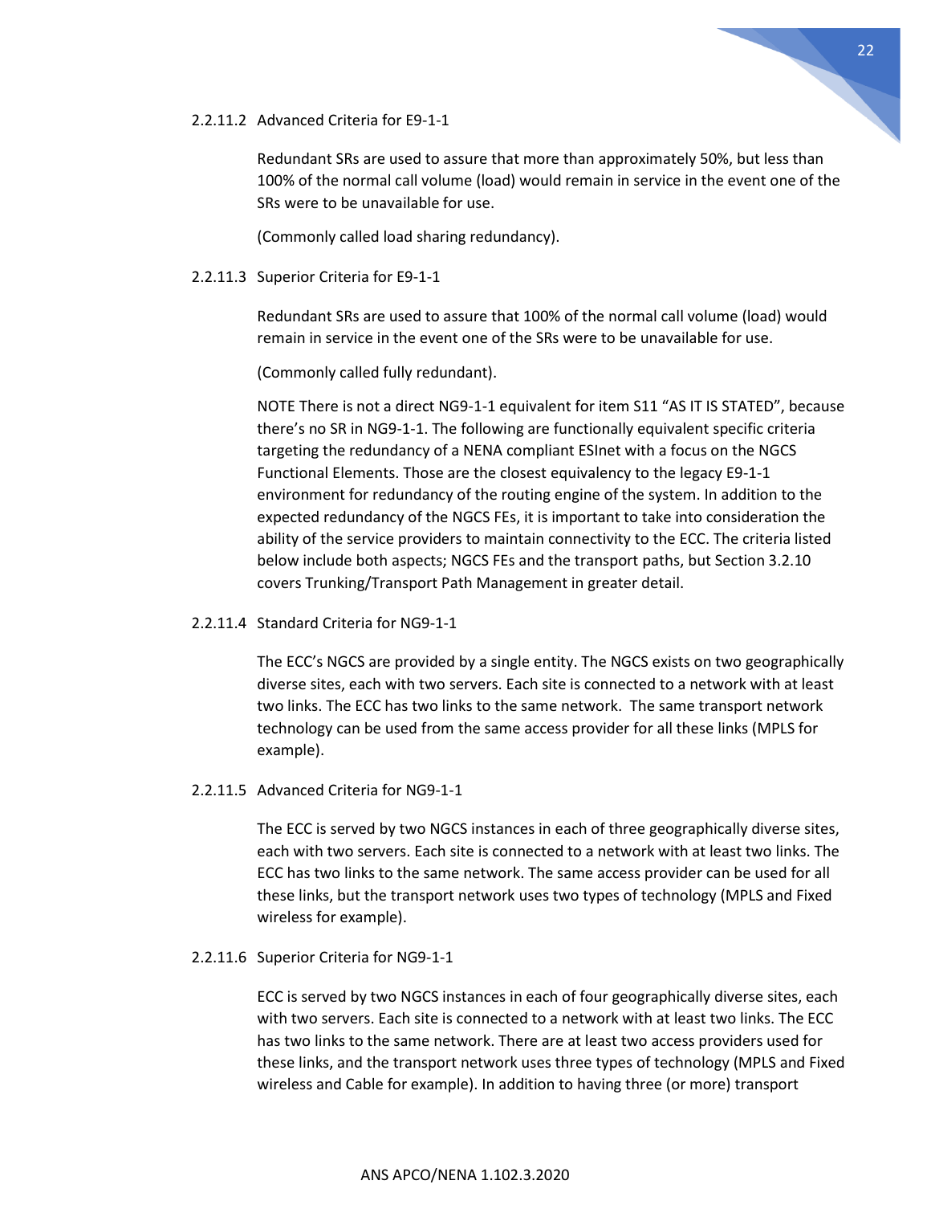#### 2.2.11.2 Advanced Criteria for E9-1-1

Redundant SRs are used to assure that more than approximately 50%, but less than 100% of the normal call volume (load) would remain in service in the event one of the SRs were to be unavailable for use.

(Commonly called load sharing redundancy).

#### 2.2.11.3 Superior Criteria for E9-1-1

Redundant SRs are used to assure that 100% of the normal call volume (load) would remain in service in the event one of the SRs were to be unavailable for use.

(Commonly called fully redundant).

NOTE There is not a direct NG9-1-1 equivalent for item S11 "AS IT IS STATED", because there's no SR in NG9-1-1. The following are functionally equivalent specific criteria targeting the redundancy of a NENA compliant ESInet with a focus on the NGCS Functional Elements. Those are the closest equivalency to the legacy E9-1-1 environment for redundancy of the routing engine of the system. In addition to the expected redundancy of the NGCS FEs, it is important to take into consideration the ability of the service providers to maintain connectivity to the ECC. The criteria listed below include both aspects; NGCS FEs and the transport paths, but Section 3.2.10 covers Trunking/Transport Path Management in greater detail.

#### 2.2.11.4 Standard Criteria for NG9-1-1

The ECC's NGCS are provided by a single entity. The NGCS exists on two geographically diverse sites, each with two servers. Each site is connected to a network with at least two links. The ECC has two links to the same network. The same transport network technology can be used from the same access provider for all these links (MPLS for example).

#### 2.2.11.5 Advanced Criteria for NG9-1-1

The ECC is served by two NGCS instances in each of three geographically diverse sites, each with two servers. Each site is connected to a network with at least two links. The ECC has two links to the same network. The same access provider can be used for all these links, but the transport network uses two types of technology (MPLS and Fixed wireless for example).

#### 2.2.11.6 Superior Criteria for NG9-1-1

ECC is served by two NGCS instances in each of four geographically diverse sites, each with two servers. Each site is connected to a network with at least two links. The ECC has two links to the same network. There are at least two access providers used for these links, and the transport network uses three types of technology (MPLS and Fixed wireless and Cable for example). In addition to having three (or more) transport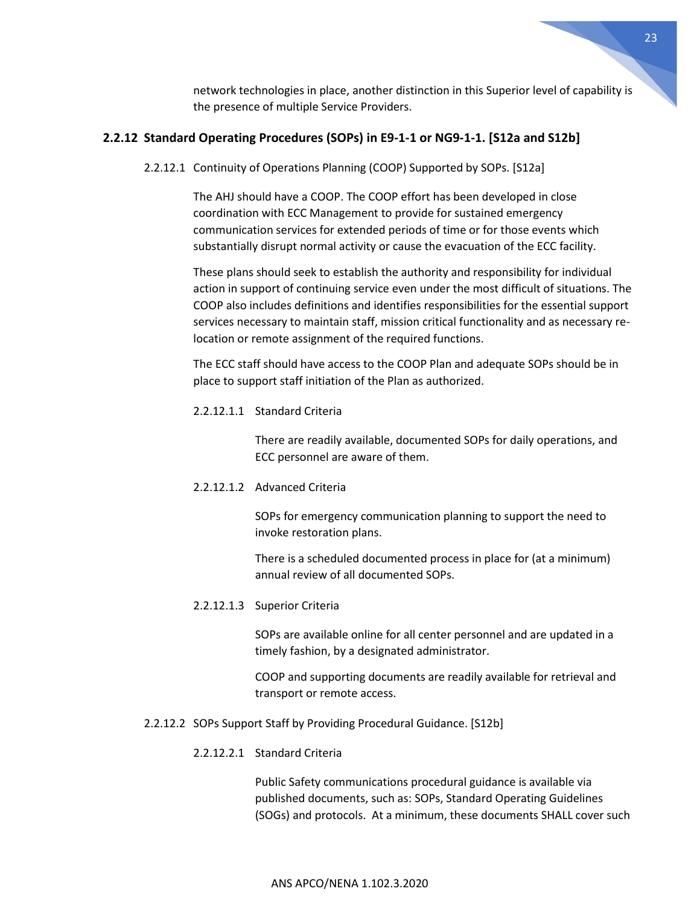network technologies in place, another distinction in this Superior level of capability is the presence of multiple Service Providers.

### 2.2.12 Standard Operating Procedures (SOPs) in E9-1-1 or NG9-1-1. [S12a and S12b]

#### 2.2.12.1 Continuity of Operations Planning (COOP) Supported by SOPs. [S12a]

The AHJ should have a COOP. The COOP effort has been developed in close coordination with ECC Management to provide for sustained emergency communication services for extended periods of time or for those events which substantially disrupt normal activity or cause the evacuation of the ECC facility.

These plans should seek to establish the authority and responsibility for individual action in support of continuing service even under the most difficult of situations. The COOP also includes definitions and identifies responsibilities for the essential support services necessary to maintain staff, mission critical functionality and as necessary re-location or remote assignment of the required functions.

The ECC staff should have access to the COOP Plan and adequate SOPs should be in place to support staff initiation of the Plan as authorized.

##### 2.2.12.1.1 Standard Criteria

There are readily available, documented SOPs for daily operations, and ECC personnel are aware of them.

##### 2.2.12.1.2 Advanced Criteria

SOPs for emergency communication planning to support the need to invoke restoration plans.

There is a scheduled documented process in place for (at a minimum) annual review of all documented SOPs.

##### 2.2.12.1.3 Superior Criteria

SOPs are available online for all center personnel and are updated in a timely fashion, by a designated administrator.

COOP and supporting documents are readily available for retrieval and transport or remote access.

#### 2.2.12.2 SOPs Support Staff by Providing Procedural Guidance. [S12b]

##### 2.2.12.2.1 Standard Criteria

Public Safety communications procedural guidance is available via published documents, such as: SOPs, Standard Operating Guidelines (SOGs) and protocols. At a minimum, these documents SHALL cover such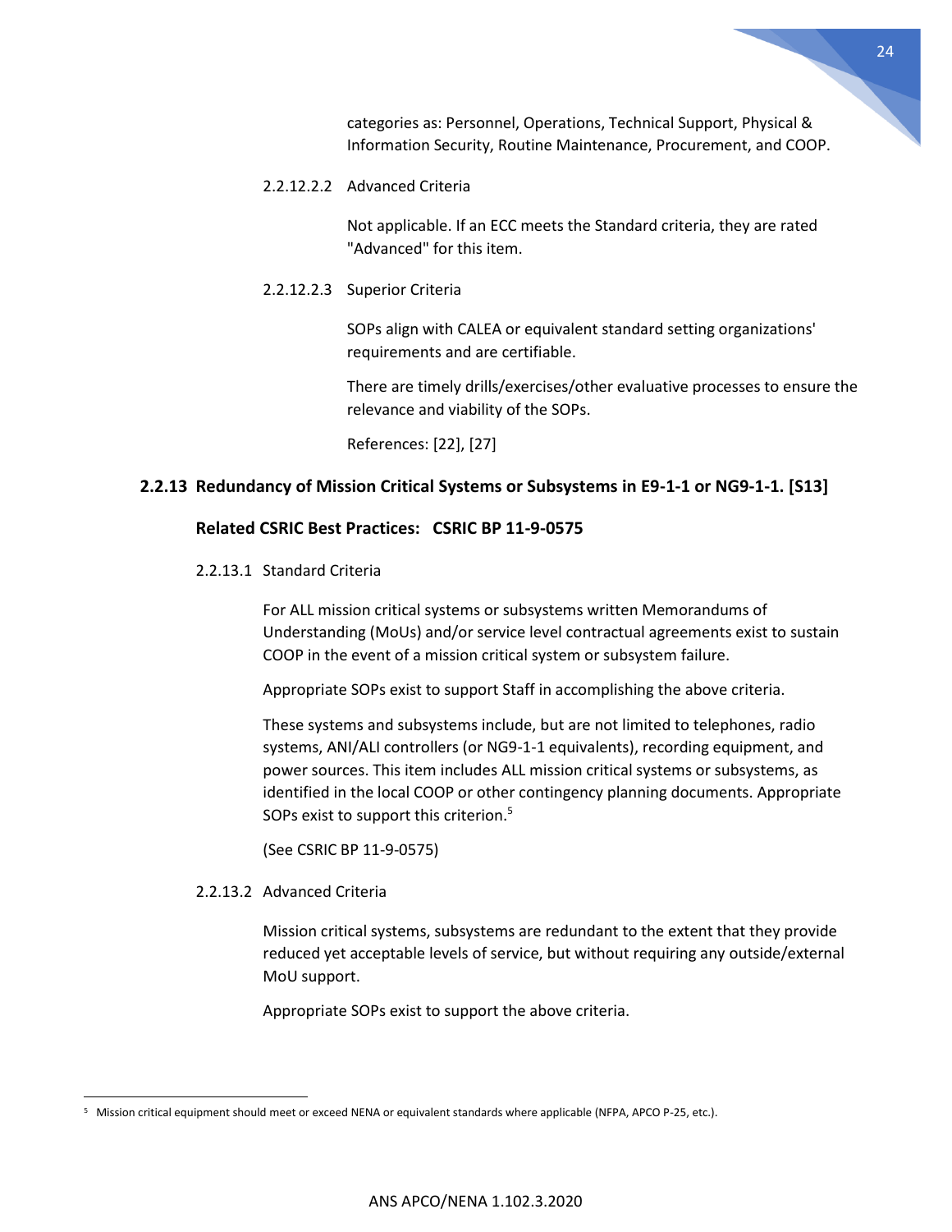categories as: Personnel, Operations, Technical Support, Physical & Information Security, Routine Maintenance, Procurement, and COOP.

2.2.12.2.2 Advanced Criteria

Not applicable. If an ECC meets the Standard criteria, they are rated "Advanced" for this item.

2.2.12.2.3 Superior Criteria

SOPs align with CALEA or equivalent standard setting organizations' requirements and are certifiable.

There are timely drills/exercises/other evaluative processes to ensure the relevance and viability of the SOPs.

References: [22], [27]

### 2.2.13 Redundancy of Mission Critical Systems or Subsystems in E9-1-1 or NG9-1-1. [S13]

**Related CSRIC Best Practices: CSRIC BP 11-9-0575**

2.2.13.1 Standard Criteria

For ALL mission critical systems or subsystems written Memorandums of Understanding (MoUs) and/or service level contractual agreements exist to sustain COOP in the event of a mission critical system or subsystem failure.

Appropriate SOPs exist to support Staff in accomplishing the above criteria.

These systems and subsystems include, but are not limited to telephones, radio systems, ANI/ALI controllers (or NG9-1-1 equivalents), recording equipment, and power sources. This item includes ALL mission critical systems or subsystems, as identified in the local COOP or other contingency planning documents. Appropriate SOPs exist to support this criterion.[5]

(See CSRIC BP 11-9-0575)

2.2.13.2 Advanced Criteria

Mission critical systems, subsystems are redundant to the extent that they provide reduced yet acceptable levels of service, but without requiring any outside/external MoU support.

Appropriate SOPs exist to support the above criteria.

[5] Mission critical equipment should meet or exceed NENA or equivalent standards where applicable (NFPA, APCO P-25, etc.).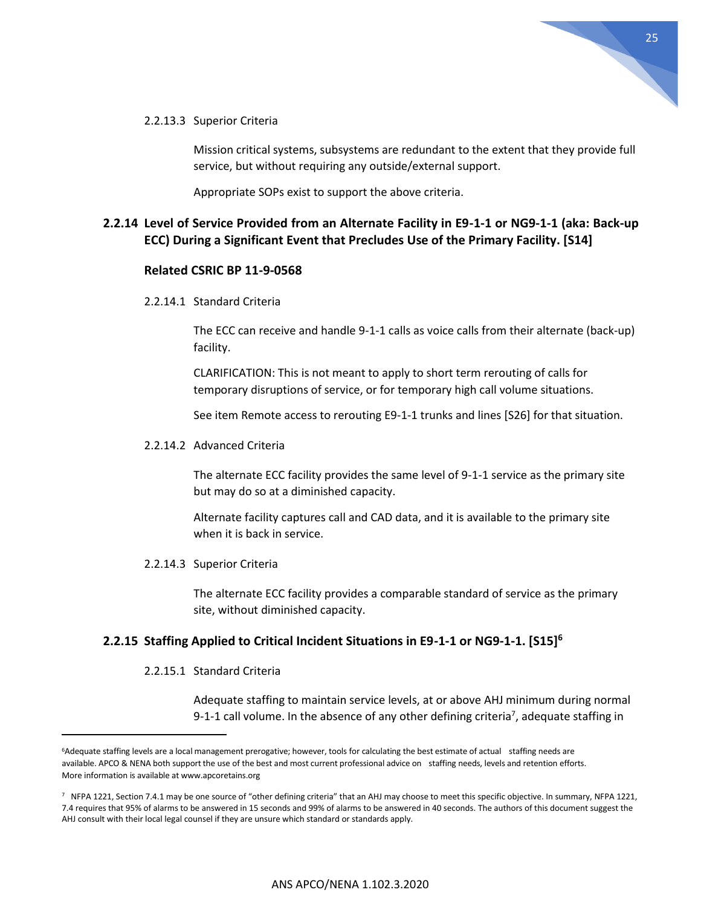2.2.13.3 Superior Criteria

Mission critical systems, subsystems are redundant to the extent that they provide full service, but without requiring any outside/external support.

Appropriate SOPs exist to support the above criteria.

### 2.2.14 Level of Service Provided from an Alternate Facility in E9-1-1 or NG9-1-1 (aka: Back-up ECC) During a Significant Event that Precludes Use of the Primary Facility. [S14]

**Related CSRIC BP 11-9-0568**

2.2.14.1 Standard Criteria

The ECC can receive and handle 9-1-1 calls as voice calls from their alternate (back-up) facility.

CLARIFICATION: This is not meant to apply to short term rerouting of calls for temporary disruptions of service, or for temporary high call volume situations.

See item Remote access to rerouting E9-1-1 trunks and lines [S26] for that situation.

2.2.14.2 Advanced Criteria

The alternate ECC facility provides the same level of 9-1-1 service as the primary site but may do so at a diminished capacity.

Alternate facility captures call and CAD data, and it is available to the primary site when it is back in service.

2.2.14.3 Superior Criteria

The alternate ECC facility provides a comparable standard of service as the primary site, without diminished capacity.

### 2.2.15 Staffing Applied to Critical Incident Situations in E9-1-1 or NG9-1-1. [S15][6]

2.2.15.1 Standard Criteria

Adequate staffing to maintain service levels, at or above AHJ minimum during normal 9-1-1 call volume. In the absence of any other defining criteria[7], adequate staffing in

---

[6] Adequate staffing levels are a local management prerogative; however, tools for calculating the best estimate of actual staffing needs are available. APCO & NENA both support the use of the best and most current professional advice on staffing needs, levels and retention efforts. More information is available at www.apcoretains.org

[7] NFPA 1221, Section 7.4.1 may be one source of "other defining criteria" that an AHJ may choose to meet this specific objective. In summary, NFPA 1221, 7.4 requires that 95% of alarms to be answered in 15 seconds and 99% of alarms to be answered in 40 seconds. The authors of this document suggest the AHJ consult with their local legal counsel if they are unsure which standard or standards apply.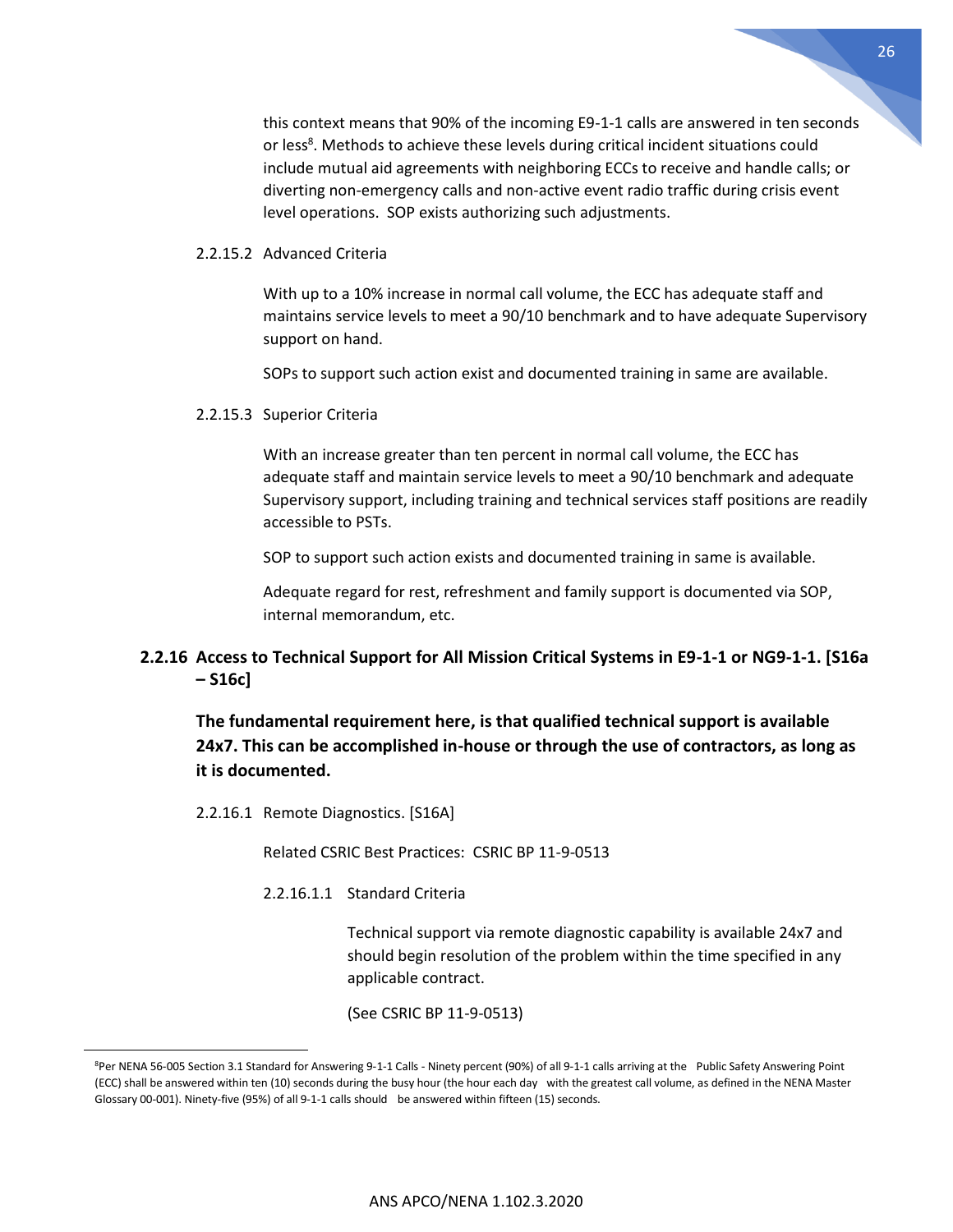this context means that 90% of the incoming E9-1-1 calls are answered in ten seconds or less[8]. Methods to achieve these levels during critical incident situations could include mutual aid agreements with neighboring ECCs to receive and handle calls; or diverting non-emergency calls and non-active event radio traffic during crisis event level operations. SOP exists authorizing such adjustments.

2.2.15.2 Advanced Criteria

With up to a 10% increase in normal call volume, the ECC has adequate staff and maintains service levels to meet a 90/10 benchmark and to have adequate Supervisory support on hand.

SOPs to support such action exist and documented training in same are available.

2.2.15.3 Superior Criteria

With an increase greater than ten percent in normal call volume, the ECC has adequate staff and maintain service levels to meet a 90/10 benchmark and adequate Supervisory support, including training and technical services staff positions are readily accessible to PSTs.

SOP to support such action exists and documented training in same is available.

Adequate regard for rest, refreshment and family support is documented via SOP, internal memorandum, etc.

### 2.2.16 Access to Technical Support for All Mission Critical Systems in E9-1-1 or NG9-1-1. [S16a – S16c]

**The fundamental requirement here, is that qualified technical support is available 24x7. This can be accomplished in-house or through the use of contractors, as long as it is documented.**

2.2.16.1 Remote Diagnostics. [S16A]

Related CSRIC Best Practices: CSRIC BP 11-9-0513

2.2.16.1.1 Standard Criteria

Technical support via remote diagnostic capability is available 24x7 and should begin resolution of the problem within the time specified in any applicable contract.

(See CSRIC BP 11-9-0513)

---

[8]Per NENA 56-005 Section 3.1 Standard for Answering 9-1-1 Calls - Ninety percent (90%) of all 9-1-1 calls arriving at the Public Safety Answering Point (ECC) shall be answered within ten (10) seconds during the busy hour (the hour each day with the greatest call volume, as defined in the NENA Master Glossary 00-001). Ninety-five (95%) of all 9-1-1 calls should be answered within fifteen (15) seconds.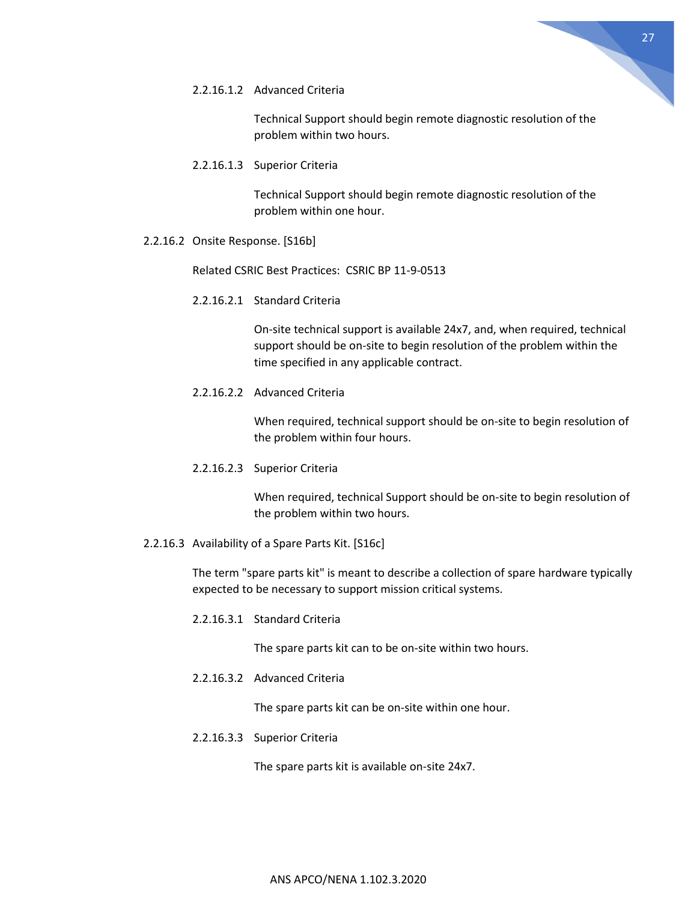##### 2.2.16.1.2 Advanced Criteria

Technical Support should begin remote diagnostic resolution of the problem within two hours.

##### 2.2.16.1.3 Superior Criteria

Technical Support should begin remote diagnostic resolution of the problem within one hour.

#### 2.2.16.2 Onsite Response. [S16b]

Related CSRIC Best Practices: CSRIC BP 11-9-0513

##### 2.2.16.2.1 Standard Criteria

On-site technical support is available 24x7, and, when required, technical support should be on-site to begin resolution of the problem within the time specified in any applicable contract.

##### 2.2.16.2.2 Advanced Criteria

When required, technical support should be on-site to begin resolution of the problem within four hours.

##### 2.2.16.2.3 Superior Criteria

When required, technical Support should be on-site to begin resolution of the problem within two hours.

#### 2.2.16.3 Availability of a Spare Parts Kit. [S16c]

The term "spare parts kit" is meant to describe a collection of spare hardware typically expected to be necessary to support mission critical systems.

##### 2.2.16.3.1 Standard Criteria

The spare parts kit can to be on-site within two hours.

##### 2.2.16.3.2 Advanced Criteria

The spare parts kit can be on-site within one hour.

##### 2.2.16.3.3 Superior Criteria

The spare parts kit is available on-site 24x7.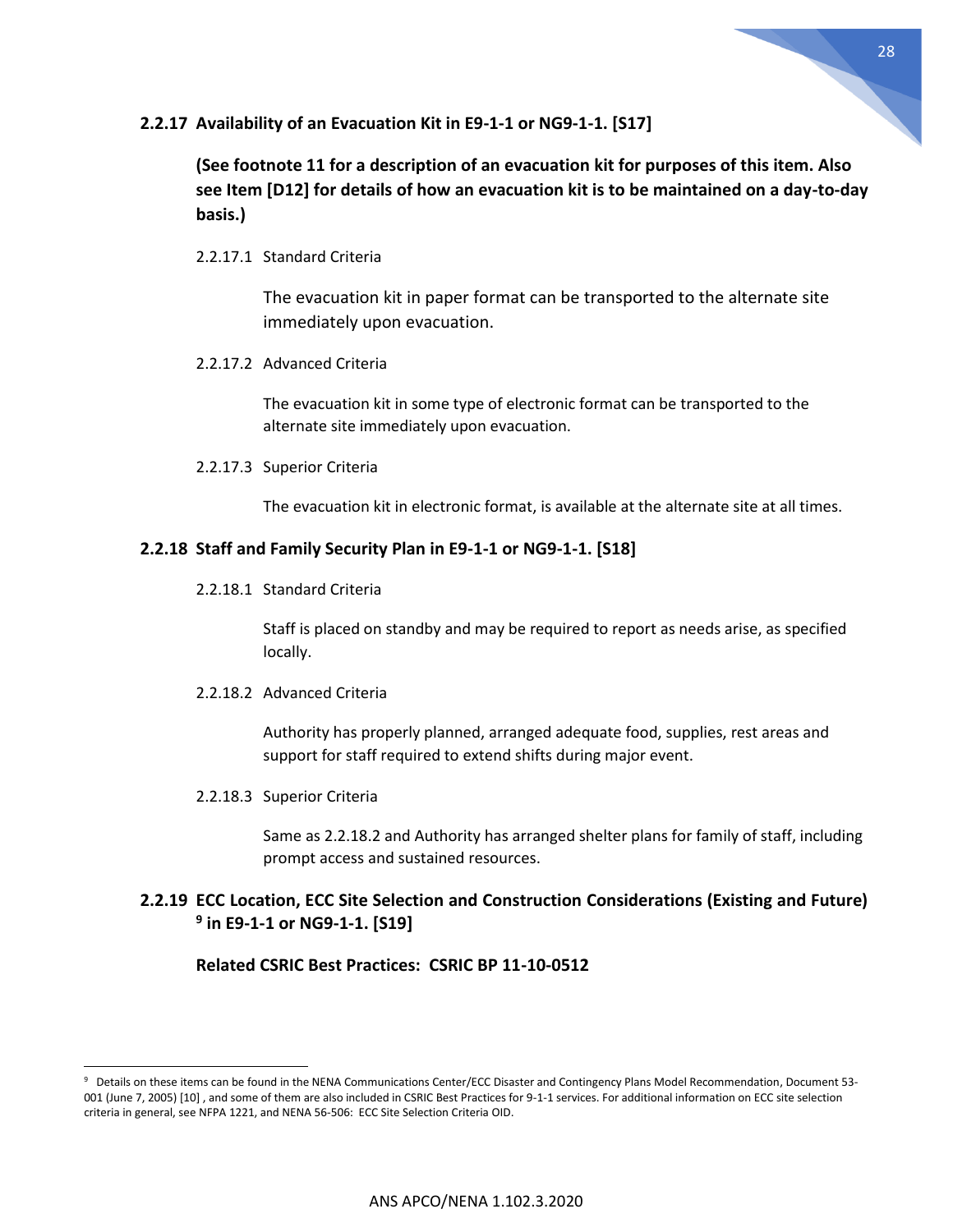### 2.2.17 Availability of an Evacuation Kit in E9-1-1 or NG9-1-1. [S17]

**(See footnote 11 for a description of an evacuation kit for purposes of this item. Also see Item [D12] for details of how an evacuation kit is to be maintained on a day-to-day basis.)**

2.2.17.1 Standard Criteria

The evacuation kit in paper format can be transported to the alternate site immediately upon evacuation.

2.2.17.2 Advanced Criteria

The evacuation kit in some type of electronic format can be transported to the alternate site immediately upon evacuation.

2.2.17.3 Superior Criteria

The evacuation kit in electronic format, is available at the alternate site at all times.

### 2.2.18 Staff and Family Security Plan in E9-1-1 or NG9-1-1. [S18]

2.2.18.1 Standard Criteria

Staff is placed on standby and may be required to report as needs arise, as specified locally.

2.2.18.2 Advanced Criteria

Authority has properly planned, arranged adequate food, supplies, rest areas and support for staff required to extend shifts during major event.

2.2.18.3 Superior Criteria

Same as 2.2.18.2 and Authority has arranged shelter plans for family of staff, including prompt access and sustained resources.

### 2.2.19 ECC Location, ECC Site Selection and Construction Considerations (Existing and Future) [9] in E9-1-1 or NG9-1-1. [S19]

**Related CSRIC Best Practices: CSRIC BP 11-10-0512**

---

[9] Details on these items can be found in the NENA Communications Center/ECC Disaster and Contingency Plans Model Recommendation, Document 53-001 (June 7, 2005) [10] , and some of them are also included in CSRIC Best Practices for 9-1-1 services. For additional information on ECC site selection criteria in general, see NFPA 1221, and NENA 56-506: ECC Site Selection Criteria OID.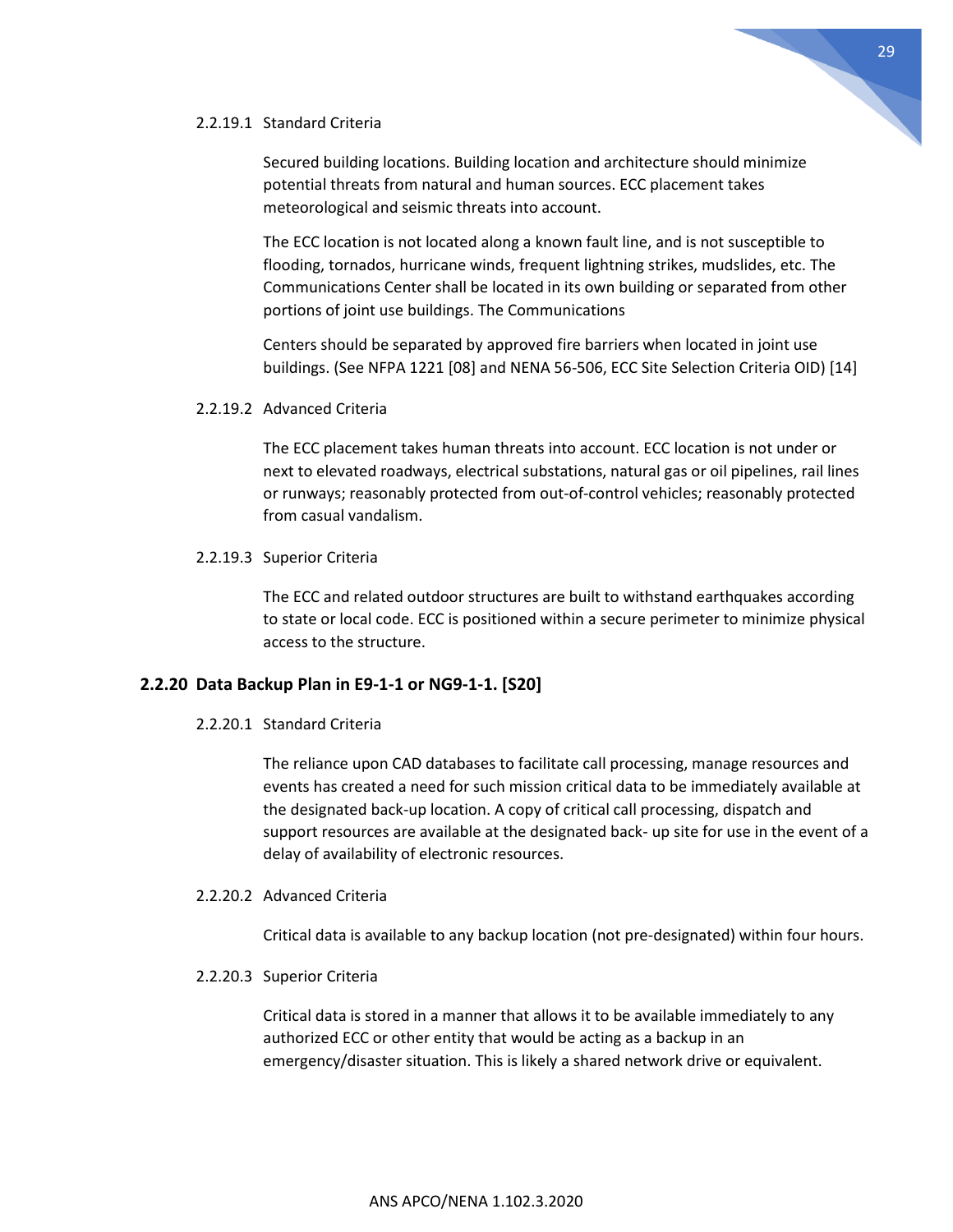#### 2.2.19.1 Standard Criteria

Secured building locations. Building location and architecture should minimize potential threats from natural and human sources. ECC placement takes meteorological and seismic threats into account.

The ECC location is not located along a known fault line, and is not susceptible to flooding, tornados, hurricane winds, frequent lightning strikes, mudslides, etc. The Communications Center shall be located in its own building or separated from other portions of joint use buildings. The Communications

Centers should be separated by approved fire barriers when located in joint use buildings. (See NFPA 1221 [08] and NENA 56-506, ECC Site Selection Criteria OID) [14]

#### 2.2.19.2 Advanced Criteria

The ECC placement takes human threats into account. ECC location is not under or next to elevated roadways, electrical substations, natural gas or oil pipelines, rail lines or runways; reasonably protected from out-of-control vehicles; reasonably protected from casual vandalism.

#### 2.2.19.3 Superior Criteria

The ECC and related outdoor structures are built to withstand earthquakes according to state or local code. ECC is positioned within a secure perimeter to minimize physical access to the structure.

### 2.2.20 Data Backup Plan in E9-1-1 or NG9-1-1. [S20]

#### 2.2.20.1 Standard Criteria

The reliance upon CAD databases to facilitate call processing, manage resources and events has created a need for such mission critical data to be immediately available at the designated back-up location. A copy of critical call processing, dispatch and support resources are available at the designated back- up site for use in the event of a delay of availability of electronic resources.

#### 2.2.20.2 Advanced Criteria

Critical data is available to any backup location (not pre-designated) within four hours.

#### 2.2.20.3 Superior Criteria

Critical data is stored in a manner that allows it to be available immediately to any authorized ECC or other entity that would be acting as a backup in an emergency/disaster situation. This is likely a shared network drive or equivalent.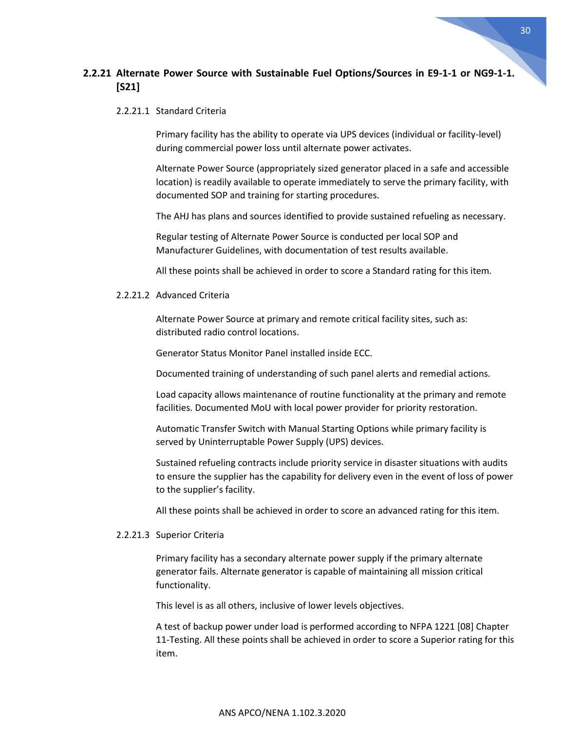### 2.2.21 Alternate Power Source with Sustainable Fuel Options/Sources in E9-1-1 or NG9-1-1. [S21]

#### 2.2.21.1 Standard Criteria

Primary facility has the ability to operate via UPS devices (individual or facility-level) during commercial power loss until alternate power activates.

Alternate Power Source (appropriately sized generator placed in a safe and accessible location) is readily available to operate immediately to serve the primary facility, with documented SOP and training for starting procedures.

The AHJ has plans and sources identified to provide sustained refueling as necessary.

Regular testing of Alternate Power Source is conducted per local SOP and Manufacturer Guidelines, with documentation of test results available.

All these points shall be achieved in order to score a Standard rating for this item.

#### 2.2.21.2 Advanced Criteria

Alternate Power Source at primary and remote critical facility sites, such as: distributed radio control locations.

Generator Status Monitor Panel installed inside ECC.

Documented training of understanding of such panel alerts and remedial actions.

Load capacity allows maintenance of routine functionality at the primary and remote facilities. Documented MoU with local power provider for priority restoration.

Automatic Transfer Switch with Manual Starting Options while primary facility is served by Uninterruptable Power Supply (UPS) devices.

Sustained refueling contracts include priority service in disaster situations with audits to ensure the supplier has the capability for delivery even in the event of loss of power to the supplier's facility.

All these points shall be achieved in order to score an advanced rating for this item.

#### 2.2.21.3 Superior Criteria

Primary facility has a secondary alternate power supply if the primary alternate generator fails. Alternate generator is capable of maintaining all mission critical functionality.

This level is as all others, inclusive of lower levels objectives.

A test of backup power under load is performed according to NFPA 1221 [08] Chapter 11-Testing. All these points shall be achieved in order to score a Superior rating for this item.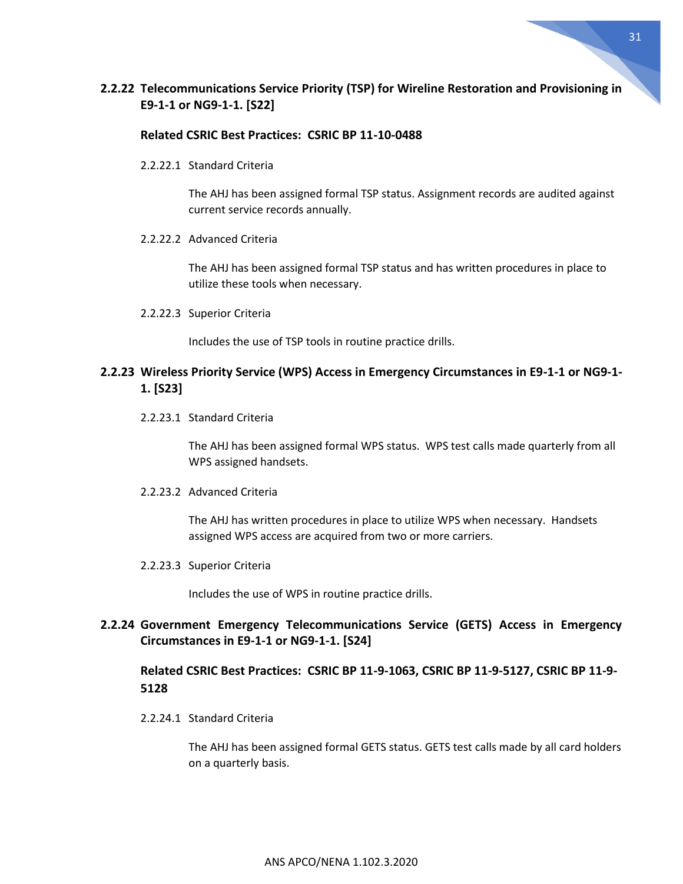### 2.2.22 Telecommunications Service Priority (TSP) for Wireline Restoration and Provisioning in E9-1-1 or NG9-1-1. [S22]

**Related CSRIC Best Practices: CSRIC BP 11-10-0488**

2.2.22.1 Standard Criteria

The AHJ has been assigned formal TSP status. Assignment records are audited against current service records annually.

2.2.22.2 Advanced Criteria

The AHJ has been assigned formal TSP status and has written procedures in place to utilize these tools when necessary.

2.2.22.3 Superior Criteria

Includes the use of TSP tools in routine practice drills.

### 2.2.23 Wireless Priority Service (WPS) Access in Emergency Circumstances in E9-1-1 or NG9-1-1. [S23]

2.2.23.1 Standard Criteria

The AHJ has been assigned formal WPS status. WPS test calls made quarterly from all WPS assigned handsets.

2.2.23.2 Advanced Criteria

The AHJ has written procedures in place to utilize WPS when necessary. Handsets assigned WPS access are acquired from two or more carriers.

2.2.23.3 Superior Criteria

Includes the use of WPS in routine practice drills.

### 2.2.24 Government Emergency Telecommunications Service (GETS) Access in Emergency Circumstances in E9-1-1 or NG9-1-1. [S24]

**Related CSRIC Best Practices: CSRIC BP 11-9-1063, CSRIC BP 11-9-5127, CSRIC BP 11-9-5128**

2.2.24.1 Standard Criteria

The AHJ has been assigned formal GETS status. GETS test calls made by all card holders on a quarterly basis.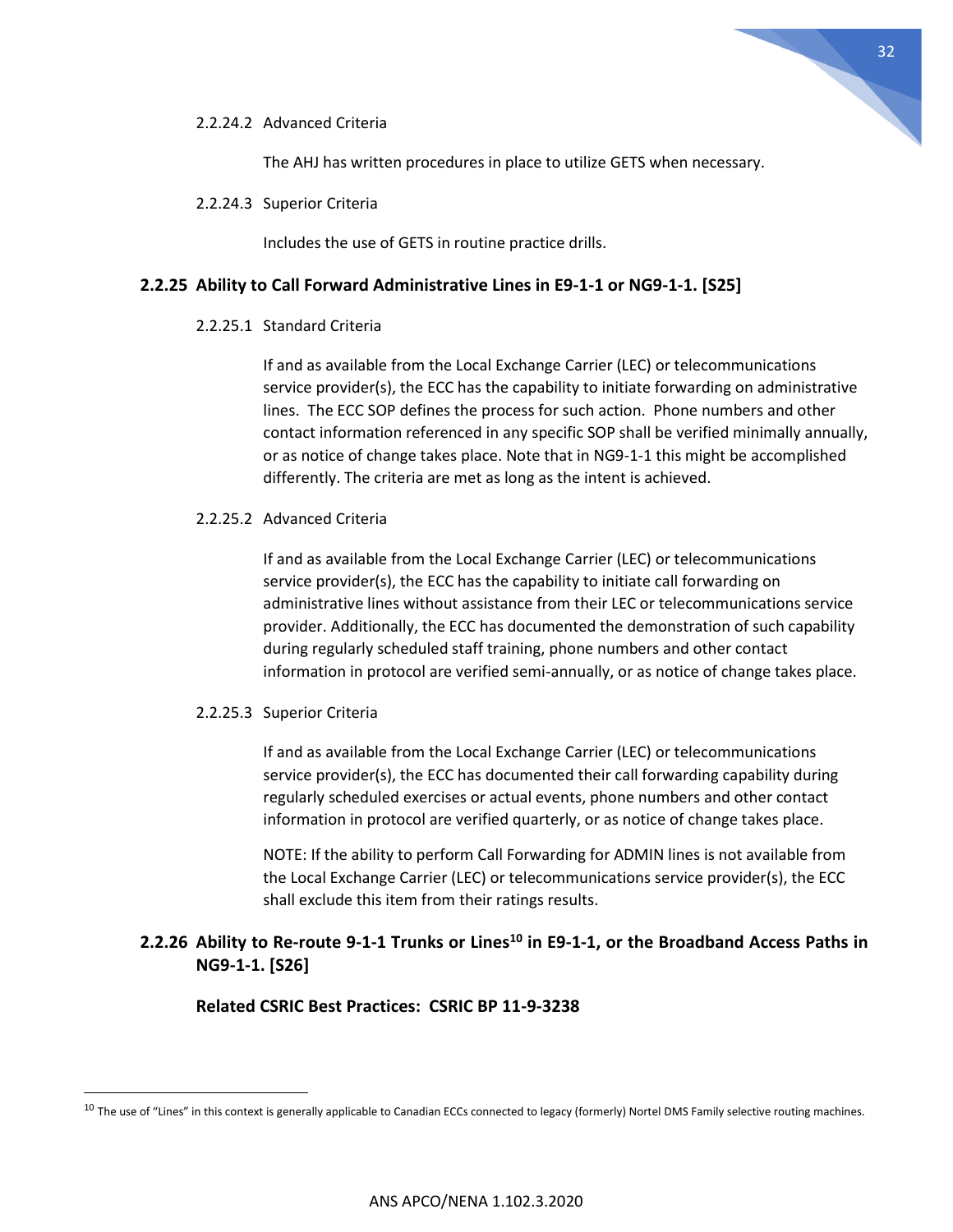2.2.24.2 Advanced Criteria

The AHJ has written procedures in place to utilize GETS when necessary.

2.2.24.3 Superior Criteria

Includes the use of GETS in routine practice drills.

### 2.2.25 Ability to Call Forward Administrative Lines in E9-1-1 or NG9-1-1. [S25]

2.2.25.1 Standard Criteria

If and as available from the Local Exchange Carrier (LEC) or telecommunications service provider(s), the ECC has the capability to initiate forwarding on administrative lines. The ECC SOP defines the process for such action. Phone numbers and other contact information referenced in any specific SOP shall be verified minimally annually, or as notice of change takes place. Note that in NG9-1-1 this might be accomplished differently. The criteria are met as long as the intent is achieved.

2.2.25.2 Advanced Criteria

If and as available from the Local Exchange Carrier (LEC) or telecommunications service provider(s), the ECC has the capability to initiate call forwarding on administrative lines without assistance from their LEC or telecommunications service provider. Additionally, the ECC has documented the demonstration of such capability during regularly scheduled staff training, phone numbers and other contact information in protocol are verified semi-annually, or as notice of change takes place.

2.2.25.3 Superior Criteria

If and as available from the Local Exchange Carrier (LEC) or telecommunications service provider(s), the ECC has documented their call forwarding capability during regularly scheduled exercises or actual events, phone numbers and other contact information in protocol are verified quarterly, or as notice of change takes place.

NOTE: If the ability to perform Call Forwarding for ADMIN lines is not available from the Local Exchange Carrier (LEC) or telecommunications service provider(s), the ECC shall exclude this item from their ratings results.

### 2.2.26 Ability to Re-route 9-1-1 Trunks or Lines[10] in E9-1-1, or the Broadband Access Paths in NG9-1-1. [S26]

**Related CSRIC Best Practices: CSRIC BP 11-9-3238**

[10] The use of "Lines" in this context is generally applicable to Canadian ECCs connected to legacy (formerly) Nortel DMS Family selective routing machines.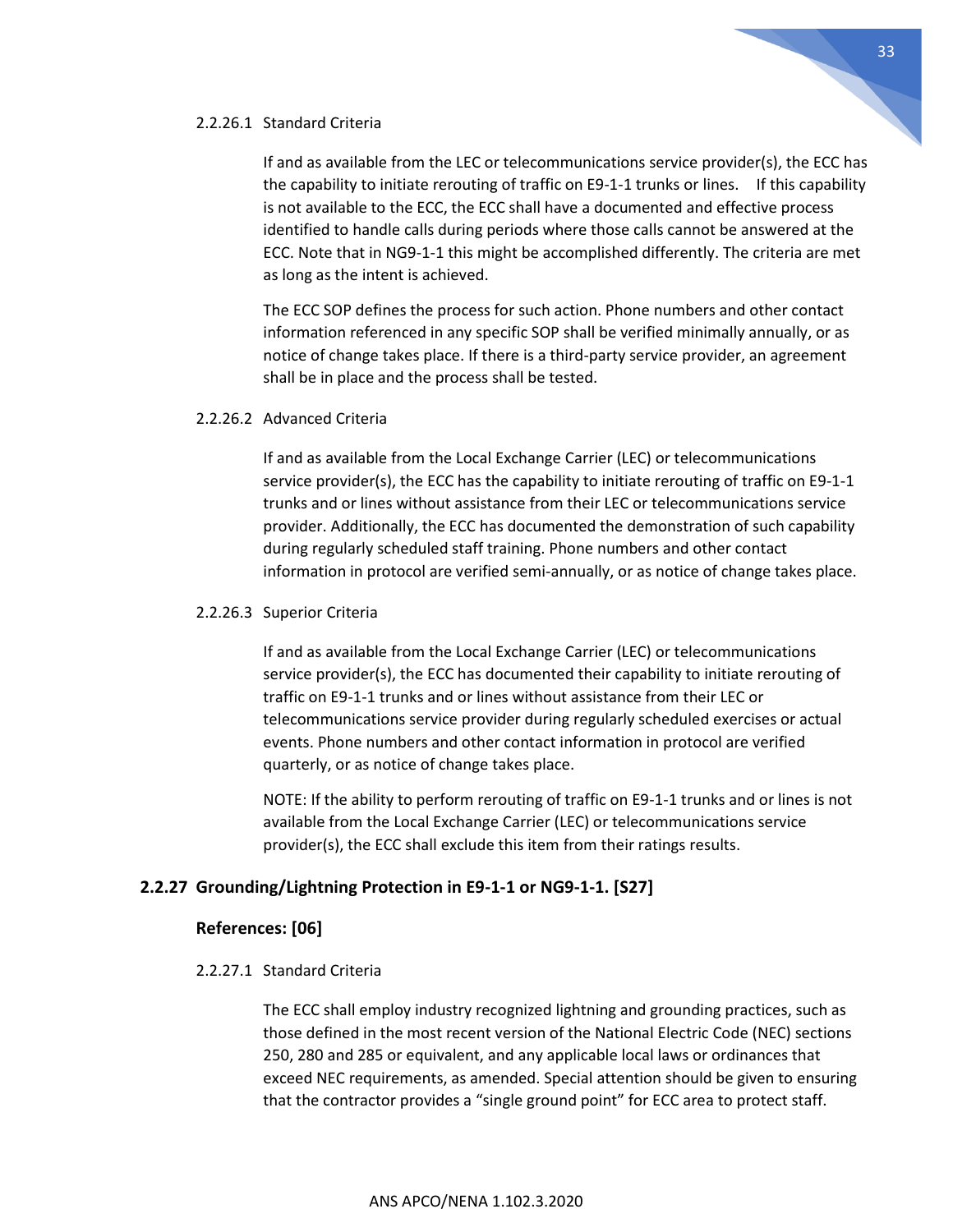#### 2.2.26.1 Standard Criteria

If and as available from the LEC or telecommunications service provider(s), the ECC has the capability to initiate rerouting of traffic on E9-1-1 trunks or lines. If this capability is not available to the ECC, the ECC shall have a documented and effective process identified to handle calls during periods where those calls cannot be answered at the ECC. Note that in NG9-1-1 this might be accomplished differently. The criteria are met as long as the intent is achieved.

The ECC SOP defines the process for such action. Phone numbers and other contact information referenced in any specific SOP shall be verified minimally annually, or as notice of change takes place. If there is a third-party service provider, an agreement shall be in place and the process shall be tested.

#### 2.2.26.2 Advanced Criteria

If and as available from the Local Exchange Carrier (LEC) or telecommunications service provider(s), the ECC has the capability to initiate rerouting of traffic on E9-1-1 trunks and or lines without assistance from their LEC or telecommunications service provider. Additionally, the ECC has documented the demonstration of such capability during regularly scheduled staff training. Phone numbers and other contact information in protocol are verified semi-annually, or as notice of change takes place.

#### 2.2.26.3 Superior Criteria

If and as available from the Local Exchange Carrier (LEC) or telecommunications service provider(s), the ECC has documented their capability to initiate rerouting of traffic on E9-1-1 trunks and or lines without assistance from their LEC or telecommunications service provider during regularly scheduled exercises or actual events. Phone numbers and other contact information in protocol are verified quarterly, or as notice of change takes place.

NOTE: If the ability to perform rerouting of traffic on E9-1-1 trunks and or lines is not available from the Local Exchange Carrier (LEC) or telecommunications service provider(s), the ECC shall exclude this item from their ratings results.

### 2.2.27 Grounding/Lightning Protection in E9-1-1 or NG9-1-1. [S27]

**References: [06]**

#### 2.2.27.1 Standard Criteria

The ECC shall employ industry recognized lightning and grounding practices, such as those defined in the most recent version of the National Electric Code (NEC) sections 250, 280 and 285 or equivalent, and any applicable local laws or ordinances that exceed NEC requirements, as amended. Special attention should be given to ensuring that the contractor provides a "single ground point" for ECC area to protect staff.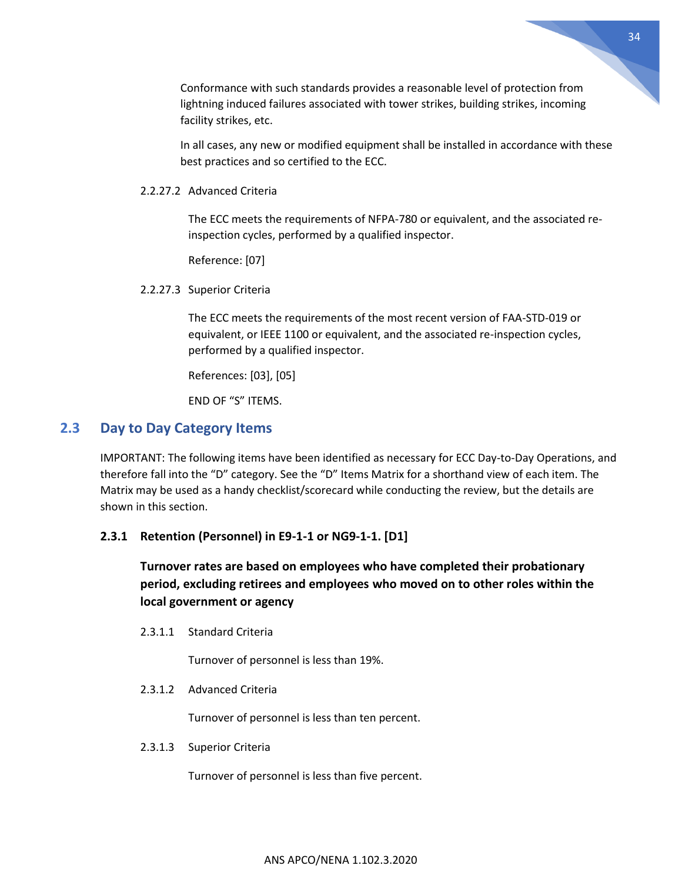Conformance with such standards provides a reasonable level of protection from lightning induced failures associated with tower strikes, building strikes, incoming facility strikes, etc.

In all cases, any new or modified equipment shall be installed in accordance with these best practices and so certified to the ECC.

2.2.27.2 Advanced Criteria

The ECC meets the requirements of NFPA-780 or equivalent, and the associated re-inspection cycles, performed by a qualified inspector.

Reference: [07]

2.2.27.3 Superior Criteria

The ECC meets the requirements of the most recent version of FAA-STD-019 or equivalent, or IEEE 1100 or equivalent, and the associated re-inspection cycles, performed by a qualified inspector.

References: [03], [05]

END OF "S" ITEMS.

## 2.3 Day to Day Category Items

IMPORTANT: The following items have been identified as necessary for ECC Day-to-Day Operations, and therefore fall into the "D" category. See the "D" Items Matrix for a shorthand view of each item. The Matrix may be used as a handy checklist/scorecard while conducting the review, but the details are shown in this section.

### 2.3.1 Retention (Personnel) in E9-1-1 or NG9-1-1. [D1]

**Turnover rates are based on employees who have completed their probationary period, excluding retirees and employees who moved on to other roles within the local government or agency**

2.3.1.1 Standard Criteria

Turnover of personnel is less than 19%.

2.3.1.2 Advanced Criteria

Turnover of personnel is less than ten percent.

2.3.1.3 Superior Criteria

Turnover of personnel is less than five percent.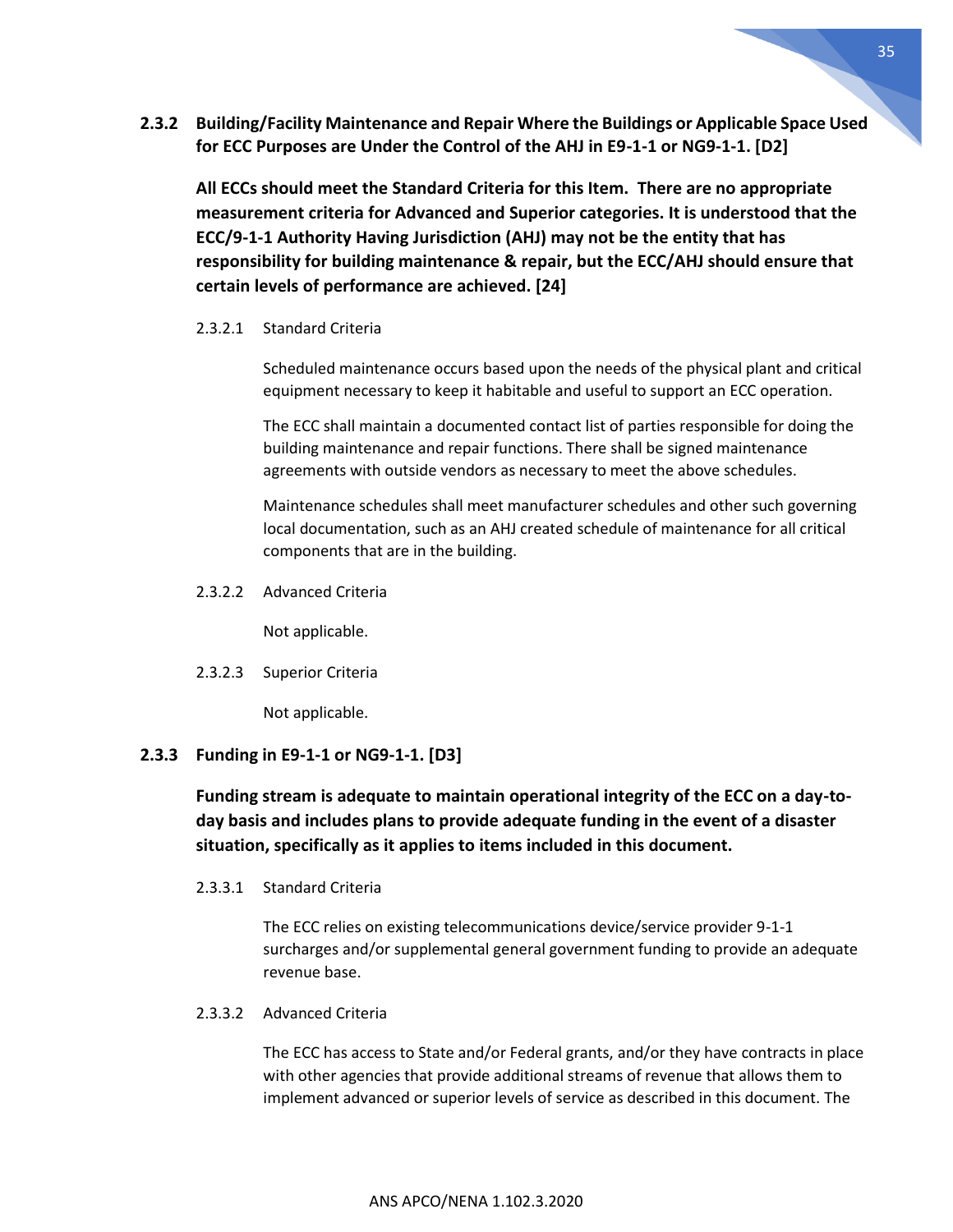### 2.3.2 Building/Facility Maintenance and Repair Where the Buildings or Applicable Space Used for ECC Purposes are Under the Control of the AHJ in E9-1-1 or NG9-1-1. [D2]

**All ECCs should meet the Standard Criteria for this Item. There are no appropriate measurement criteria for Advanced and Superior categories. It is understood that the ECC/9-1-1 Authority Having Jurisdiction (AHJ) may not be the entity that has responsibility for building maintenance & repair, but the ECC/AHJ should ensure that certain levels of performance are achieved. [24]**

#### 2.3.2.1 Standard Criteria

Scheduled maintenance occurs based upon the needs of the physical plant and critical equipment necessary to keep it habitable and useful to support an ECC operation.

The ECC shall maintain a documented contact list of parties responsible for doing the building maintenance and repair functions. There shall be signed maintenance agreements with outside vendors as necessary to meet the above schedules.

Maintenance schedules shall meet manufacturer schedules and other such governing local documentation, such as an AHJ created schedule of maintenance for all critical components that are in the building.

#### 2.3.2.2 Advanced Criteria

Not applicable.

#### 2.3.2.3 Superior Criteria

Not applicable.

### 2.3.3 Funding in E9-1-1 or NG9-1-1. [D3]

**Funding stream is adequate to maintain operational integrity of the ECC on a day-to-day basis and includes plans to provide adequate funding in the event of a disaster situation, specifically as it applies to items included in this document.**

#### 2.3.3.1 Standard Criteria

The ECC relies on existing telecommunications device/service provider 9-1-1 surcharges and/or supplemental general government funding to provide an adequate revenue base.

#### 2.3.3.2 Advanced Criteria

The ECC has access to State and/or Federal grants, and/or they have contracts in place with other agencies that provide additional streams of revenue that allows them to implement advanced or superior levels of service as described in this document. The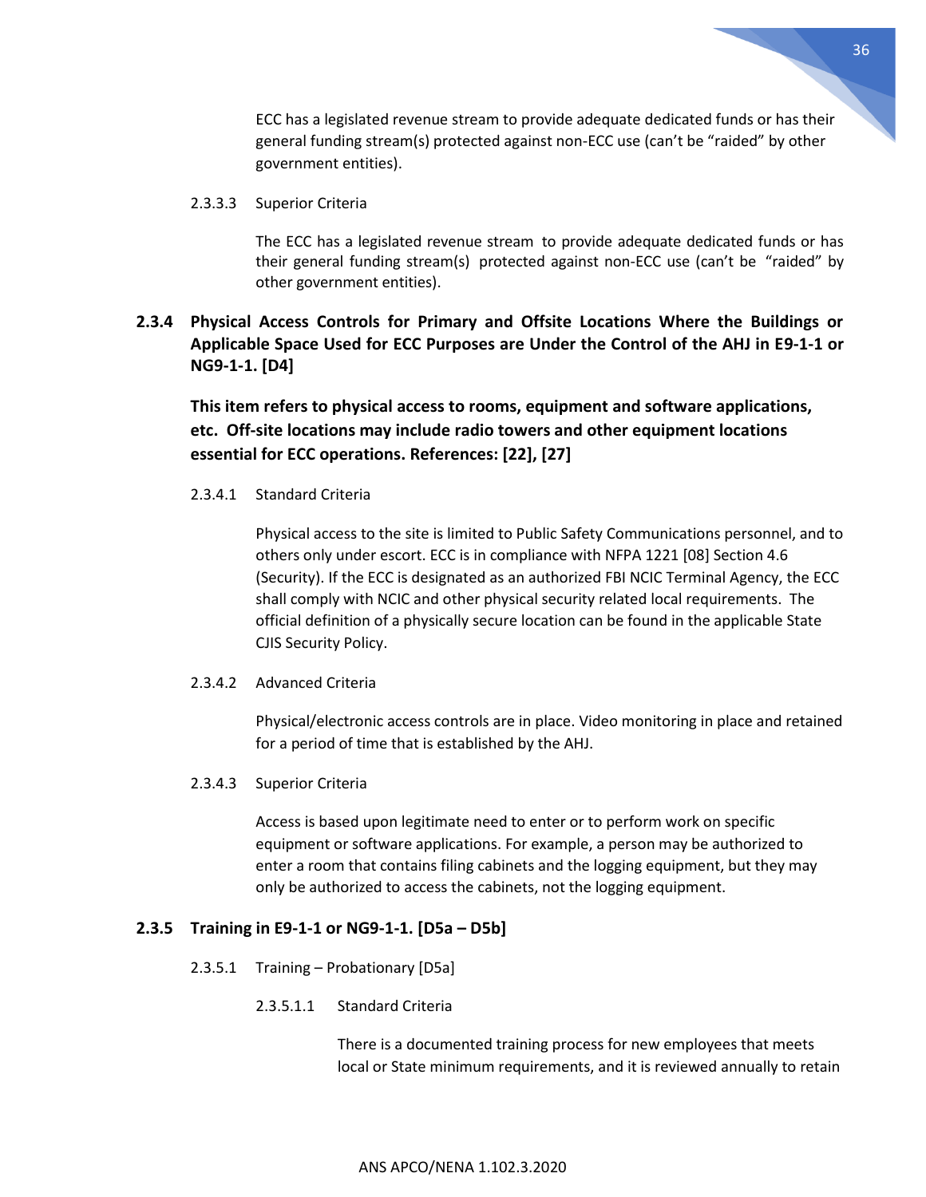ECC has a legislated revenue stream to provide adequate dedicated funds or has their general funding stream(s) protected against non-ECC use (can't be "raided" by other government entities).

2.3.3.3 Superior Criteria

The ECC has a legislated revenue stream to provide adequate dedicated funds or has their general funding stream(s) protected against non-ECC use (can't be "raided" by other government entities).

### 2.3.4 Physical Access Controls for Primary and Offsite Locations Where the Buildings or Applicable Space Used for ECC Purposes are Under the Control of the AHJ in E9-1-1 or NG9-1-1. [D4]

**This item refers to physical access to rooms, equipment and software applications, etc. Off-site locations may include radio towers and other equipment locations essential for ECC operations. References: [22], [27]**

2.3.4.1 Standard Criteria

Physical access to the site is limited to Public Safety Communications personnel, and to others only under escort. ECC is in compliance with NFPA 1221 [08] Section 4.6 (Security). If the ECC is designated as an authorized FBI NCIC Terminal Agency, the ECC shall comply with NCIC and other physical security related local requirements. The official definition of a physically secure location can be found in the applicable State CJIS Security Policy.

2.3.4.2 Advanced Criteria

Physical/electronic access controls are in place. Video monitoring in place and retained for a period of time that is established by the AHJ.

2.3.4.3 Superior Criteria

Access is based upon legitimate need to enter or to perform work on specific equipment or software applications. For example, a person may be authorized to enter a room that contains filing cabinets and the logging equipment, but they may only be authorized to access the cabinets, not the logging equipment.

### 2.3.5 Training in E9-1-1 or NG9-1-1. [D5a – D5b]

2.3.5.1 Training – Probationary [D5a]

2.3.5.1.1 Standard Criteria

There is a documented training process for new employees that meets local or State minimum requirements, and it is reviewed annually to retain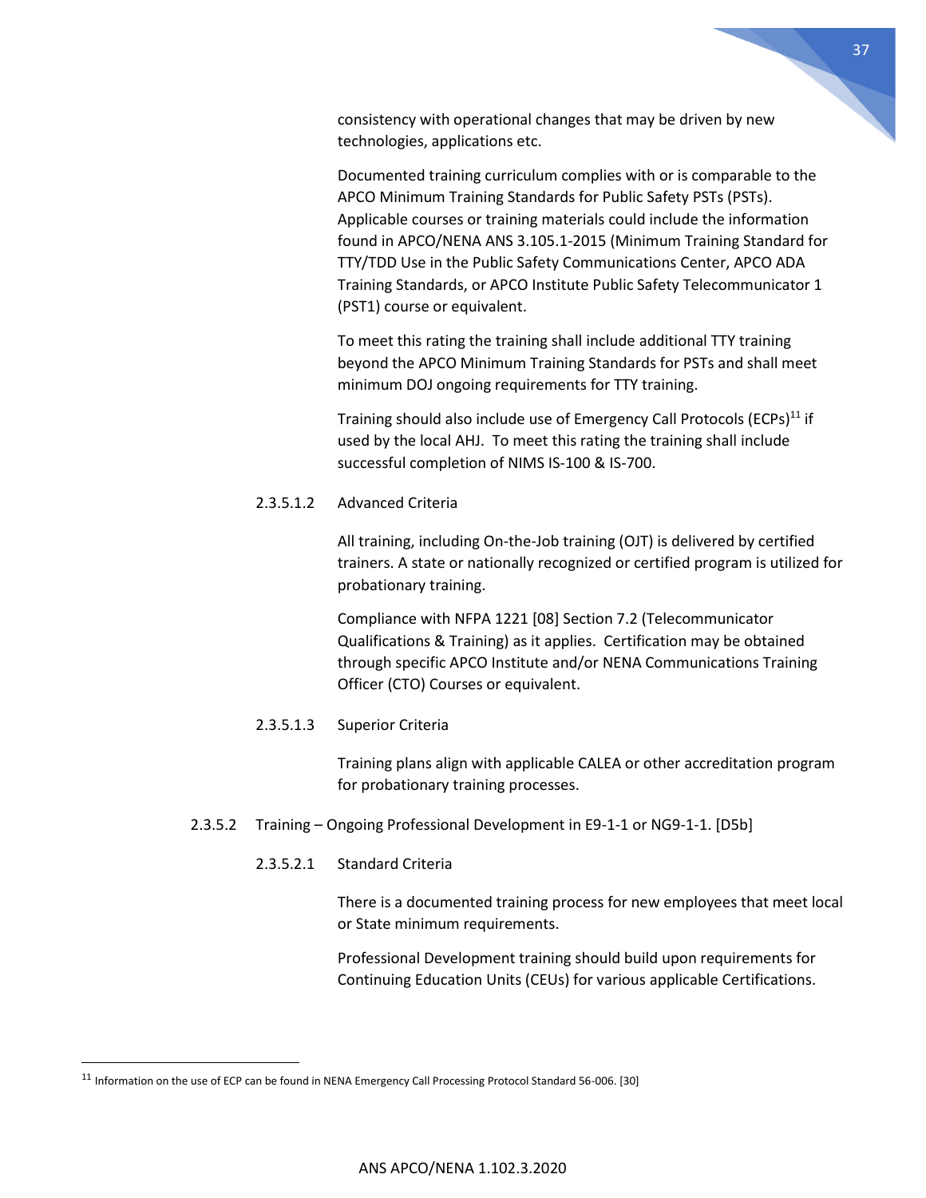consistency with operational changes that may be driven by new technologies, applications etc.

Documented training curriculum complies with or is comparable to the APCO Minimum Training Standards for Public Safety PSTs (PSTs). Applicable courses or training materials could include the information found in APCO/NENA ANS 3.105.1-2015 (Minimum Training Standard for TTY/TDD Use in the Public Safety Communications Center, APCO ADA Training Standards, or APCO Institute Public Safety Telecommunicator 1 (PST1) course or equivalent.

To meet this rating the training shall include additional TTY training beyond the APCO Minimum Training Standards for PSTs and shall meet minimum DOJ ongoing requirements for TTY training.

Training should also include use of Emergency Call Protocols (ECPs)[11] if used by the local AHJ. To meet this rating the training shall include successful completion of NIMS IS-100 & IS-700.

#### 2.3.5.1.2 Advanced Criteria

All training, including On-the-Job training (OJT) is delivered by certified trainers. A state or nationally recognized or certified program is utilized for probationary training.

Compliance with NFPA 1221 [08] Section 7.2 (Telecommunicator Qualifications & Training) as it applies. Certification may be obtained through specific APCO Institute and/or NENA Communications Training Officer (CTO) Courses or equivalent.

#### 2.3.5.1.3 Superior Criteria

Training plans align with applicable CALEA or other accreditation program for probationary training processes.

### 2.3.5.2 Training – Ongoing Professional Development in E9-1-1 or NG9-1-1. [D5b]

#### 2.3.5.2.1 Standard Criteria

There is a documented training process for new employees that meet local or State minimum requirements.

Professional Development training should build upon requirements for Continuing Education Units (CEUs) for various applicable Certifications.

---

[11] Information on the use of ECP can be found in NENA Emergency Call Processing Protocol Standard 56-006. [30]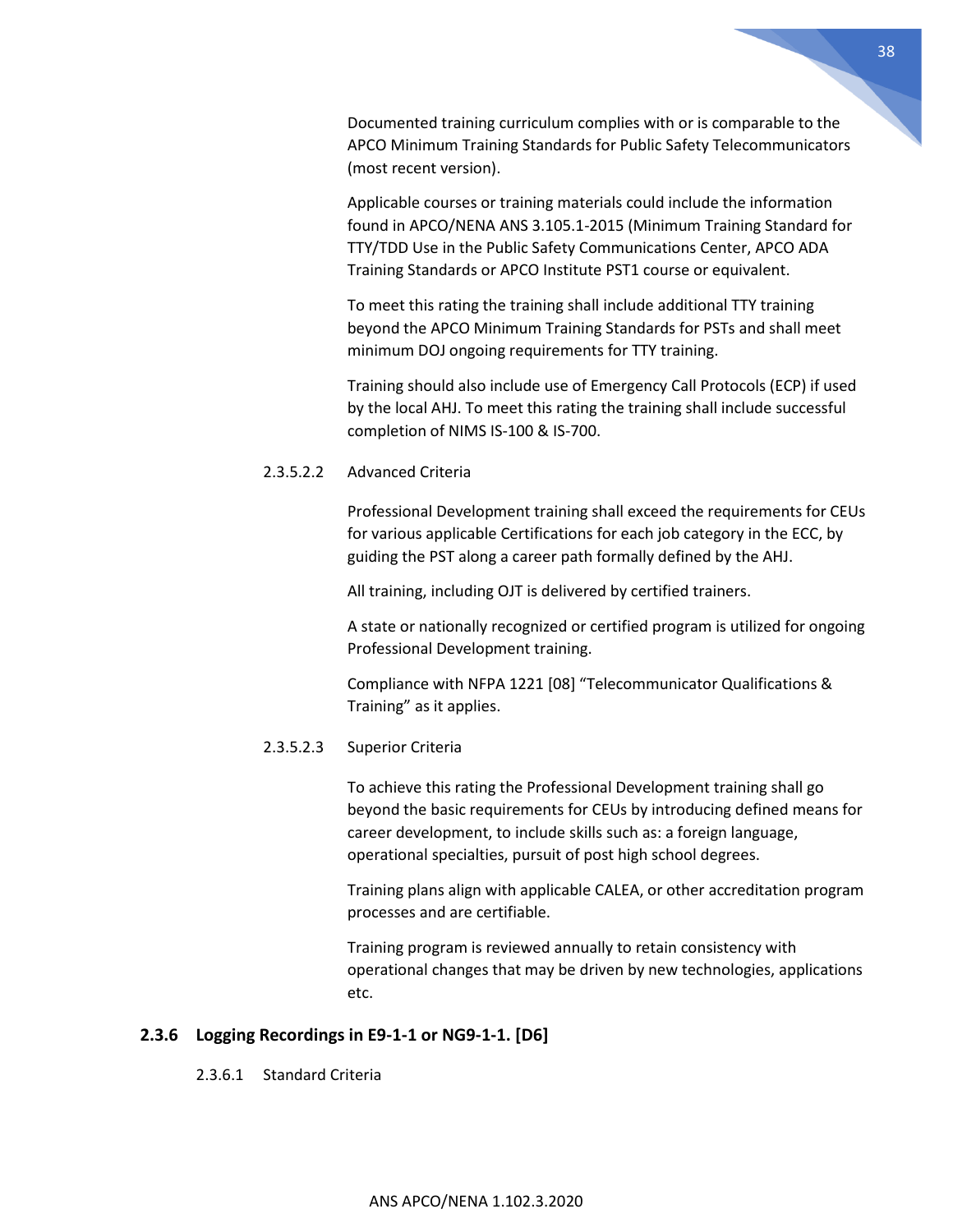Documented training curriculum complies with or is comparable to the APCO Minimum Training Standards for Public Safety Telecommunicators (most recent version).

Applicable courses or training materials could include the information found in APCO/NENA ANS 3.105.1-2015 (Minimum Training Standard for TTY/TDD Use in the Public Safety Communications Center, APCO ADA Training Standards or APCO Institute PST1 course or equivalent.

To meet this rating the training shall include additional TTY training beyond the APCO Minimum Training Standards for PSTs and shall meet minimum DOJ ongoing requirements for TTY training.

Training should also include use of Emergency Call Protocols (ECP) if used by the local AHJ. To meet this rating the training shall include successful completion of NIMS IS-100 & IS-700.

2.3.5.2.2 Advanced Criteria

Professional Development training shall exceed the requirements for CEUs for various applicable Certifications for each job category in the ECC, by guiding the PST along a career path formally defined by the AHJ.

All training, including OJT is delivered by certified trainers.

A state or nationally recognized or certified program is utilized for ongoing Professional Development training.

Compliance with NFPA 1221 [08] "Telecommunicator Qualifications & Training" as it applies.

2.3.5.2.3 Superior Criteria

To achieve this rating the Professional Development training shall go beyond the basic requirements for CEUs by introducing defined means for career development, to include skills such as: a foreign language, operational specialties, pursuit of post high school degrees.

Training plans align with applicable CALEA, or other accreditation program processes and are certifiable.

Training program is reviewed annually to retain consistency with operational changes that may be driven by new technologies, applications etc.

### 2.3.6 Logging Recordings in E9-1-1 or NG9-1-1. [D6]

2.3.6.1 Standard Criteria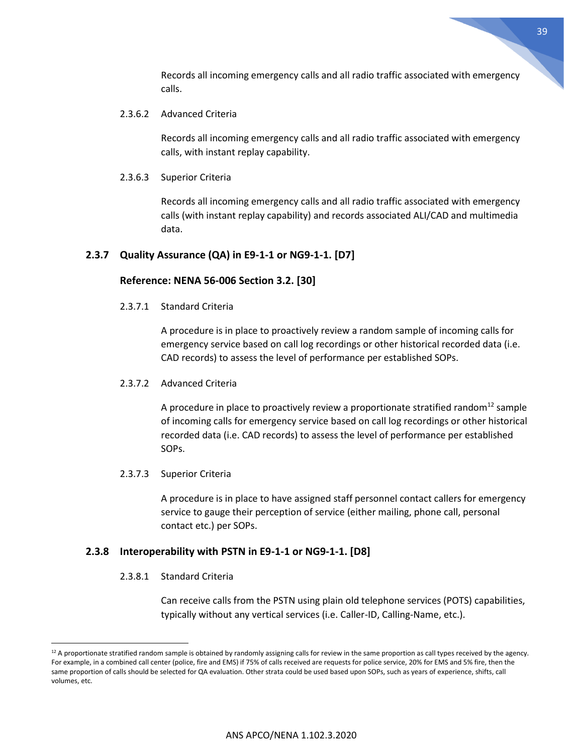Records all incoming emergency calls and all radio traffic associated with emergency calls.

2.3.6.2 Advanced Criteria

Records all incoming emergency calls and all radio traffic associated with emergency calls, with instant replay capability.

2.3.6.3 Superior Criteria

Records all incoming emergency calls and all radio traffic associated with emergency calls (with instant replay capability) and records associated ALI/CAD and multimedia data.

### 2.3.7 Quality Assurance (QA) in E9-1-1 or NG9-1-1. [D7]

**Reference: NENA 56-006 Section 3.2. [30]**

2.3.7.1 Standard Criteria

A procedure is in place to proactively review a random sample of incoming calls for emergency service based on call log recordings or other historical recorded data (i.e. CAD records) to assess the level of performance per established SOPs.

2.3.7.2 Advanced Criteria

A procedure in place to proactively review a proportionate stratified random[12] sample of incoming calls for emergency service based on call log recordings or other historical recorded data (i.e. CAD records) to assess the level of performance per established SOPs.

2.3.7.3 Superior Criteria

A procedure is in place to have assigned staff personnel contact callers for emergency service to gauge their perception of service (either mailing, phone call, personal contact etc.) per SOPs.

### 2.3.8 Interoperability with PSTN in E9-1-1 or NG9-1-1. [D8]

2.3.8.1 Standard Criteria

Can receive calls from the PSTN using plain old telephone services (POTS) capabilities, typically without any vertical services (i.e. Caller-ID, Calling-Name, etc.).

---

[12] A proportionate stratified random sample is obtained by randomly assigning calls for review in the same proportion as call types received by the agency. For example, in a combined call center (police, fire and EMS) if 75% of calls received are requests for police service, 20% for EMS and 5% fire, then the same proportion of calls should be selected for QA evaluation. Other strata could be used based upon SOPs, such as years of experience, shifts, call volumes, etc.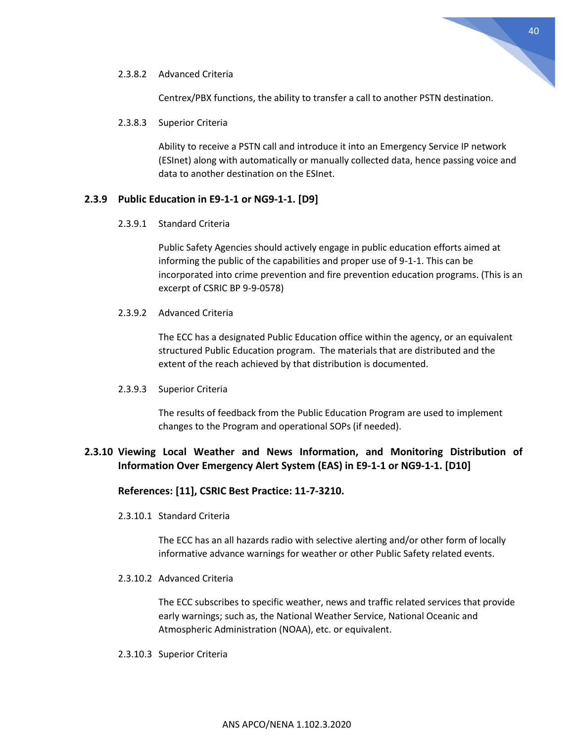2.3.8.2 Advanced Criteria

Centrex/PBX functions, the ability to transfer a call to another PSTN destination.

2.3.8.3 Superior Criteria

Ability to receive a PSTN call and introduce it into an Emergency Service IP network (ESInet) along with automatically or manually collected data, hence passing voice and data to another destination on the ESInet.

### 2.3.9 Public Education in E9-1-1 or NG9-1-1. [D9]

2.3.9.1 Standard Criteria

Public Safety Agencies should actively engage in public education efforts aimed at informing the public of the capabilities and proper use of 9-1-1. This can be incorporated into crime prevention and fire prevention education programs. (This is an excerpt of CSRIC BP 9-9-0578)

2.3.9.2 Advanced Criteria

The ECC has a designated Public Education office within the agency, or an equivalent structured Public Education program. The materials that are distributed and the extent of the reach achieved by that distribution is documented.

2.3.9.3 Superior Criteria

The results of feedback from the Public Education Program are used to implement changes to the Program and operational SOPs (if needed).

### 2.3.10 Viewing Local Weather and News Information, and Monitoring Distribution of Information Over Emergency Alert System (EAS) in E9-1-1 or NG9-1-1. [D10]

**References: [11], CSRIC Best Practice: 11-7-3210.**

2.3.10.1 Standard Criteria

The ECC has an all hazards radio with selective alerting and/or other form of locally informative advance warnings for weather or other Public Safety related events.

2.3.10.2 Advanced Criteria

The ECC subscribes to specific weather, news and traffic related services that provide early warnings; such as, the National Weather Service, National Oceanic and Atmospheric Administration (NOAA), etc. or equivalent.

2.3.10.3 Superior Criteria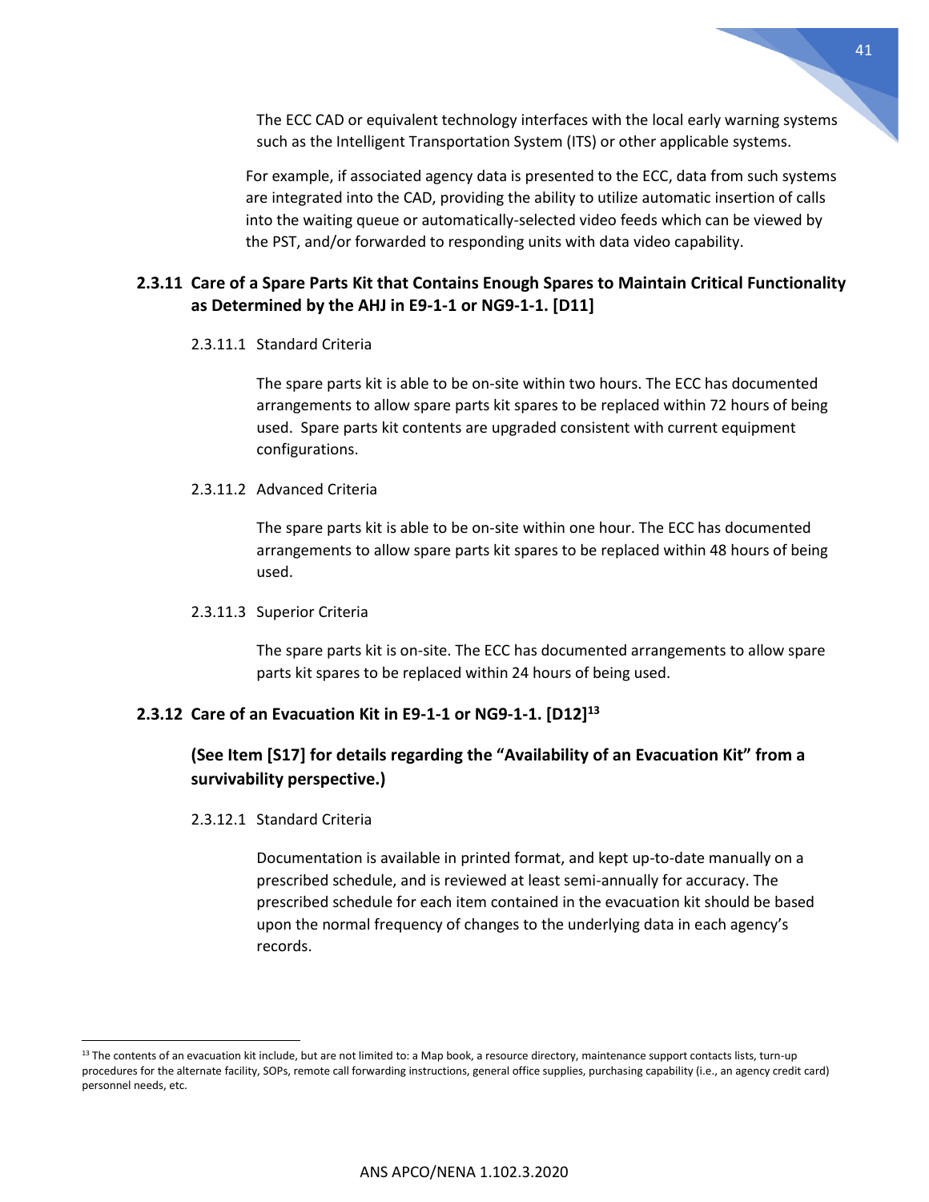The ECC CAD or equivalent technology interfaces with the local early warning systems such as the Intelligent Transportation System (ITS) or other applicable systems.

For example, if associated agency data is presented to the ECC, data from such systems are integrated into the CAD, providing the ability to utilize automatic insertion of calls into the waiting queue or automatically-selected video feeds which can be viewed by the PST, and/or forwarded to responding units with data video capability.

### 2.3.11 Care of a Spare Parts Kit that Contains Enough Spares to Maintain Critical Functionality as Determined by the AHJ in E9-1-1 or NG9-1-1. [D11]

2.3.11.1 Standard Criteria

The spare parts kit is able to be on-site within two hours. The ECC has documented arrangements to allow spare parts kit spares to be replaced within 72 hours of being used. Spare parts kit contents are upgraded consistent with current equipment configurations.

2.3.11.2 Advanced Criteria

The spare parts kit is able to be on-site within one hour. The ECC has documented arrangements to allow spare parts kit spares to be replaced within 48 hours of being used.

2.3.11.3 Superior Criteria

The spare parts kit is on-site. The ECC has documented arrangements to allow spare parts kit spares to be replaced within 24 hours of being used.

### 2.3.12 Care of an Evacuation Kit in E9-1-1 or NG9-1-1. [D12][13]

**(See Item [S17] for details regarding the "Availability of an Evacuation Kit" from a survivability perspective.)**

2.3.12.1 Standard Criteria

Documentation is available in printed format, and kept up-to-date manually on a prescribed schedule, and is reviewed at least semi-annually for accuracy. The prescribed schedule for each item contained in the evacuation kit should be based upon the normal frequency of changes to the underlying data in each agency's records.

---

[13] The contents of an evacuation kit include, but are not limited to: a Map book, a resource directory, maintenance support contacts lists, turn-up procedures for the alternate facility, SOPs, remote call forwarding instructions, general office supplies, purchasing capability (i.e., an agency credit card) personnel needs, etc.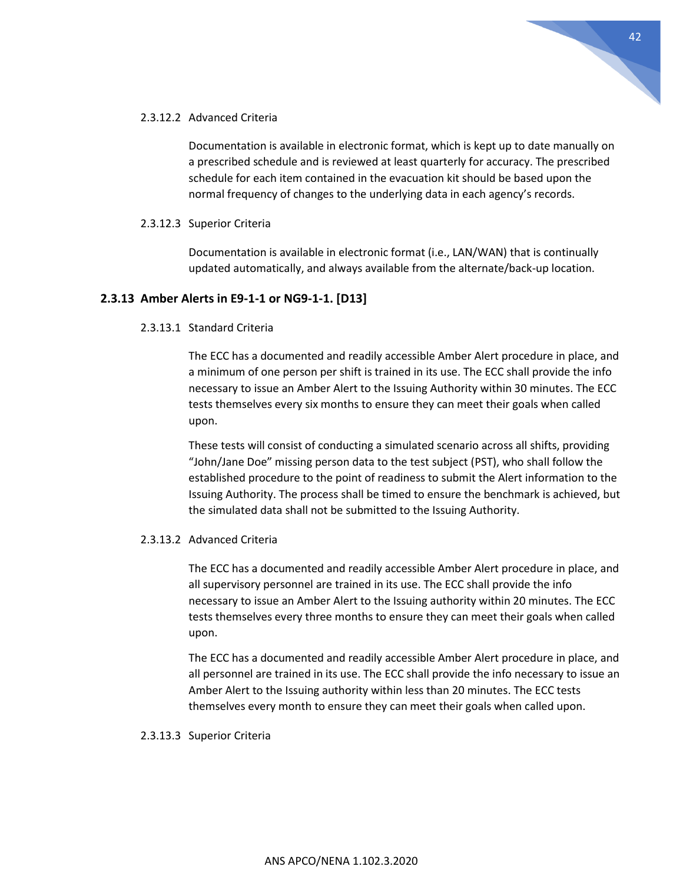2.3.12.2 Advanced Criteria

Documentation is available in electronic format, which is kept up to date manually on a prescribed schedule and is reviewed at least quarterly for accuracy. The prescribed schedule for each item contained in the evacuation kit should be based upon the normal frequency of changes to the underlying data in each agency's records.

2.3.12.3 Superior Criteria

Documentation is available in electronic format (i.e., LAN/WAN) that is continually updated automatically, and always available from the alternate/back-up location.

### 2.3.13 Amber Alerts in E9-1-1 or NG9-1-1. [D13]

2.3.13.1 Standard Criteria

The ECC has a documented and readily accessible Amber Alert procedure in place, and a minimum of one person per shift is trained in its use. The ECC shall provide the info necessary to issue an Amber Alert to the Issuing Authority within 30 minutes. The ECC tests themselves every six months to ensure they can meet their goals when called upon.

These tests will consist of conducting a simulated scenario across all shifts, providing "John/Jane Doe" missing person data to the test subject (PST), who shall follow the established procedure to the point of readiness to submit the Alert information to the Issuing Authority. The process shall be timed to ensure the benchmark is achieved, but the simulated data shall not be submitted to the Issuing Authority.

2.3.13.2 Advanced Criteria

The ECC has a documented and readily accessible Amber Alert procedure in place, and all supervisory personnel are trained in its use. The ECC shall provide the info necessary to issue an Amber Alert to the Issuing authority within 20 minutes. The ECC tests themselves every three months to ensure they can meet their goals when called upon.

The ECC has a documented and readily accessible Amber Alert procedure in place, and all personnel are trained in its use. The ECC shall provide the info necessary to issue an Amber Alert to the Issuing authority within less than 20 minutes. The ECC tests themselves every month to ensure they can meet their goals when called upon.

2.3.13.3 Superior Criteria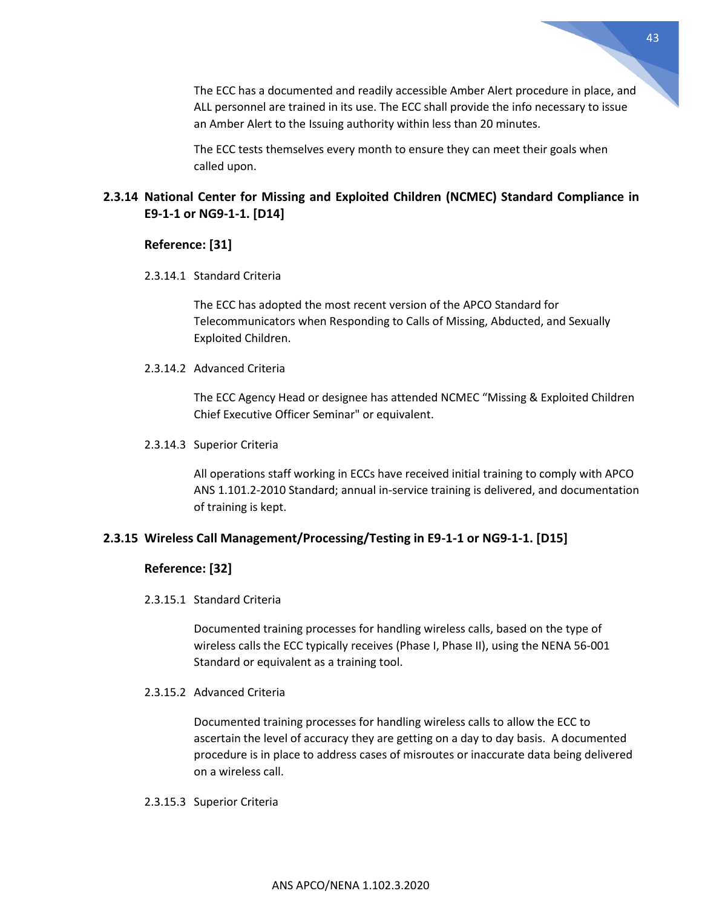The ECC has a documented and readily accessible Amber Alert procedure in place, and ALL personnel are trained in its use. The ECC shall provide the info necessary to issue an Amber Alert to the Issuing authority within less than 20 minutes.

The ECC tests themselves every month to ensure they can meet their goals when called upon.

### 2.3.14 National Center for Missing and Exploited Children (NCMEC) Standard Compliance in E9-1-1 or NG9-1-1. [D14]

**Reference: [31]**

2.3.14.1 Standard Criteria

The ECC has adopted the most recent version of the APCO Standard for Telecommunicators when Responding to Calls of Missing, Abducted, and Sexually Exploited Children.

2.3.14.2 Advanced Criteria

The ECC Agency Head or designee has attended NCMEC "Missing & Exploited Children Chief Executive Officer Seminar" or equivalent.

2.3.14.3 Superior Criteria

All operations staff working in ECCs have received initial training to comply with APCO ANS 1.101.2-2010 Standard; annual in-service training is delivered, and documentation of training is kept.

### 2.3.15 Wireless Call Management/Processing/Testing in E9-1-1 or NG9-1-1. [D15]

**Reference: [32]**

2.3.15.1 Standard Criteria

Documented training processes for handling wireless calls, based on the type of wireless calls the ECC typically receives (Phase I, Phase II), using the NENA 56-001 Standard or equivalent as a training tool.

2.3.15.2 Advanced Criteria

Documented training processes for handling wireless calls to allow the ECC to ascertain the level of accuracy they are getting on a day to day basis. A documented procedure is in place to address cases of misroutes or inaccurate data being delivered on a wireless call.

2.3.15.3 Superior Criteria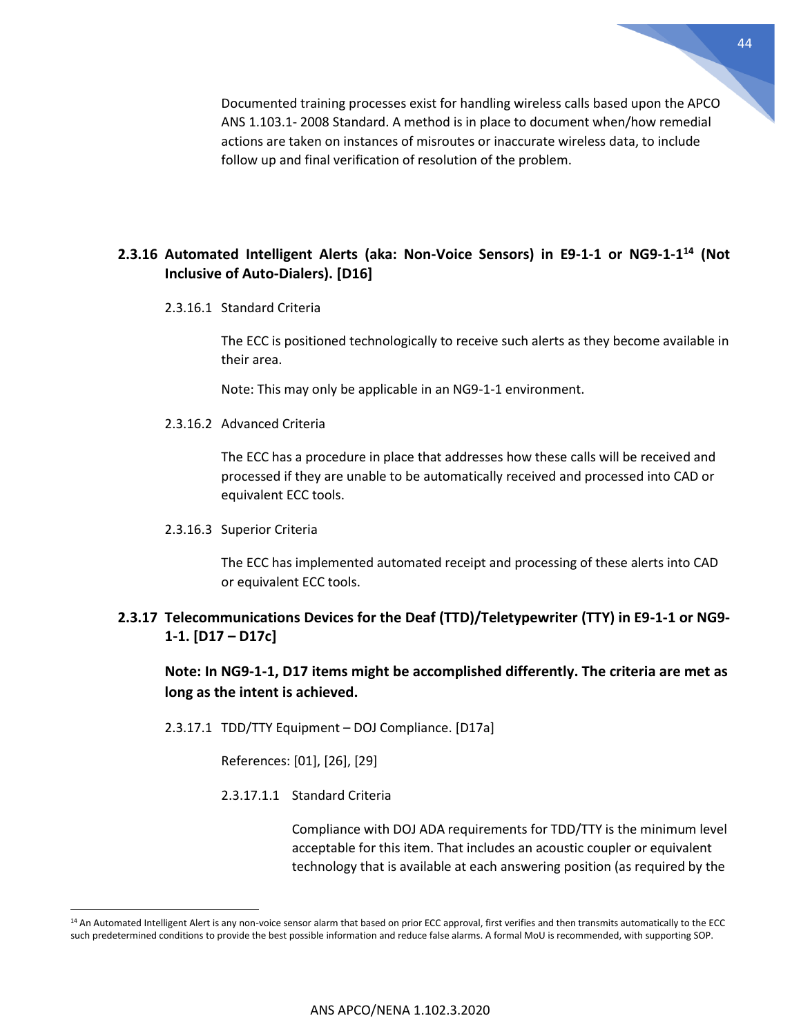Documented training processes exist for handling wireless calls based upon the APCO ANS 1.103.1- 2008 Standard. A method is in place to document when/how remedial actions are taken on instances of misroutes or inaccurate wireless data, to include follow up and final verification of resolution of the problem.

### 2.3.16 Automated Intelligent Alerts (aka: Non-Voice Sensors) in E9-1-1 or NG9-1-1[14] (Not Inclusive of Auto-Dialers). [D16]

2.3.16.1 Standard Criteria

The ECC is positioned technologically to receive such alerts as they become available in their area.

Note: This may only be applicable in an NG9-1-1 environment.

2.3.16.2 Advanced Criteria

The ECC has a procedure in place that addresses how these calls will be received and processed if they are unable to be automatically received and processed into CAD or equivalent ECC tools.

2.3.16.3 Superior Criteria

The ECC has implemented automated receipt and processing of these alerts into CAD or equivalent ECC tools.

### 2.3.17 Telecommunications Devices for the Deaf (TTD)/Teletypewriter (TTY) in E9-1-1 or NG9-1-1. [D17 – D17c]

**Note: In NG9-1-1, D17 items might be accomplished differently. The criteria are met as long as the intent is achieved.**

2.3.17.1 TDD/TTY Equipment – DOJ Compliance. [D17a]

References: [01], [26], [29]

2.3.17.1.1 Standard Criteria

Compliance with DOJ ADA requirements for TDD/TTY is the minimum level acceptable for this item. That includes an acoustic coupler or equivalent technology that is available at each answering position (as required by the

[14] An Automated Intelligent Alert is any non-voice sensor alarm that based on prior ECC approval, first verifies and then transmits automatically to the ECC such predetermined conditions to provide the best possible information and reduce false alarms. A formal MoU is recommended, with supporting SOP.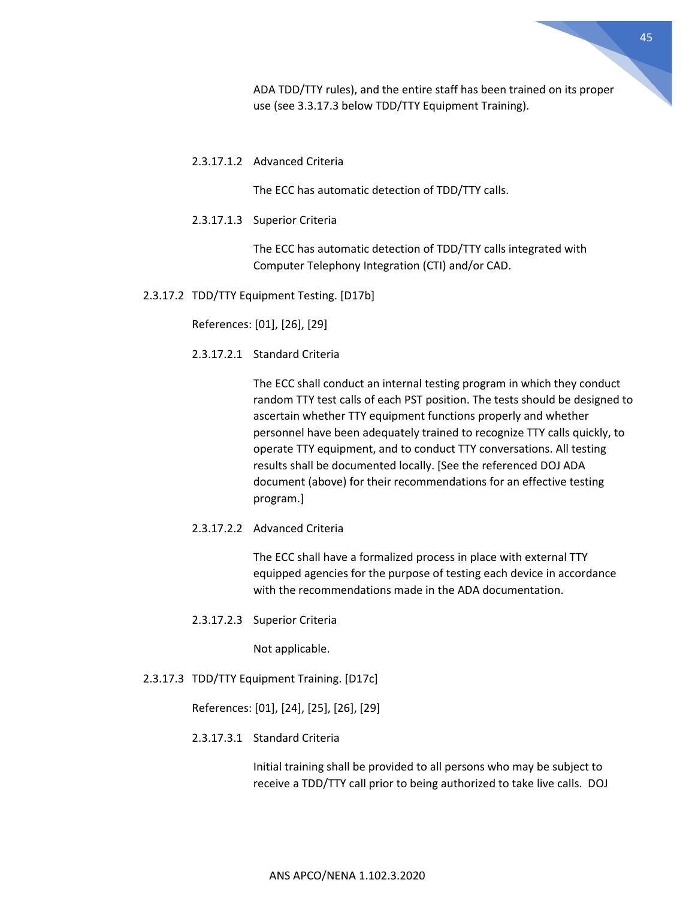ADA TDD/TTY rules), and the entire staff has been trained on its proper use (see 3.3.17.3 below TDD/TTY Equipment Training).

##### 2.3.17.1.2 Advanced Criteria

The ECC has automatic detection of TDD/TTY calls.

##### 2.3.17.1.3 Superior Criteria

The ECC has automatic detection of TDD/TTY calls integrated with Computer Telephony Integration (CTI) and/or CAD.

#### 2.3.17.2 TDD/TTY Equipment Testing. [D17b]

References: [01], [26], [29]

##### 2.3.17.2.1 Standard Criteria

The ECC shall conduct an internal testing program in which they conduct random TTY test calls of each PST position. The tests should be designed to ascertain whether TTY equipment functions properly and whether personnel have been adequately trained to recognize TTY calls quickly, to operate TTY equipment, and to conduct TTY conversations. All testing results shall be documented locally. [See the referenced DOJ ADA document (above) for their recommendations for an effective testing program.]

##### 2.3.17.2.2 Advanced Criteria

The ECC shall have a formalized process in place with external TTY equipped agencies for the purpose of testing each device in accordance with the recommendations made in the ADA documentation.

##### 2.3.17.2.3 Superior Criteria

Not applicable.

#### 2.3.17.3 TDD/TTY Equipment Training. [D17c]

References: [01], [24], [25], [26], [29]

##### 2.3.17.3.1 Standard Criteria

Initial training shall be provided to all persons who may be subject to receive a TDD/TTY call prior to being authorized to take live calls. DOJ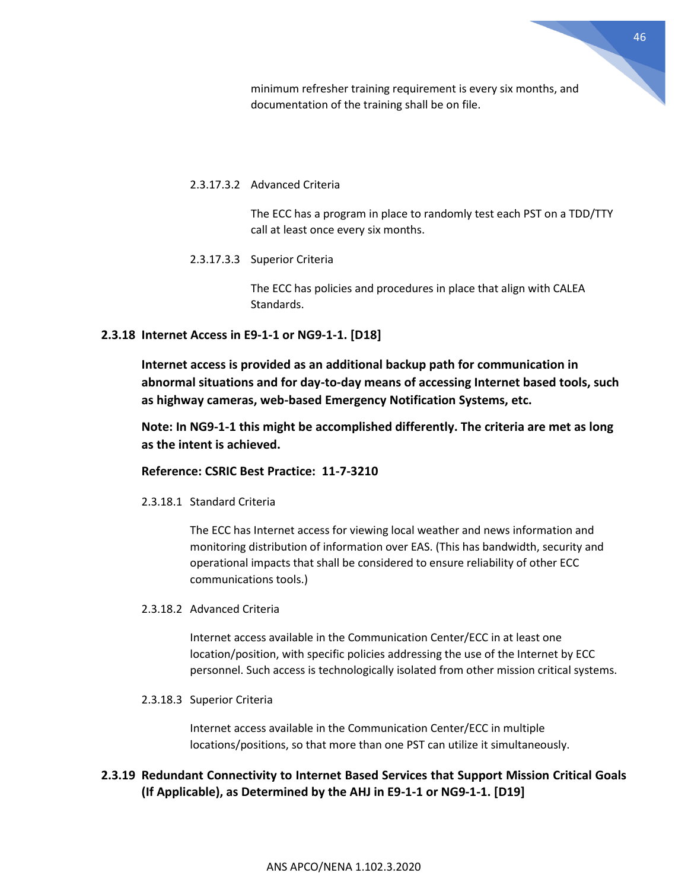minimum refresher training requirement is every six months, and documentation of the training shall be on file.

2.3.17.3.2 Advanced Criteria

The ECC has a program in place to randomly test each PST on a TDD/TTY call at least once every six months.

2.3.17.3.3 Superior Criteria

The ECC has policies and procedures in place that align with CALEA Standards.

### 2.3.18 Internet Access in E9-1-1 or NG9-1-1. [D18]

**Internet access is provided as an additional backup path for communication in abnormal situations and for day-to-day means of accessing Internet based tools, such as highway cameras, web-based Emergency Notification Systems, etc.**

**Note: In NG9-1-1 this might be accomplished differently. The criteria are met as long as the intent is achieved.**

**Reference: CSRIC Best Practice: 11-7-3210**

2.3.18.1 Standard Criteria

The ECC has Internet access for viewing local weather and news information and monitoring distribution of information over EAS. (This has bandwidth, security and operational impacts that shall be considered to ensure reliability of other ECC communications tools.)

2.3.18.2 Advanced Criteria

Internet access available in the Communication Center/ECC in at least one location/position, with specific policies addressing the use of the Internet by ECC personnel. Such access is technologically isolated from other mission critical systems.

2.3.18.3 Superior Criteria

Internet access available in the Communication Center/ECC in multiple locations/positions, so that more than one PST can utilize it simultaneously.

### 2.3.19 Redundant Connectivity to Internet Based Services that Support Mission Critical Goals (If Applicable), as Determined by the AHJ in E9-1-1 or NG9-1-1. [D19]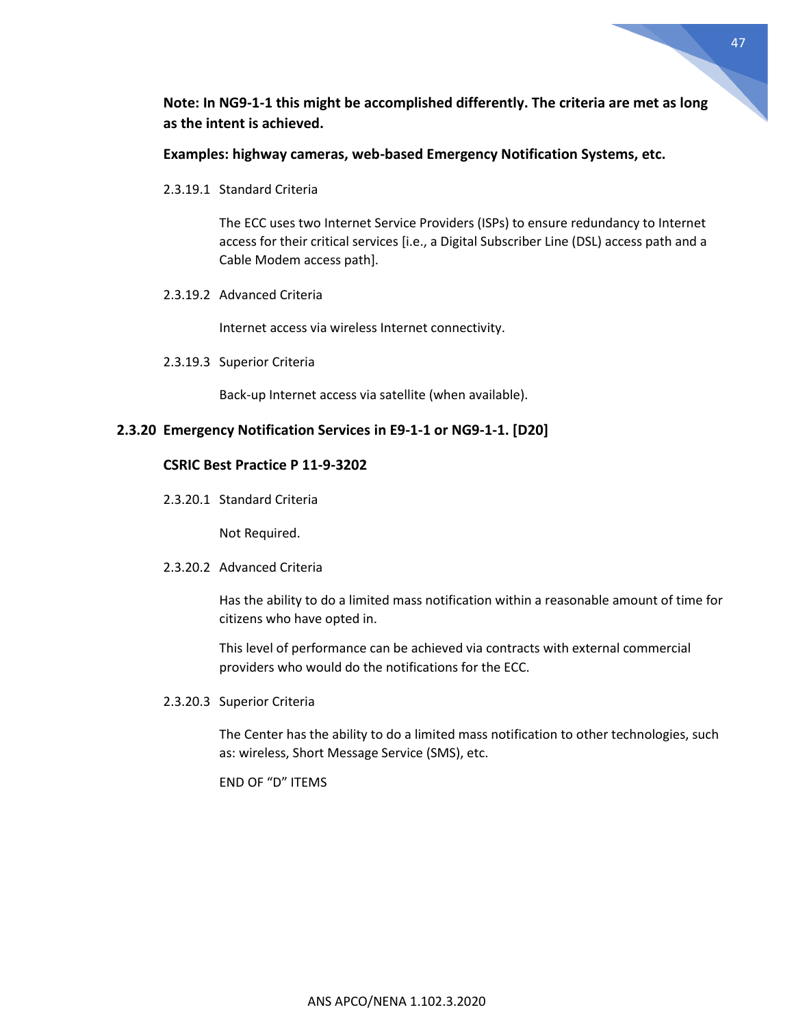**Note: In NG9-1-1 this might be accomplished differently. The criteria are met as long as the intent is achieved.**

**Examples: highway cameras, web-based Emergency Notification Systems, etc.**

2.3.19.1 Standard Criteria

The ECC uses two Internet Service Providers (ISPs) to ensure redundancy to Internet access for their critical services [i.e., a Digital Subscriber Line (DSL) access path and a Cable Modem access path].

2.3.19.2 Advanced Criteria

Internet access via wireless Internet connectivity.

2.3.19.3 Superior Criteria

Back-up Internet access via satellite (when available).

### 2.3.20 Emergency Notification Services in E9-1-1 or NG9-1-1. [D20]

**CSRIC Best Practice P 11-9-3202**

2.3.20.1 Standard Criteria

Not Required.

2.3.20.2 Advanced Criteria

Has the ability to do a limited mass notification within a reasonable amount of time for citizens who have opted in.

This level of performance can be achieved via contracts with external commercial providers who would do the notifications for the ECC.

2.3.20.3 Superior Criteria

The Center has the ability to do a limited mass notification to other technologies, such as: wireless, Short Message Service (SMS), etc.

END OF "D" ITEMS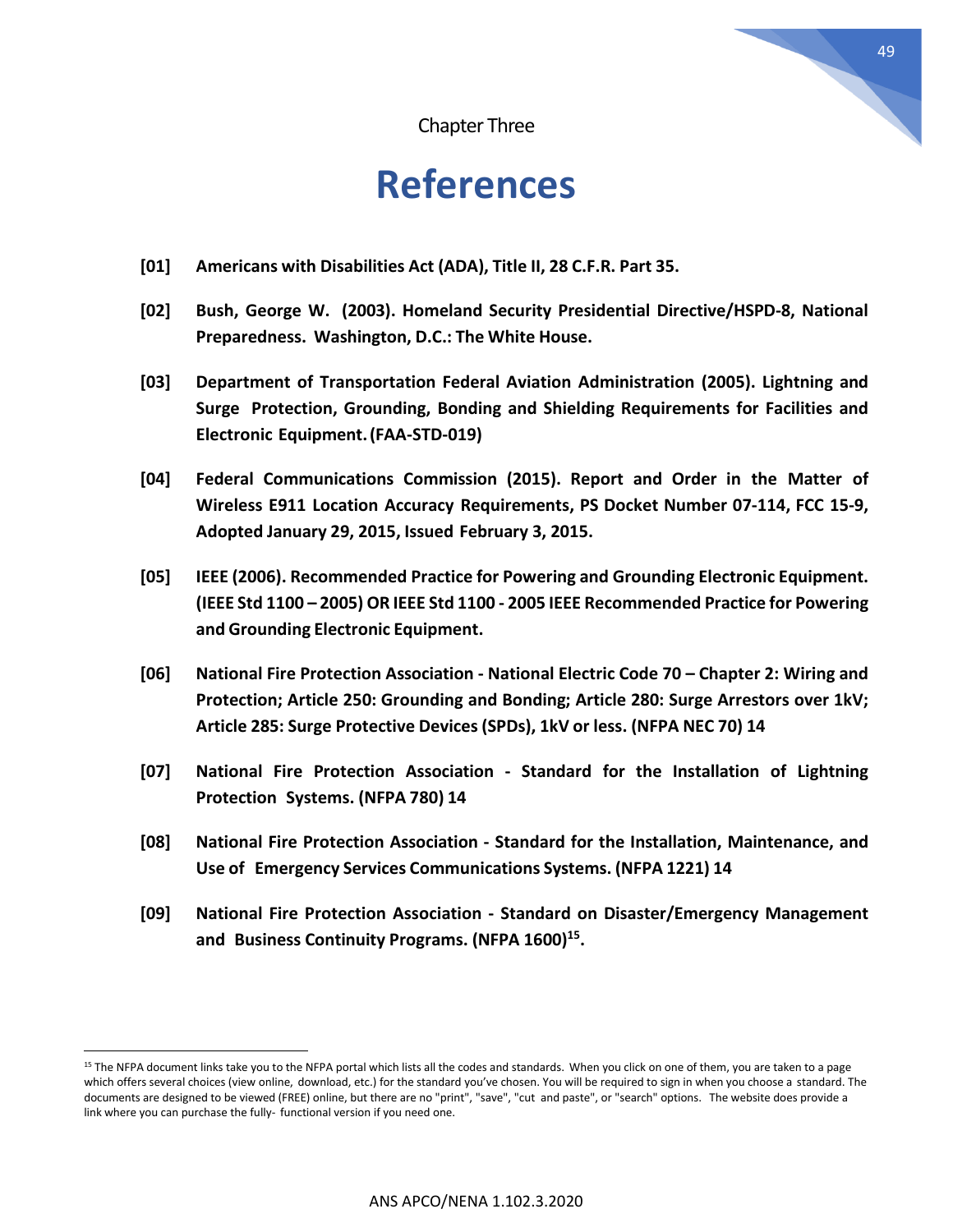Chapter Three

# References

**[01] Americans with Disabilities Act (ADA), Title II, 28 C.F.R. Part 35.**

**[02] Bush, George W. (2003). Homeland Security Presidential Directive/HSPD-8, National Preparedness. Washington, D.C.: The White House.**

**[03] Department of Transportation Federal Aviation Administration (2005). Lightning and Surge Protection, Grounding, Bonding and Shielding Requirements for Facilities and Electronic Equipment. (FAA-STD-019)**

**[04] Federal Communications Commission (2015). Report and Order in the Matter of Wireless E911 Location Accuracy Requirements, PS Docket Number 07-114, FCC 15-9, Adopted January 29, 2015, Issued February 3, 2015.**

**[05] IEEE (2006). Recommended Practice for Powering and Grounding Electronic Equipment. (IEEE Std 1100 – 2005) OR IEEE Std 1100 - 2005 IEEE Recommended Practice for Powering and Grounding Electronic Equipment.**

**[06] National Fire Protection Association - National Electric Code 70 – Chapter 2: Wiring and Protection; Article 250: Grounding and Bonding; Article 280: Surge Arrestors over 1kV; Article 285: Surge Protective Devices (SPDs), 1kV or less. (NFPA NEC 70) 14**

**[07] National Fire Protection Association - Standard for the Installation of Lightning Protection Systems. (NFPA 780) 14**

**[08] National Fire Protection Association - Standard for the Installation, Maintenance, and Use of Emergency Services Communications Systems. (NFPA 1221) 14**

**[09] National Fire Protection Association - Standard on Disaster/Emergency Management and Business Continuity Programs. (NFPA 1600)[15].**

---

[15] The NFPA document links take you to the NFPA portal which lists all the codes and standards. When you click on one of them, you are taken to a page which offers several choices (view online, download, etc.) for the standard you've chosen. You will be required to sign in when you choose a standard. The documents are designed to be viewed (FREE) online, but there are no "print", "save", "cut and paste", or "search" options. The website does provide a link where you can purchase the fully- functional version if you need one.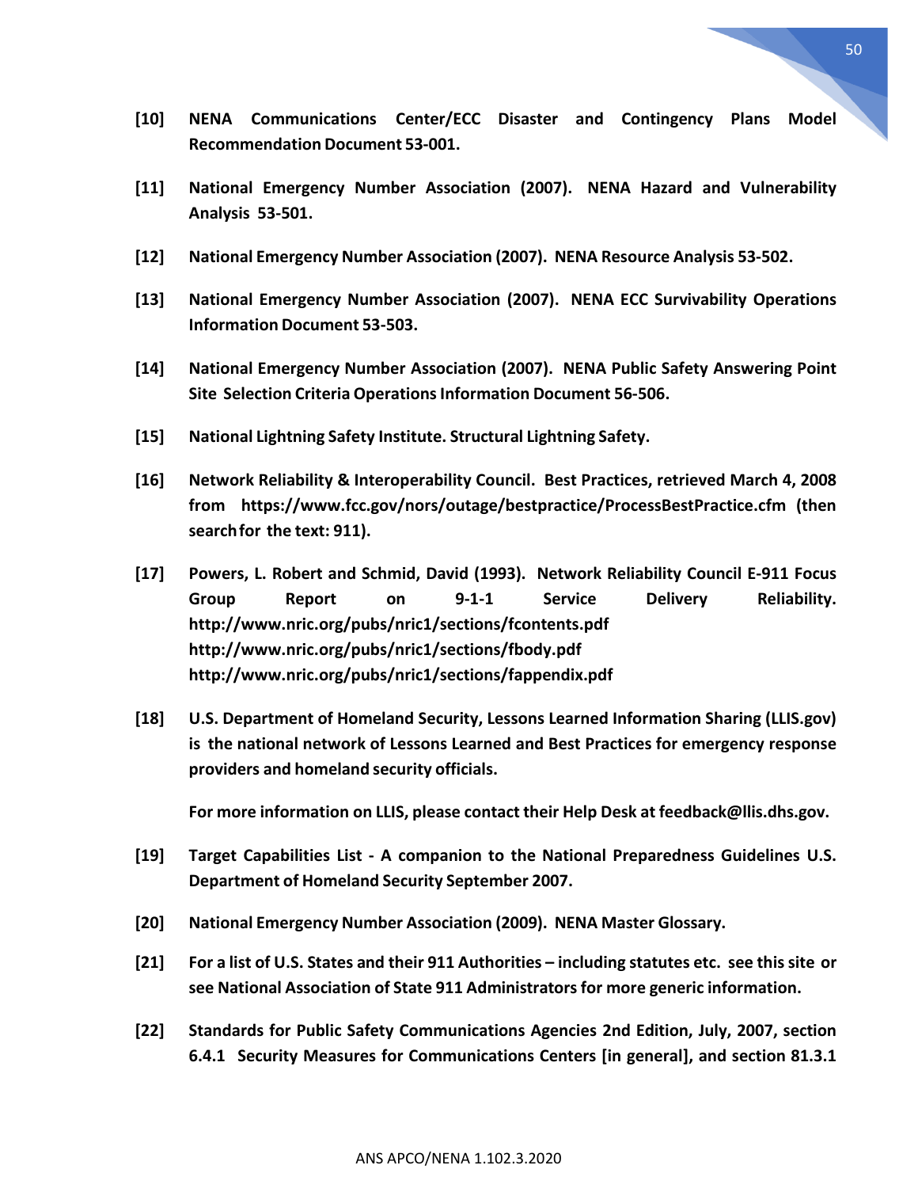**[10] NENA Communications Center/ECC Disaster and Contingency Plans Model Recommendation Document 53-001.**

**[11] National Emergency Number Association (2007). NENA Hazard and Vulnerability Analysis 53-501.**

**[12] National Emergency Number Association (2007). NENA Resource Analysis 53-502.**

**[13] National Emergency Number Association (2007). NENA ECC Survivability Operations Information Document 53-503.**

**[14] National Emergency Number Association (2007). NENA Public Safety Answering Point Site Selection Criteria Operations Information Document 56-506.**

**[15] National Lightning Safety Institute. Structural Lightning Safety.**

**[16] Network Reliability & Interoperability Council. Best Practices, retrieved March 4, 2008 from https://www.fcc.gov/nors/outage/bestpractice/ProcessBestPractice.cfm (then search for the text: 911).**

**[17] Powers, L. Robert and Schmid, David (1993). Network Reliability Council E-911 Focus Group Report on 9-1-1 Service Delivery Reliability. http://www.nric.org/pubs/nric1/sections/fcontents.pdf http://www.nric.org/pubs/nric1/sections/fbody.pdf http://www.nric.org/pubs/nric1/sections/fappendix.pdf**

**[18] U.S. Department of Homeland Security, Lessons Learned Information Sharing (LLIS.gov) is the national network of Lessons Learned and Best Practices for emergency response providers and homeland security officials.**

**For more information on LLIS, please contact their Help Desk at feedback@llis.dhs.gov.**

**[19] Target Capabilities List - A companion to the National Preparedness Guidelines U.S. Department of Homeland Security September 2007.**

**[20] National Emergency Number Association (2009). NENA Master Glossary.**

**[21] For a list of U.S. States and their 911 Authorities – including statutes etc. see this site or see National Association of State 911 Administrators for more generic information.**

**[22] Standards for Public Safety Communications Agencies 2nd Edition, July, 2007, section 6.4.1 Security Measures for Communications Centers [in general], and section 81.3.1**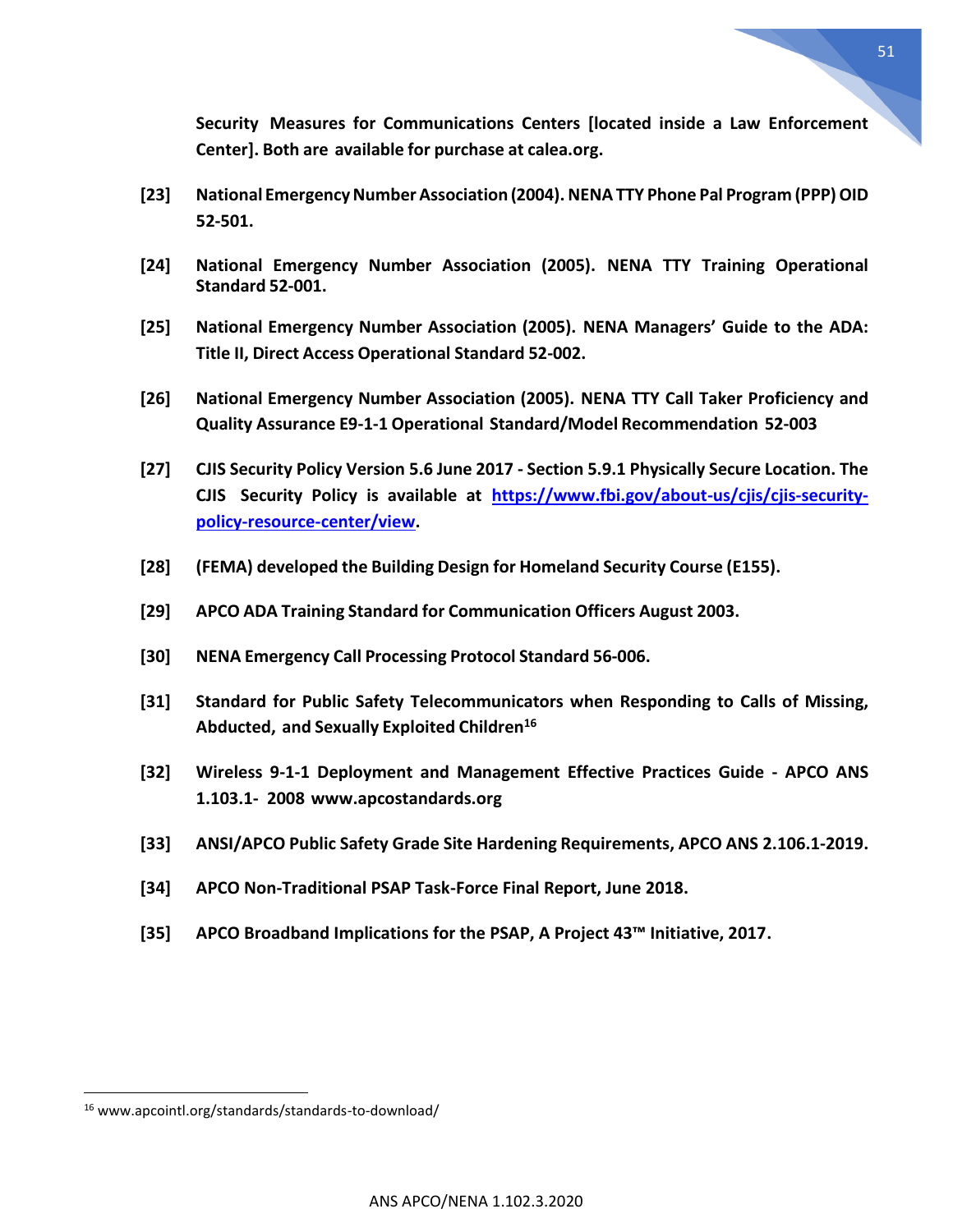**Security Measures for Communications Centers [located inside a Law Enforcement Center]. Both are available for purchase at calea.org.**

**[23]** **National Emergency Number Association (2004). NENA TTY Phone Pal Program (PPP) OID 52-501.**

**[24]** **National Emergency Number Association (2005). NENA TTY Training Operational Standard 52-001.**

**[25]** **National Emergency Number Association (2005). NENA Managers' Guide to the ADA: Title II, Direct Access Operational Standard 52-002.**

**[26]** **National Emergency Number Association (2005). NENA TTY Call Taker Proficiency and Quality Assurance E9-1-1 Operational Standard/Model Recommendation 52-003**

**[27]** **CJIS Security Policy Version 5.6 June 2017 - Section 5.9.1 Physically Secure Location. The CJIS Security Policy is available at [https://www.fbi.gov/about-us/cjis/cjis-security-policy-resource-center/view](https://www.fbi.gov/about-us/cjis/cjis-security-policy-resource-center/view).**

**[28]** **(FEMA) developed the Building Design for Homeland Security Course (E155).**

**[29]** **APCO ADA Training Standard for Communication Officers August 2003.**

**[30]** **NENA Emergency Call Processing Protocol Standard 56-006.**

**[31]** **Standard for Public Safety Telecommunicators when Responding to Calls of Missing, Abducted, and Sexually Exploited Children[16]**

**[32]** **Wireless 9-1-1 Deployment and Management Effective Practices Guide - APCO ANS 1.103.1- 2008 www.apcostandards.org**

**[33]** **ANSI/APCO Public Safety Grade Site Hardening Requirements, APCO ANS 2.106.1-2019.**

**[34]** **APCO Non-Traditional PSAP Task-Force Final Report, June 2018.**

**[35]** **APCO Broadband Implications for the PSAP, A Project 43™ Initiative, 2017.**

---

[16] www.apcointl.org/standards/standards-to-download/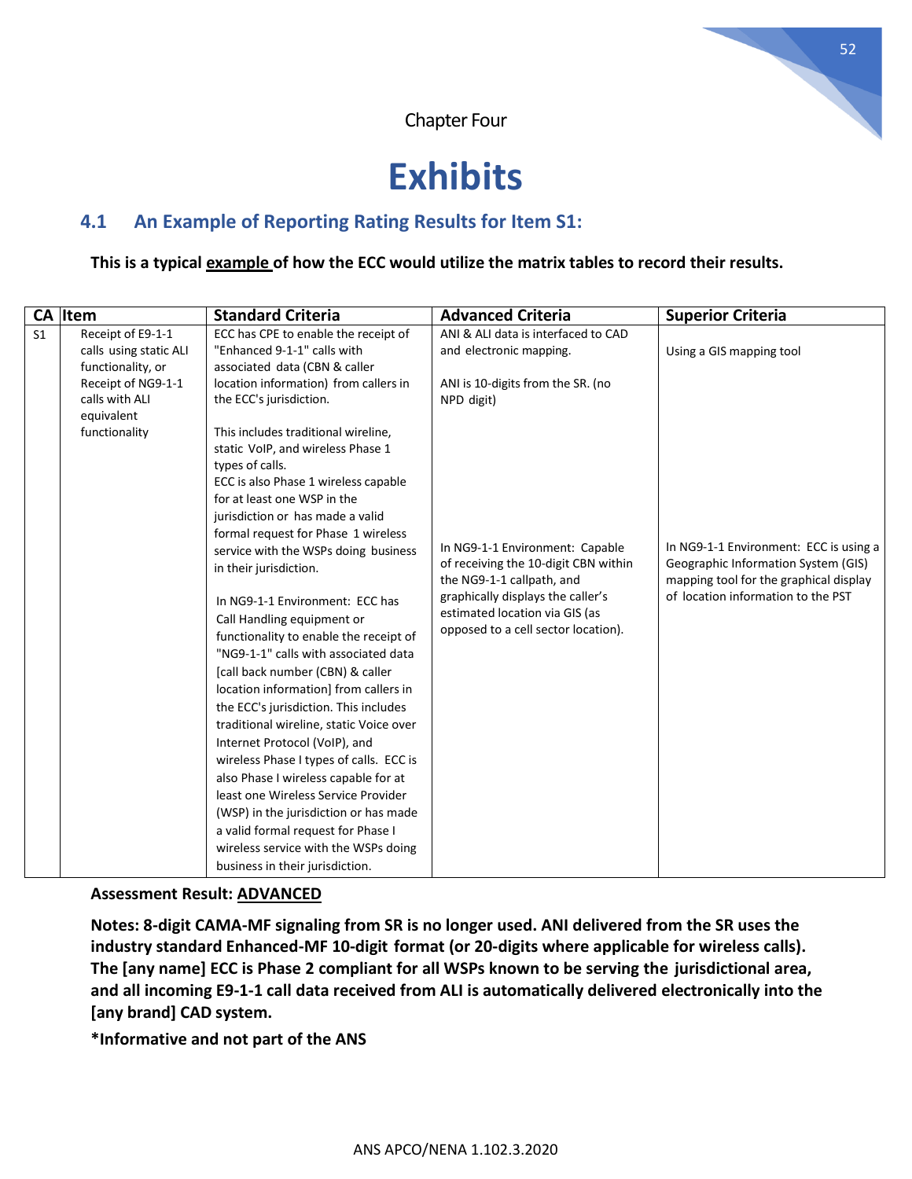Chapter Four

# Exhibits

## 4.1 An Example of Reporting Rating Results for Item S1:

**This is a typical example of how the ECC would utilize the matrix tables to record their results.**

| CA | Item | Standard Criteria | Advanced Criteria | Superior Criteria |
|---|---|---|---|---|
| S1 | Receipt of E9-1-1 calls using static ALI functionality, or Receipt of NG9-1-1 calls with ALI equivalent functionality | ECC has CPE to enable the receipt of "Enhanced 9-1-1" calls with associated data (CBN & caller location information) from callers in the ECC's jurisdiction.<br><br>This includes traditional wireline, static VoIP, and wireless Phase 1 types of calls.<br>ECC is also Phase 1 wireless capable for at least one WSP in the jurisdiction or has made a valid formal request for Phase 1 wireless service with the WSPs doing business in their jurisdiction.<br><br>In NG9-1-1 Environment: ECC has Call Handling equipment or functionality to enable the receipt of "NG9-1-1" calls with associated data [call back number (CBN) & caller location information] from callers in the ECC's jurisdiction. This includes traditional wireline, static Voice over Internet Protocol (VoIP), and wireless Phase I types of calls. ECC is also Phase I wireless capable for at least one Wireless Service Provider (WSP) in the jurisdiction or has made a valid formal request for Phase I wireless service with the WSPs doing business in their jurisdiction. | ANI & ALI data is interfaced to CAD and electronic mapping.<br><br>ANI is 10-digits from the SR. (no NPD digit)<br><br>In NG9-1-1 Environment: Capable of receiving the 10-digit CBN within the NG9-1-1 callpath, and graphically displays the caller's estimated location via GIS (as opposed to a cell sector location). | Using a GIS mapping tool<br><br>In NG9-1-1 Environment: ECC is using a Geographic Information System (GIS) mapping tool for the graphical display of location information to the PST |

**Assessment Result: ADVANCED**

**Notes: 8-digit CAMA-MF signaling from SR is no longer used. ANI delivered from the SR uses the industry standard Enhanced-MF 10-digit format (or 20-digits where applicable for wireless calls). The [any name] ECC is Phase 2 compliant for all WSPs known to be serving the jurisdictional area, and all incoming E9-1-1 call data received from ALI is automatically delivered electronically into the [any brand] CAD system.**

**\*Informative and not part of the ANS**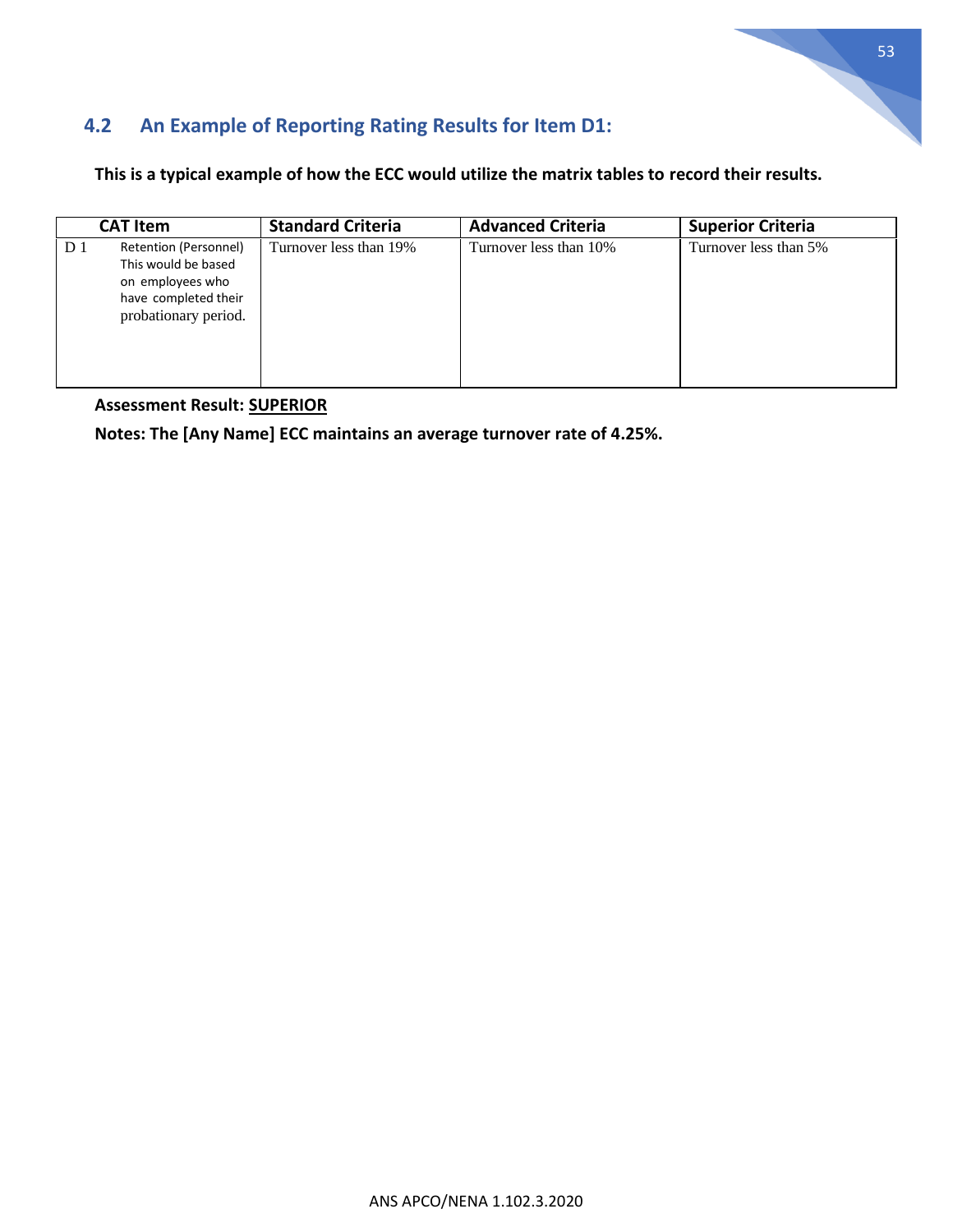## 4.2 An Example of Reporting Rating Results for Item D1:

**This is a typical example of how the ECC would utilize the matrix tables to record their results.**

| CAT Item | | Standard Criteria | Advanced Criteria | Superior Criteria |
|---|---|---|---|---|
| D 1 | Retention (Personnel) This would be based on employees who have completed their probationary period. | Turnover less than 19% | Turnover less than 10% | Turnover less than 5% |

**Assessment Result: SUPERIOR**

**Notes: The [Any Name] ECC maintains an average turnover rate of 4.25%.**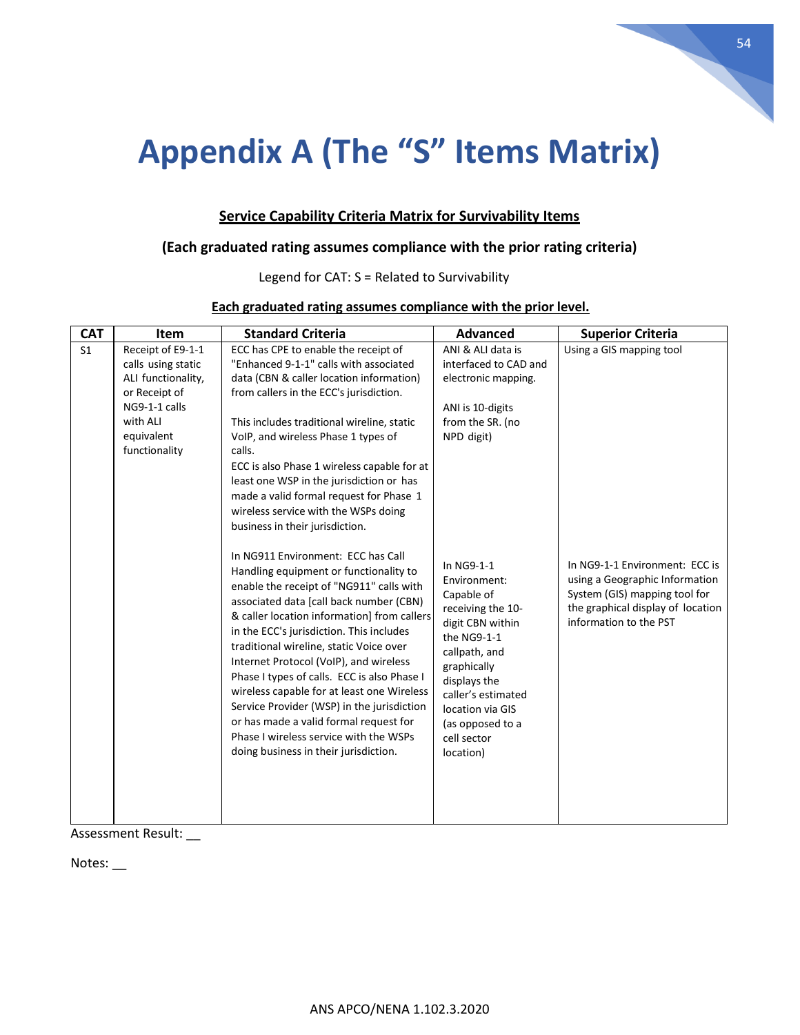# Appendix A (The "S" Items Matrix)

**Service Capability Criteria Matrix for Survivability Items**

**(Each graduated rating assumes compliance with the prior rating criteria)**

Legend for CAT: S = Related to Survivability

**Each graduated rating assumes compliance with the prior level.**

| CAT | Item | Standard Criteria | Advanced | Superior Criteria |
|---|---|---|---|---|
| S1 | Receipt of E9-1-1 calls using static ALI functionality, or Receipt of NG9-1-1 calls with ALI equivalent functionality | ECC has CPE to enable the receipt of "Enhanced 9-1-1" calls with associated data (CBN & caller location information) from callers in the ECC's jurisdiction.<br><br>This includes traditional wireline, static VoIP, and wireless Phase 1 types of calls.<br>ECC is also Phase 1 wireless capable for at least one WSP in the jurisdiction or has made a valid formal request for Phase 1 wireless service with the WSPs doing business in their jurisdiction.<br><br>In NG911 Environment: ECC has Call Handling equipment or functionality to enable the receipt of "NG911" calls with associated data [call back number (CBN) & caller location information] from callers in the ECC's jurisdiction. This includes traditional wireline, static Voice over Internet Protocol (VoIP), and wireless Phase I types of calls. ECC is also Phase I wireless capable for at least one Wireless Service Provider (WSP) in the jurisdiction or has made a valid formal request for Phase I wireless service with the WSPs doing business in their jurisdiction. | ANI & ALI data is interfaced to CAD and electronic mapping.<br><br>ANI is 10-digits from the SR. (no NPD digit)<br><br>In NG9-1-1 Environment: Capable of receiving the 10-digit CBN within the NG9-1-1 callpath, and graphically displays the caller's estimated location via GIS (as opposed to a cell sector location) | Using a GIS mapping tool<br><br>In NG9-1-1 Environment: ECC is using a Geographic Information System (GIS) mapping tool for the graphical display of location information to the PST |

Assessment Result: __

Notes: __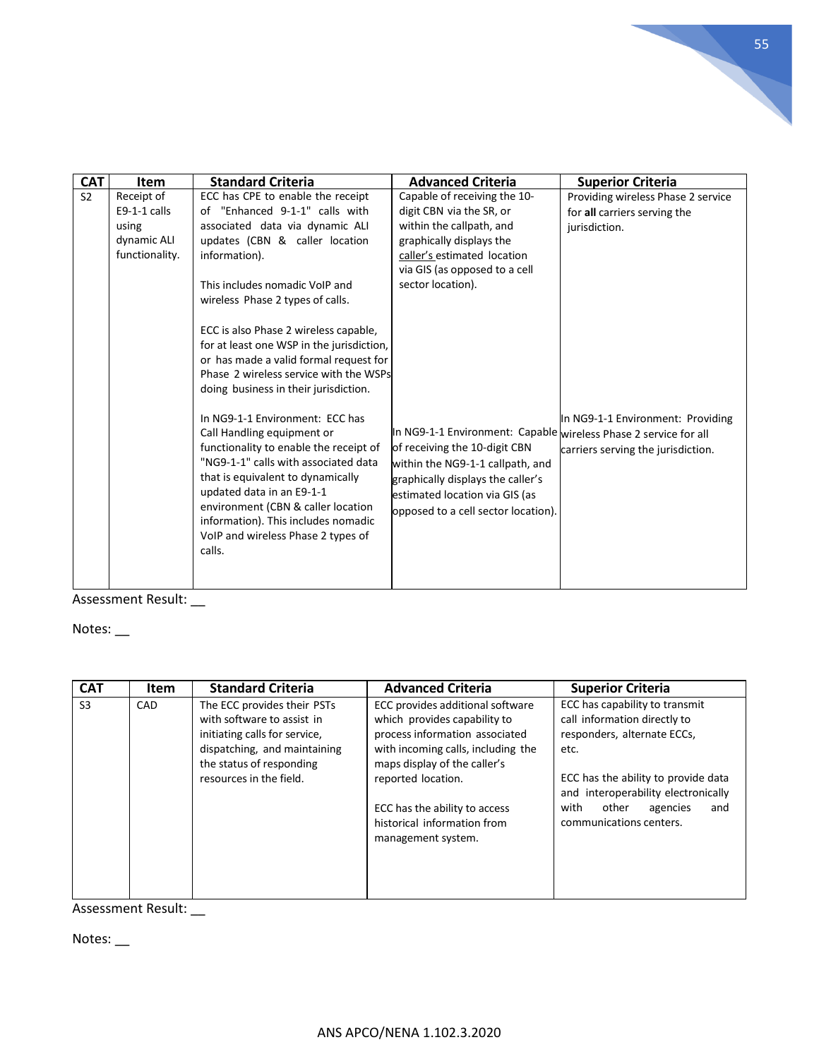| CAT | Item | Standard Criteria | Advanced Criteria | Superior Criteria |
|---|---|---|---|---|
| S2 | Receipt of E9-1-1 calls using dynamic ALI functionality. | ECC has CPE to enable the receipt of "Enhanced 9-1-1" calls with associated data via dynamic ALI updates (CBN & caller location information).<br><br>This includes nomadic VoIP and wireless Phase 2 types of calls.<br><br>ECC is also Phase 2 wireless capable, for at least one WSP in the jurisdiction, or has made a valid formal request for Phase 2 wireless service with the WSPs doing business in their jurisdiction.<br><br>In NG9-1-1 Environment: ECC has Call Handling equipment or functionality to enable the receipt of "NG9-1-1" calls with associated data that is equivalent to dynamically updated data in an E9-1-1 environment (CBN & caller location information). This includes nomadic VoIP and wireless Phase 2 types of calls. | Capable of receiving the 10-digit CBN via the SR, or within the callpath, and graphically displays the caller's estimated location via GIS (as opposed to a cell sector location).<br><br>In NG9-1-1 Environment: Capable of receiving the 10-digit CBN within the NG9-1-1 callpath, and graphically displays the caller's estimated location via GIS (as opposed to a cell sector location). | Providing wireless Phase 2 service for **all** carriers serving the jurisdiction.<br><br>In NG9-1-1 Environment: Providing wireless Phase 2 service for all carriers serving the jurisdiction. |

Assessment Result: __

Notes: __

| CAT | Item | Standard Criteria | Advanced Criteria | Superior Criteria |
|---|---|---|---|---|
| S3 | CAD | The ECC provides their PSTs with software to assist in initiating calls for service, dispatching, and maintaining the status of responding resources in the field. | ECC provides additional software which provides capability to process information associated with incoming calls, including the maps display of the caller's reported location.<br><br>ECC has the ability to access historical information from management system. | ECC has capability to transmit call information directly to responders, alternate ECCs, etc.<br><br>ECC has the ability to provide data and interoperability electronically with other agencies and communications centers. |

Assessment Result: __

Notes: __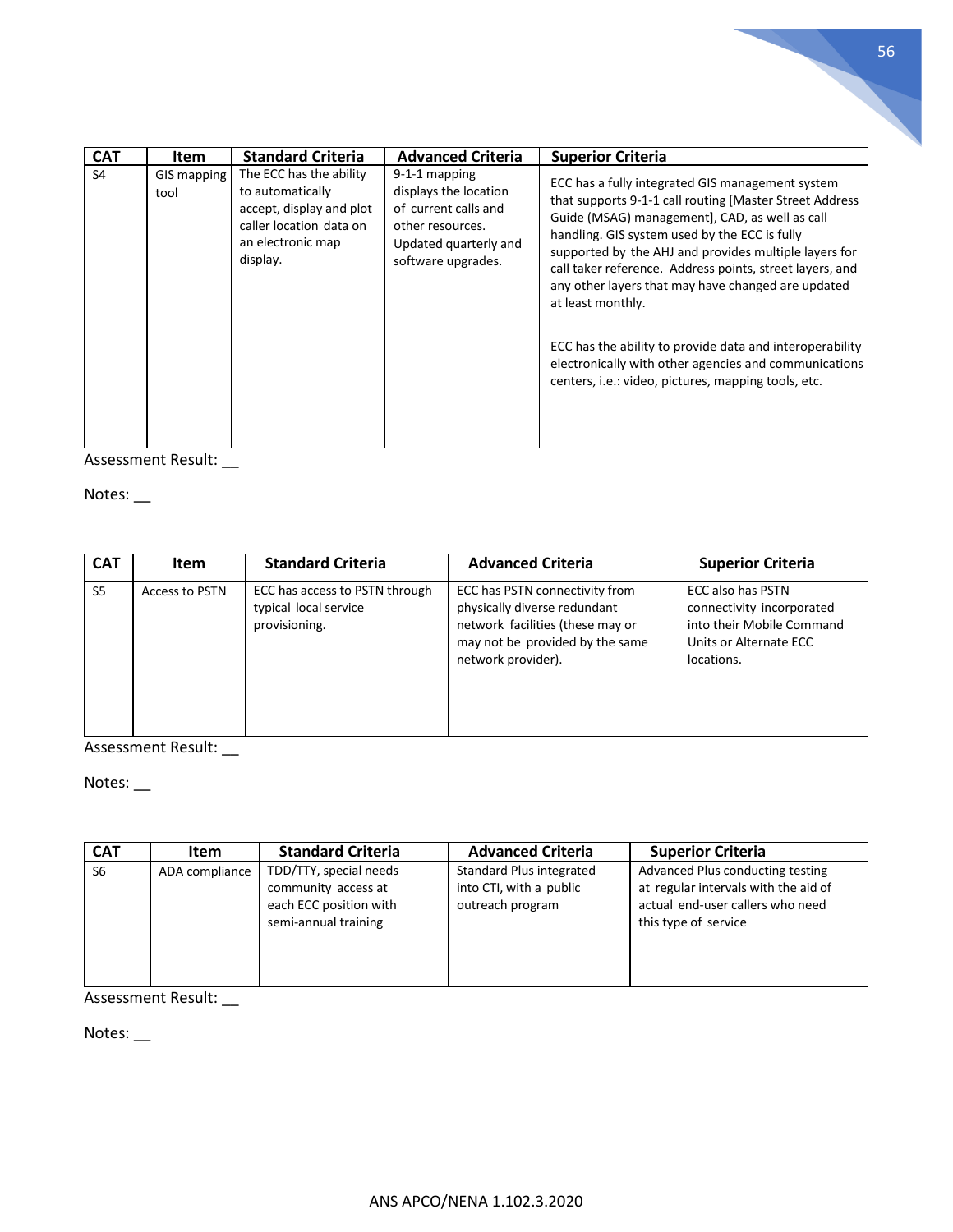| CAT | Item | Standard Criteria | Advanced Criteria | Superior Criteria |
|---|---|---|---|---|
| S4 | GIS mapping tool | The ECC has the ability to automatically accept, display and plot caller location data on an electronic map display. | 9-1-1 mapping displays the location of current calls and other resources. Updated quarterly and software upgrades. | ECC has a fully integrated GIS management system that supports 9-1-1 call routing [Master Street Address Guide (MSAG) management], CAD, as well as call handling. GIS system used by the ECC is fully supported by the AHJ and provides multiple layers for call taker reference. Address points, street layers, and any other layers that may have changed are updated at least monthly.<br><br>ECC has the ability to provide data and interoperability electronically with other agencies and communications centers, i.e.: video, pictures, mapping tools, etc. |

Assessment Result: __

Notes: __

| CAT | Item | Standard Criteria | Advanced Criteria | Superior Criteria |
|---|---|---|---|---|
| S5 | Access to PSTN | ECC has access to PSTN through typical local service provisioning. | ECC has PSTN connectivity from physically diverse redundant network facilities (these may or may not be provided by the same network provider). | ECC also has PSTN connectivity incorporated into their Mobile Command Units or Alternate ECC locations. |

Assessment Result: __

Notes: __

| CAT | Item | Standard Criteria | Advanced Criteria | Superior Criteria |
|---|---|---|---|---|
| S6 | ADA compliance | TDD/TTY, special needs community access at each ECC position with semi-annual training | Standard Plus integrated into CTI, with a public outreach program | Advanced Plus conducting testing at regular intervals with the aid of actual end-user callers who need this type of service |

Assessment Result: __

Notes: __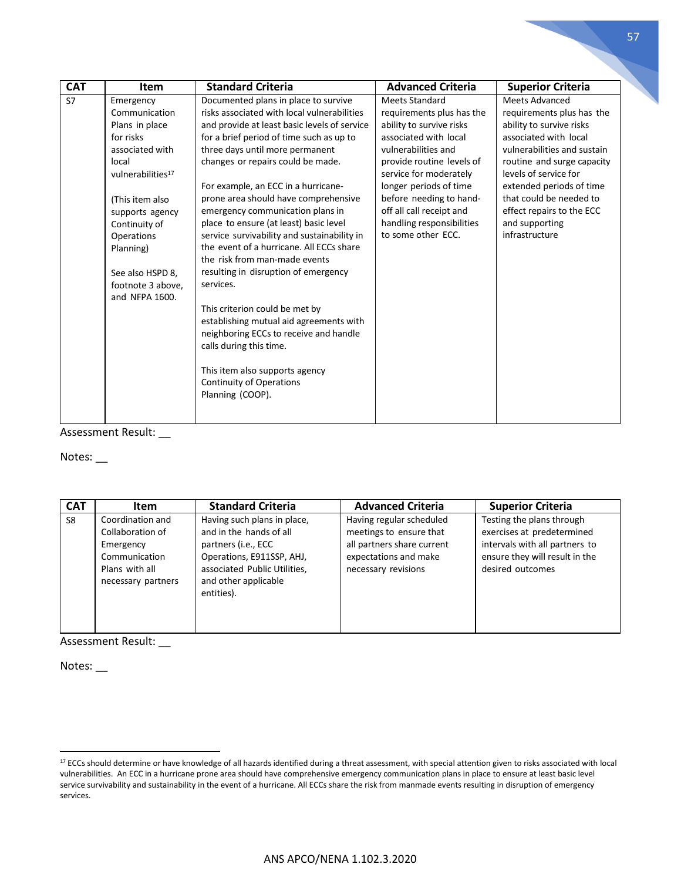| CAT | Item | Standard Criteria | Advanced Criteria | Superior Criteria |
|---|---|---|---|---|
| S7 | Emergency Communication Plans in place for risks associated with local vulnerabilities[17] <br><br> (This item also supports agency Continuity of Operations Planning) <br><br> See also HSPD 8, footnote 3 above, and NFPA 1600. | Documented plans in place to survive risks associated with local vulnerabilities and provide at least basic levels of service for a brief period of time such as up to three days until more permanent changes or repairs could be made. <br><br> For example, an ECC in a hurricane-prone area should have comprehensive emergency communication plans in place to ensure (at least) basic level service survivability and sustainability in the event of a hurricane. All ECCs share the risk from man-made events resulting in disruption of emergency services. <br><br> This criterion could be met by establishing mutual aid agreements with neighboring ECCs to receive and handle calls during this time. <br><br> This item also supports agency Continuity of Operations Planning (COOP). | Meets Standard requirements plus has the ability to survive risks associated with local vulnerabilities and provide routine levels of service for moderately longer periods of time before needing to hand-off all call receipt and handling responsibilities to some other ECC. | Meets Advanced requirements plus has the ability to survive risks associated with local vulnerabilities and sustain routine and surge capacity levels of service for extended periods of time that could be needed to effect repairs to the ECC and supporting infrastructure |

Assessment Result: __

Notes: __

| CAT | Item | Standard Criteria | Advanced Criteria | Superior Criteria |
|---|---|---|---|---|
| S8 | Coordination and Collaboration of Emergency Communication Plans with all necessary partners | Having such plans in place, and in the hands of all partners (i.e., ECC Operations, E911SSP, AHJ, associated Public Utilities, and other applicable entities). | Having regular scheduled meetings to ensure that all partners share current expectations and make necessary revisions | Testing the plans through exercises at predetermined intervals with all partners to ensure they will result in the desired outcomes |

Assessment Result: __

Notes: __

[17] ECCs should determine or have knowledge of all hazards identified during a threat assessment, with special attention given to risks associated with local vulnerabilities. An ECC in a hurricane prone area should have comprehensive emergency communication plans in place to ensure at least basic level service survivability and sustainability in the event of a hurricane. All ECCs share the risk from manmade events resulting in disruption of emergency services.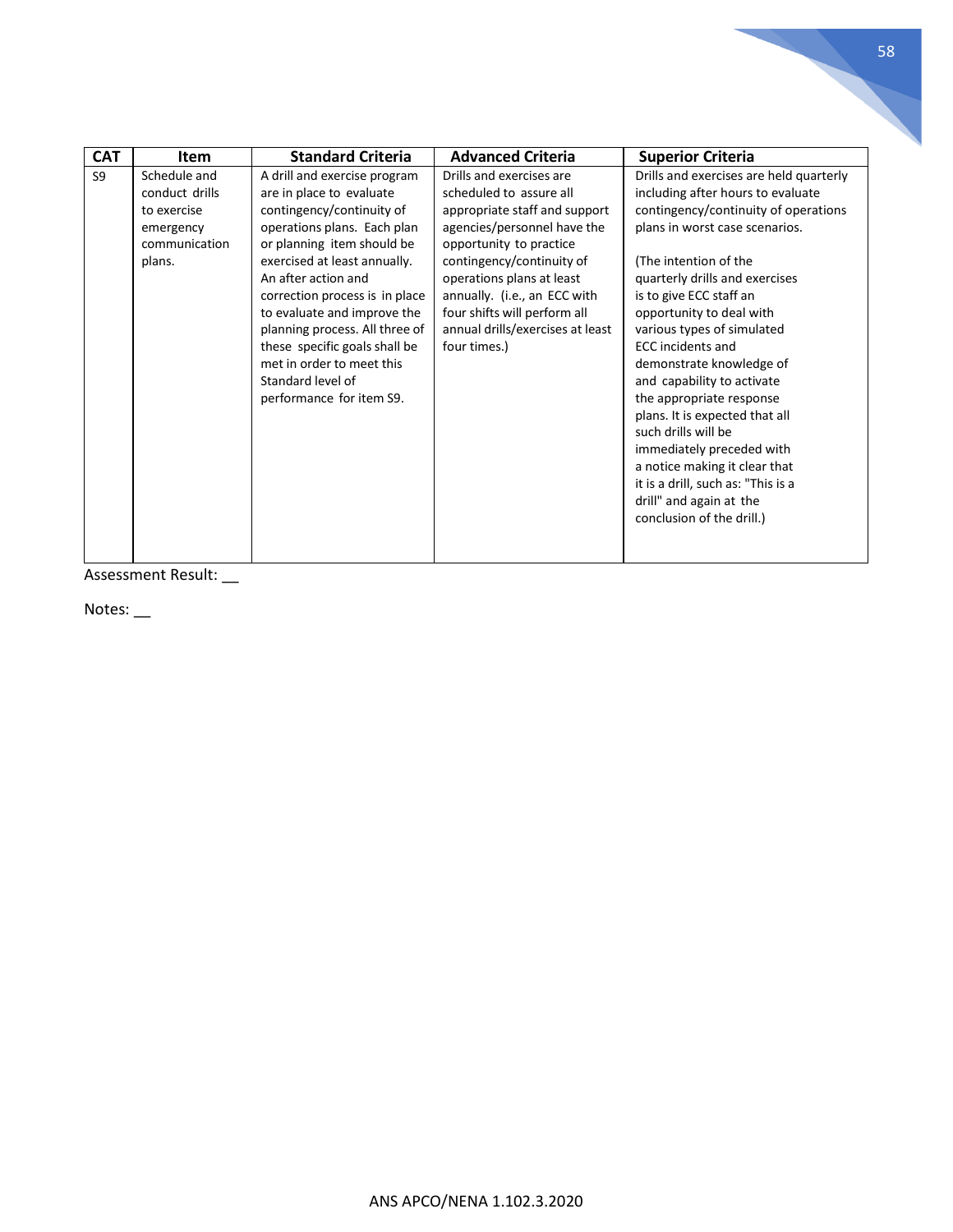| CAT | Item | Standard Criteria | Advanced Criteria | Superior Criteria |
|---|---|---|---|---|
| S9 | Schedule and conduct drills to exercise emergency communication plans. | A drill and exercise program are in place to evaluate contingency/continuity of operations plans. Each plan or planning item should be exercised at least annually. An after action and correction process is in place to evaluate and improve the planning process. All three of these specific goals shall be met in order to meet this Standard level of performance for item S9. | Drills and exercises are scheduled to assure all appropriate staff and support agencies/personnel have the opportunity to practice contingency/continuity of operations plans at least annually. (i.e., an ECC with four shifts will perform all annual drills/exercises at least four times.) | Drills and exercises are held quarterly including after hours to evaluate contingency/continuity of operations plans in worst case scenarios.<br><br>(The intention of the quarterly drills and exercises is to give ECC staff an opportunity to deal with various types of simulated ECC incidents and demonstrate knowledge of and capability to activate the appropriate response plans. It is expected that all such drills will be immediately preceded with a notice making it clear that it is a drill, such as: "This is a drill" and again at the conclusion of the drill.) |

Assessment Result: __

Notes: __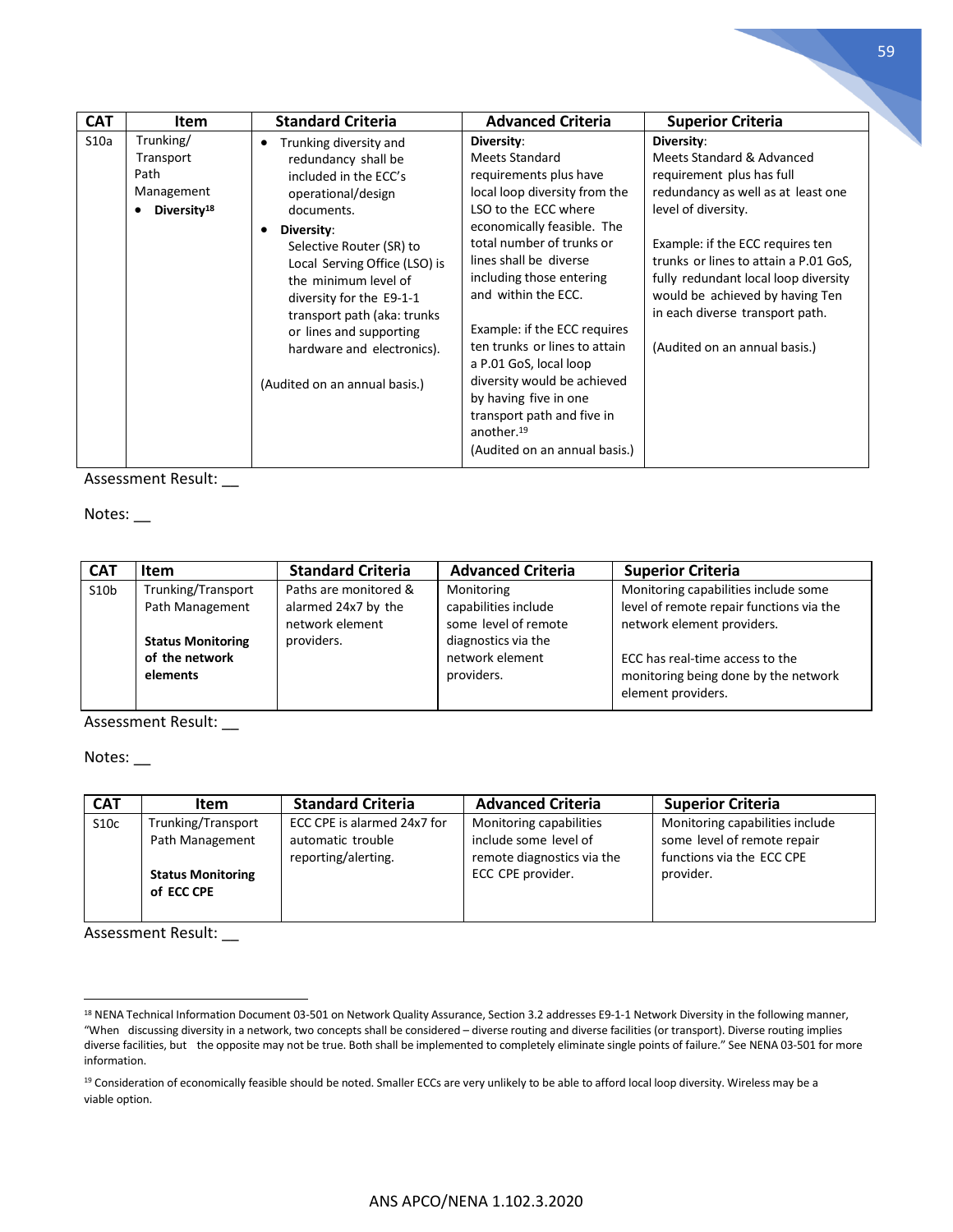| CAT | Item | Standard Criteria | Advanced Criteria | Superior Criteria |
| --- | --- | --- | --- | --- |
| S10a | Trunking/ Transport Path Management<br>• **Diversity**[18] | • Trunking diversity and redundancy shall be included in the ECC's operational/design documents.<br>• **Diversity**: Selective Router (SR) to Local Serving Office (LSO) is the minimum level of diversity for the E9-1-1 transport path (aka: trunks or lines and supporting hardware and electronics).<br><br>(Audited on an annual basis.) | **Diversity**:<br>Meets Standard requirements plus have local loop diversity from the LSO to the ECC where economically feasible. The total number of trunks or lines shall be diverse including those entering and within the ECC.<br><br>Example: if the ECC requires ten trunks or lines to attain a P.01 GoS, local loop diversity would be achieved by having five in one transport path and five in another.[19]<br>(Audited on an annual basis.) | **Diversity**:<br>Meets Standard & Advanced requirement plus has full redundancy as well as at least one level of diversity.<br><br>Example: if the ECC requires ten trunks or lines to attain a P.01 GoS, fully redundant local loop diversity would be achieved by having Ten in each diverse transport path.<br><br>(Audited on an annual basis.) |

Assessment Result: __

Notes: __

| CAT | Item | Standard Criteria | Advanced Criteria | Superior Criteria |
| --- | --- | --- | --- | --- |
| S10b | Trunking/Transport Path Management<br><br>**Status Monitoring of the network elements** | Paths are monitored & alarmed 24x7 by the network element providers. | Monitoring capabilities include some level of remote diagnostics via the network element providers. | Monitoring capabilities include some level of remote repair functions via the network element providers.<br><br>ECC has real-time access to the monitoring being done by the network element providers. |

Assessment Result: __

Notes: __

| CAT | Item | Standard Criteria | Advanced Criteria | Superior Criteria |
| --- | --- | --- | --- | --- |
| S10c | Trunking/Transport Path Management<br><br>**Status Monitoring of ECC CPE** | ECC CPE is alarmed 24x7 for automatic trouble reporting/alerting. | Monitoring capabilities include some level of remote diagnostics via the ECC CPE provider. | Monitoring capabilities include some level of remote repair functions via the ECC CPE provider. |

Assessment Result: __

[18] NENA Technical Information Document 03-501 on Network Quality Assurance, Section 3.2 addresses E9-1-1 Network Diversity in the following manner, "When discussing diversity in a network, two concepts shall be considered – diverse routing and diverse facilities (or transport). Diverse routing implies diverse facilities, but the opposite may not be true. Both shall be implemented to completely eliminate single points of failure." See NENA 03-501 for more information.

[19] Consideration of economically feasible should be noted. Smaller ECCs are very unlikely to be able to afford local loop diversity. Wireless may be a viable option.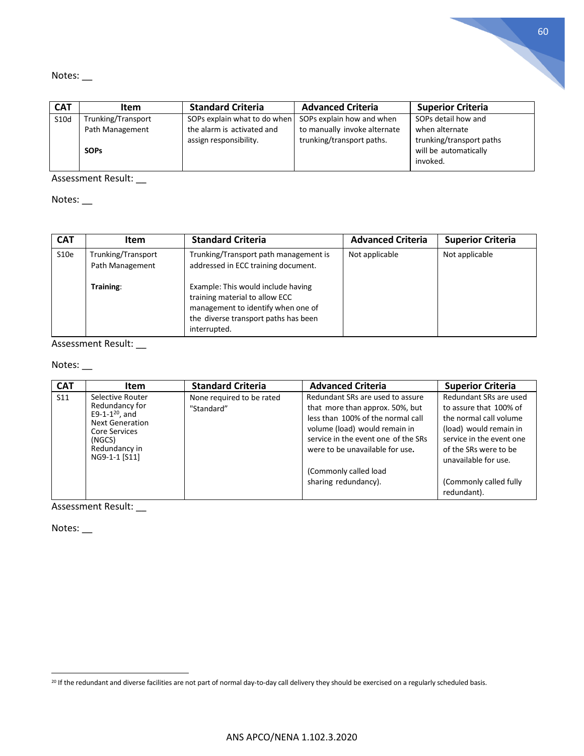Notes: __

| CAT | Item | Standard Criteria | Advanced Criteria | Superior Criteria |
|---|---|---|---|---|
| S10d | Trunking/Transport Path Management<br><br>**SOPs** | SOPs explain what to do when the alarm is activated and assign responsibility. | SOPs explain how and when to manually invoke alternate trunking/transport paths. | SOPs detail how and when alternate trunking/transport paths will be automatically invoked. |

Assessment Result: __

Notes: __

| CAT | Item | Standard Criteria | Advanced Criteria | Superior Criteria |
|---|---|---|---|---|
| S10e | Trunking/Transport Path Management<br><br>**Training**: | Trunking/Transport path management is addressed in ECC training document.<br><br>Example: This would include having training material to allow ECC management to identify when one of the diverse transport paths has been interrupted. | Not applicable | Not applicable |

Assessment Result: __

Notes: __

| CAT | Item | Standard Criteria | Advanced Criteria | Superior Criteria |
|---|---|---|---|---|
| S11 | Selective Router Redundancy for E9-1-1[20], and Next Generation Core Services (NGCS) Redundancy in NG9-1-1 [S11] | None required to be rated "Standard" | Redundant SRs are used to assure that more than approx. 50%, but less than 100% of the normal call volume (load) would remain in service in the event one of the SRs were to be unavailable for use.<br><br>(Commonly called load sharing redundancy). | Redundant SRs are used to assure that 100% of the normal call volume (load) would remain in service in the event one of the SRs were to be unavailable for use.<br><br>(Commonly called fully redundant). |

Assessment Result: __

Notes: __

[20] If the redundant and diverse facilities are not part of normal day-to-day call delivery they should be exercised on a regularly scheduled basis.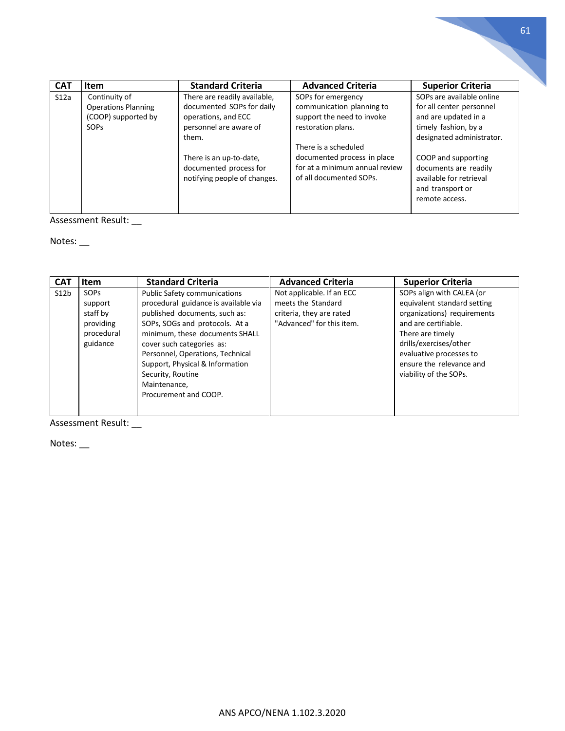| CAT | Item | Standard Criteria | Advanced Criteria | Superior Criteria |
|---|---|---|---|---|
| S12a | Continuity of Operations Planning (COOP) supported by SOPs | There are readily available, documented SOPs for daily operations, and ECC personnel are aware of them.<br><br>There is an up-to-date, documented process for notifying people of changes. | SOPs for emergency communication planning to support the need to invoke restoration plans.<br><br>There is a scheduled documented process in place for at a minimum annual review of all documented SOPs. | SOPs are available online for all center personnel and are updated in a timely fashion, by a designated administrator.<br><br>COOP and supporting documents are readily available for retrieval and transport or remote access. |

Assessment Result: __

Notes: __

| CAT | Item | Standard Criteria | Advanced Criteria | Superior Criteria |
|---|---|---|---|---|
| S12b | SOPs support staff by providing procedural guidance | Public Safety communications procedural guidance is available via published documents, such as: SOPs, SOGs and protocols. At a minimum, these documents SHALL cover such categories as: Personnel, Operations, Technical Support, Physical & Information Security, Routine Maintenance, Procurement and COOP. | Not applicable. If an ECC meets the Standard criteria, they are rated "Advanced" for this item. | SOPs align with CALEA (or equivalent standard setting organizations) requirements and are certifiable.<br>There are timely drills/exercises/other evaluative processes to ensure the relevance and viability of the SOPs. |

Assessment Result: __

Notes: __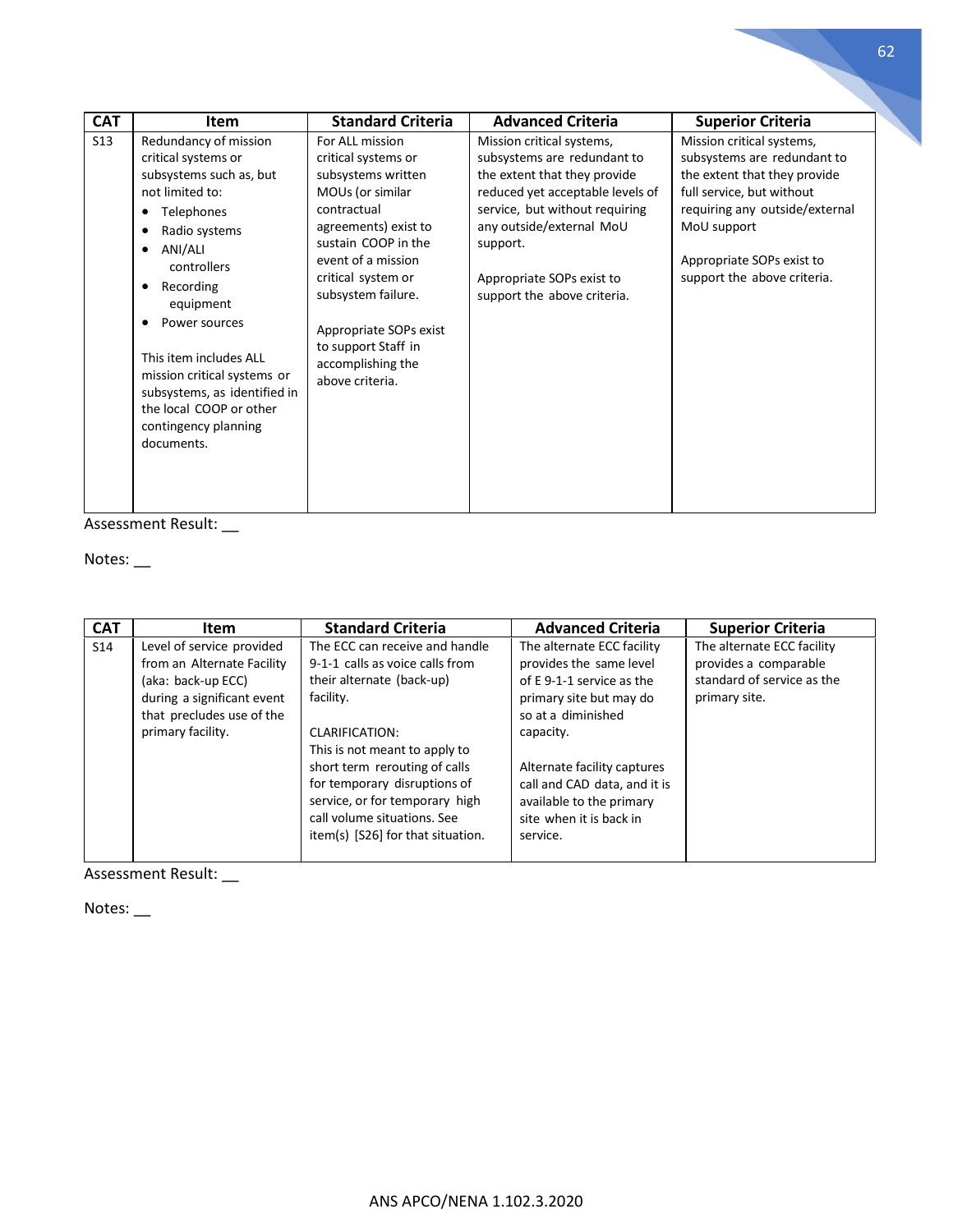| CAT | Item | Standard Criteria | Advanced Criteria | Superior Criteria |
|---|---|---|---|---|
| S13 | Redundancy of mission critical systems or subsystems such as, but not limited to:<br>• Telephones<br>• Radio systems<br>• ANI/ALI controllers<br>• Recording equipment<br>• Power sources<br><br>This item includes ALL mission critical systems or subsystems, as identified in the local COOP or other contingency planning documents. | For ALL mission critical systems or subsystems written MOUs (or similar contractual agreements) exist to sustain COOP in the event of a mission critical system or subsystem failure.<br><br>Appropriate SOPs exist to support Staff in accomplishing the above criteria. | Mission critical systems, subsystems are redundant to the extent that they provide reduced yet acceptable levels of service, but without requiring any outside/external MoU support.<br><br>Appropriate SOPs exist to support the above criteria. | Mission critical systems, subsystems are redundant to the extent that they provide full service, but without requiring any outside/external MoU support<br><br>Appropriate SOPs exist to support the above criteria. |

Assessment Result: __

Notes: __

| CAT | Item | Standard Criteria | Advanced Criteria | Superior Criteria |
|---|---|---|---|---|
| S14 | Level of service provided from an Alternate Facility (aka: back-up ECC) during a significant event that precludes use of the primary facility. | The ECC can receive and handle 9-1-1 calls as voice calls from their alternate (back-up) facility.<br><br>CLARIFICATION:<br>This is not meant to apply to short term rerouting of calls for temporary disruptions of service, or for temporary high call volume situations. See item(s) [S26] for that situation. | The alternate ECC facility provides the same level of E 9-1-1 service as the primary site but may do so at a diminished capacity.<br><br>Alternate facility captures call and CAD data, and it is available to the primary site when it is back in service. | The alternate ECC facility provides a comparable standard of service as the primary site. |

Assessment Result: __

Notes: __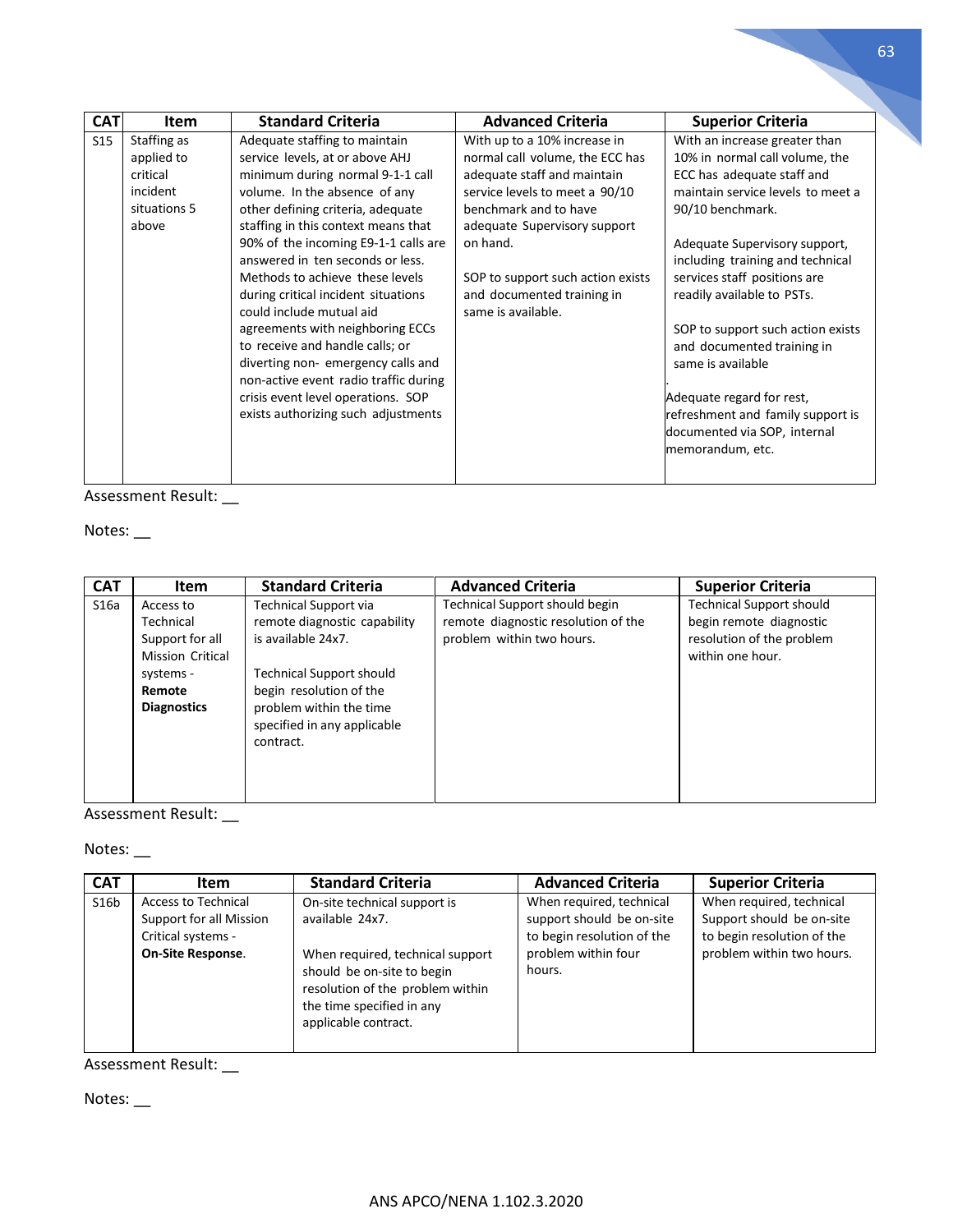| CAT | Item | Standard Criteria | Advanced Criteria | Superior Criteria |
|---|---|---|---|---|
| S15 | Staffing as applied to critical incident situations 5 above | Adequate staffing to maintain service levels, at or above AHJ minimum during normal 9-1-1 call volume. In the absence of any other defining criteria, adequate staffing in this context means that 90% of the incoming E9-1-1 calls are answered in ten seconds or less. Methods to achieve these levels during critical incident situations could include mutual aid agreements with neighboring ECCs to receive and handle calls; or diverting non- emergency calls and non-active event radio traffic during crisis event level operations. SOP exists authorizing such adjustments | With up to a 10% increase in normal call volume, the ECC has adequate staff and maintain service levels to meet a 90/10 benchmark and to have adequate Supervisory support on hand.<br><br>SOP to support such action exists and documented training in same is available. | With an increase greater than 10% in normal call volume, the ECC has adequate staff and maintain service levels to meet a 90/10 benchmark.<br><br>Adequate Supervisory support, including training and technical services staff positions are readily available to PSTs.<br><br>SOP to support such action exists and documented training in same is available<br><br>.<br>Adequate regard for rest, refreshment and family support is documented via SOP, internal memorandum, etc. |

Assessment Result: __

Notes: __

| CAT | Item | Standard Criteria | Advanced Criteria | Superior Criteria |
|---|---|---|---|---|
| S16a | Access to Technical Support for all Mission Critical systems - **Remote Diagnostics** | Technical Support via remote diagnostic capability is available 24x7.<br><br>Technical Support should begin resolution of the problem within the time specified in any applicable contract. | Technical Support should begin remote diagnostic resolution of the problem within two hours. | Technical Support should begin remote diagnostic resolution of the problem within one hour. |

Assessment Result: __

Notes: __

| CAT | Item | Standard Criteria | Advanced Criteria | Superior Criteria |
|---|---|---|---|---|
| S16b | Access to Technical Support for all Mission Critical systems - **On-Site Response**. | On-site technical support is available 24x7.<br><br>When required, technical support should be on-site to begin resolution of the problem within the time specified in any applicable contract. | When required, technical support should be on-site to begin resolution of the problem within four hours. | When required, technical Support should be on-site to begin resolution of the problem within two hours. |

Assessment Result: __

Notes: __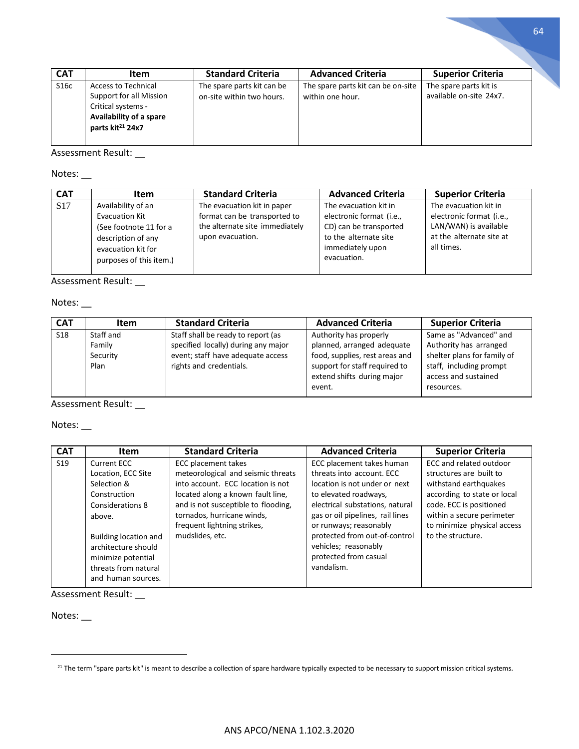| CAT | Item | Standard Criteria | Advanced Criteria | Superior Criteria |
|---|---|---|---|---|
| S16c | Access to Technical Support for all Mission Critical systems - **Availability of a spare parts kit[21] 24x7** | The spare parts kit can be on-site within two hours. | The spare parts kit can be on-site within one hour. | The spare parts kit is available on-site 24x7. |

Assessment Result: __

Notes: __

| CAT | Item | Standard Criteria | Advanced Criteria | Superior Criteria |
|---|---|---|---|---|
| S17 | Availability of an Evacuation Kit (See footnote 11 for a description of any evacuation kit for purposes of this item.) | The evacuation kit in paper format can be transported to the alternate site immediately upon evacuation. | The evacuation kit in electronic format (i.e., CD) can be transported to the alternate site immediately upon evacuation. | The evacuation kit in electronic format (i.e., LAN/WAN) is available at the alternate site at all times. |

Assessment Result: __

Notes: __

| CAT | Item | Standard Criteria | Advanced Criteria | Superior Criteria |
|---|---|---|---|---|
| S18 | Staff and Family Security Plan | Staff shall be ready to report (as specified locally) during any major event; staff have adequate access rights and credentials. | Authority has properly planned, arranged adequate food, supplies, rest areas and support for staff required to extend shifts during major event. | Same as "Advanced" and Authority has arranged shelter plans for family of staff, including prompt access and sustained resources. |

Assessment Result: __

Notes: __

| CAT | Item | Standard Criteria | Advanced Criteria | Superior Criteria |
|---|---|---|---|---|
| S19 | Current ECC Location, ECC Site Selection & Construction Considerations 8 above.<br><br>Building location and architecture should minimize potential threats from natural and human sources. | ECC placement takes meteorological and seismic threats into account. ECC location is not located along a known fault line, and is not susceptible to flooding, tornados, hurricane winds, frequent lightning strikes, mudslides, etc. | ECC placement takes human threats into account. ECC location is not under or next to elevated roadways, electrical substations, natural gas or oil pipelines, rail lines or runways; reasonably protected from out-of-control vehicles; reasonably protected from casual vandalism. | ECC and related outdoor structures are built to withstand earthquakes according to state or local code. ECC is positioned within a secure perimeter to minimize physical access to the structure. |

Assessment Result: __

Notes: __

---

[21] The term "spare parts kit" is meant to describe a collection of spare hardware typically expected to be necessary to support mission critical systems.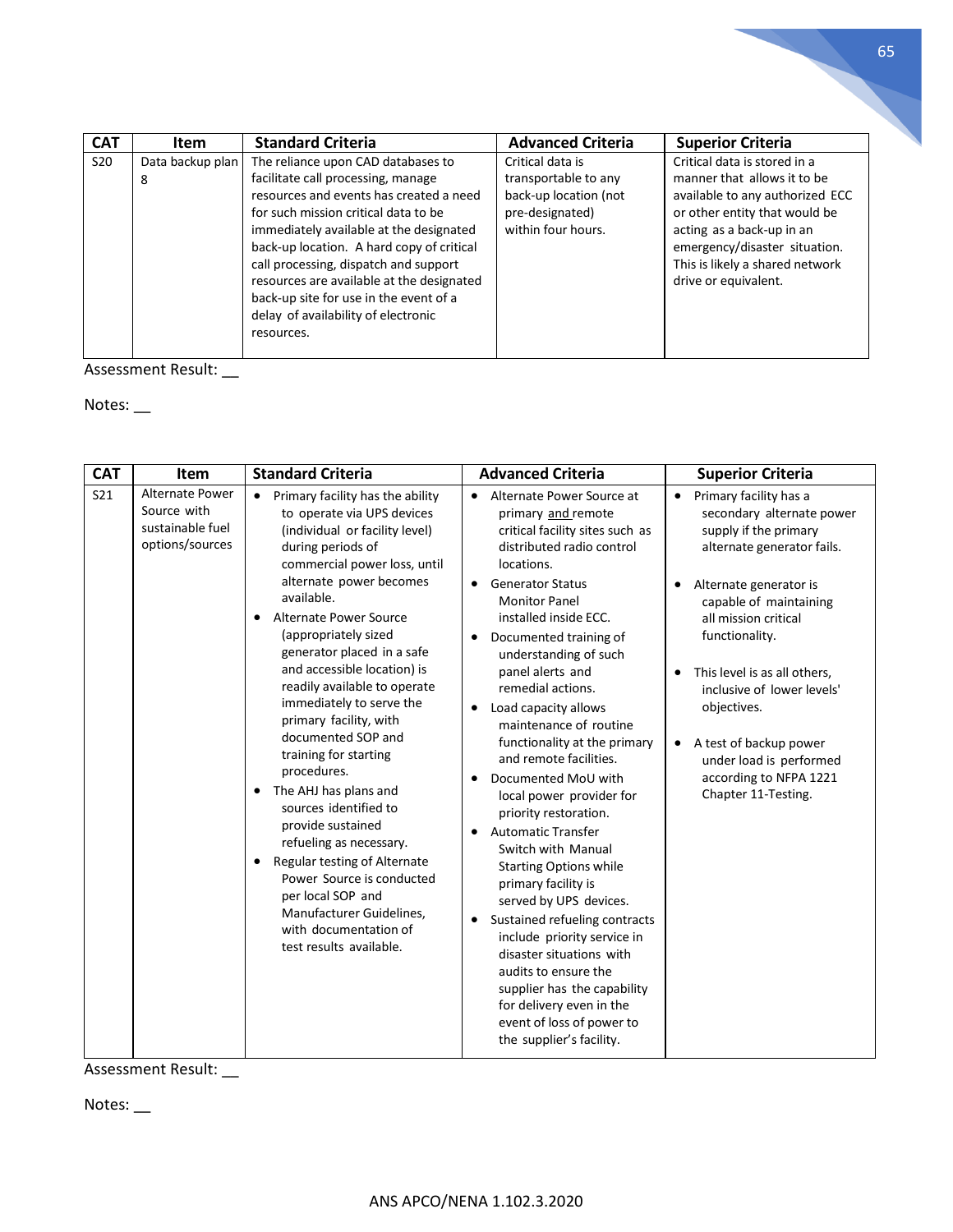| CAT | Item | Standard Criteria | Advanced Criteria | Superior Criteria |
|---|---|---|---|---|
| S20 | Data backup plan 8 | The reliance upon CAD databases to facilitate call processing, manage resources and events has created a need for such mission critical data to be immediately available at the designated back-up location. A hard copy of critical call processing, dispatch and support resources are available at the designated back-up site for use in the event of a delay of availability of electronic resources. | Critical data is transportable to any back-up location (not pre-designated) within four hours. | Critical data is stored in a manner that allows it to be available to any authorized ECC or other entity that would be acting as a back-up in an emergency/disaster situation. This is likely a shared network drive or equivalent. |

Assessment Result: __

Notes: __

| CAT | Item | Standard Criteria | Advanced Criteria | Superior Criteria |
|---|---|---|---|---|
| S21 | Alternate Power Source with sustainable fuel options/sources | • Primary facility has the ability to operate via UPS devices (individual or facility level) during periods of commercial power loss, until alternate power becomes available.<br>• Alternate Power Source (appropriately sized generator placed in a safe and accessible location) is readily available to operate immediately to serve the primary facility, with documented SOP and training for starting procedures.<br>• The AHJ has plans and sources identified to provide sustained refueling as necessary.<br>• Regular testing of Alternate Power Source is conducted per local SOP and Manufacturer Guidelines, with documentation of test results available. | • Alternate Power Source at primary and remote critical facility sites such as distributed radio control locations.<br>• Generator Status Monitor Panel installed inside ECC.<br>• Documented training of understanding of such panel alerts and remedial actions.<br>• Load capacity allows maintenance of routine functionality at the primary and remote facilities.<br>• Documented MoU with local power provider for priority restoration.<br>• Automatic Transfer Switch with Manual Starting Options while primary facility is served by UPS devices.<br>• Sustained refueling contracts include priority service in disaster situations with audits to ensure the supplier has the capability for delivery even in the event of loss of power to the supplier's facility. | • Primary facility has a secondary alternate power supply if the primary alternate generator fails.<br>• Alternate generator is capable of maintaining all mission critical functionality.<br>• This level is as all others, inclusive of lower levels' objectives.<br>• A test of backup power under load is performed according to NFPA 1221 Chapter 11-Testing. |

Assessment Result: __

Notes: __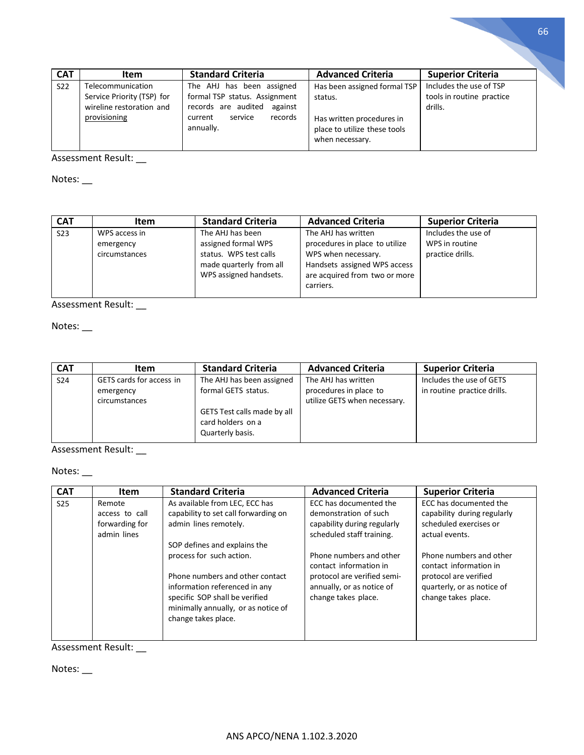| CAT | Item | Standard Criteria | Advanced Criteria | Superior Criteria |
|---|---|---|---|---|
| S22 | Telecommunication Service Priority (TSP) for wireline restoration and provisioning | The AHJ has been assigned formal TSP status. Assignment records are audited against current service records annually. | Has been assigned formal TSP status.<br><br>Has written procedures in place to utilize these tools when necessary. | Includes the use of TSP tools in routine practice drills. |

Assessment Result: __

Notes: __

| CAT | Item | Standard Criteria | Advanced Criteria | Superior Criteria |
|---|---|---|---|---|
| S23 | WPS access in emergency circumstances | The AHJ has been assigned formal WPS status. WPS test calls made quarterly from all WPS assigned handsets. | The AHJ has written procedures in place to utilize WPS when necessary. Handsets assigned WPS access are acquired from two or more carriers. | Includes the use of WPS in routine practice drills. |

Assessment Result: __

Notes: __

| CAT | Item | Standard Criteria | Advanced Criteria | Superior Criteria |
|---|---|---|---|---|
| S24 | GETS cards for access in emergency circumstances | The AHJ has been assigned formal GETS status.<br><br>GETS Test calls made by all card holders on a Quarterly basis. | The AHJ has written procedures in place to utilize GETS when necessary. | Includes the use of GETS in routine practice drills. |

Assessment Result: __

Notes: __

| CAT | Item | Standard Criteria | Advanced Criteria | Superior Criteria |
|---|---|---|---|---|
| S25 | Remote access to call forwarding for admin lines | As available from LEC, ECC has capability to set call forwarding on admin lines remotely.<br><br>SOP defines and explains the process for such action.<br><br>Phone numbers and other contact information referenced in any specific SOP shall be verified minimally annually, or as notice of change takes place. | ECC has documented the demonstration of such capability during regularly scheduled staff training.<br><br>Phone numbers and other contact information in protocol are verified semi-annually, or as notice of change takes place. | ECC has documented the capability during regularly scheduled exercises or actual events.<br><br>Phone numbers and other contact information in protocol are verified quarterly, or as notice of change takes place. |

Assessment Result: __

Notes: __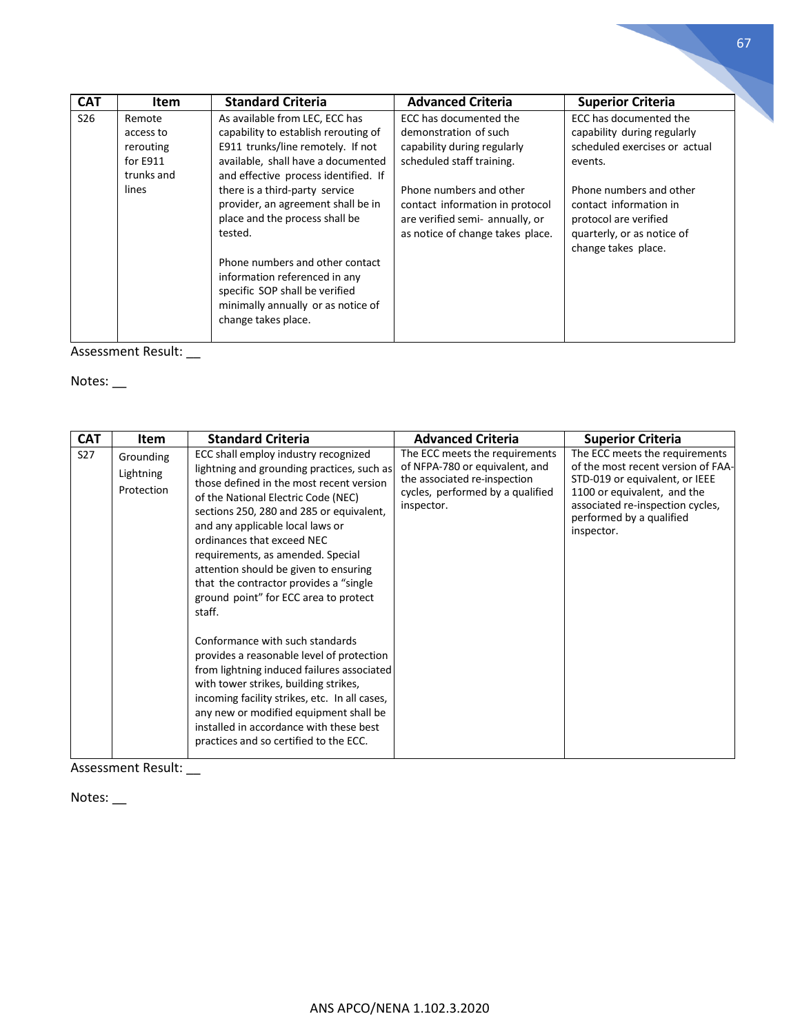| CAT | Item | Standard Criteria | Advanced Criteria | Superior Criteria |
|---|---|---|---|---|
| S26 | Remote access to rerouting for E911 trunks and lines | As available from LEC, ECC has capability to establish rerouting of E911 trunks/line remotely. If not available, shall have a documented and effective process identified. If there is a third-party service provider, an agreement shall be in place and the process shall be tested.<br><br>Phone numbers and other contact information referenced in any specific SOP shall be verified minimally annually or as notice of change takes place. | ECC has documented the demonstration of such capability during regularly scheduled staff training.<br><br>Phone numbers and other contact information in protocol are verified semi- annually, or as notice of change takes place. | ECC has documented the capability during regularly scheduled exercises or actual events.<br><br>Phone numbers and other contact information in protocol are verified quarterly, or as notice of change takes place. |

Assessment Result: __

Notes: __

| CAT | Item | Standard Criteria | Advanced Criteria | Superior Criteria |
|---|---|---|---|---|
| S27 | Grounding Lightning Protection | ECC shall employ industry recognized lightning and grounding practices, such as those defined in the most recent version of the National Electric Code (NEC) sections 250, 280 and 285 or equivalent, and any applicable local laws or ordinances that exceed NEC requirements, as amended. Special attention should be given to ensuring that the contractor provides a "single ground point" for ECC area to protect staff.<br><br>Conformance with such standards provides a reasonable level of protection from lightning induced failures associated with tower strikes, building strikes, incoming facility strikes, etc. In all cases, any new or modified equipment shall be installed in accordance with these best practices and so certified to the ECC. | The ECC meets the requirements of NFPA-780 or equivalent, and the associated re-inspection cycles, performed by a qualified inspector. | The ECC meets the requirements of the most recent version of FAA-STD-019 or equivalent, or IEEE 1100 or equivalent, and the associated re-inspection cycles, performed by a qualified inspector. |

Assessment Result: __

Notes: __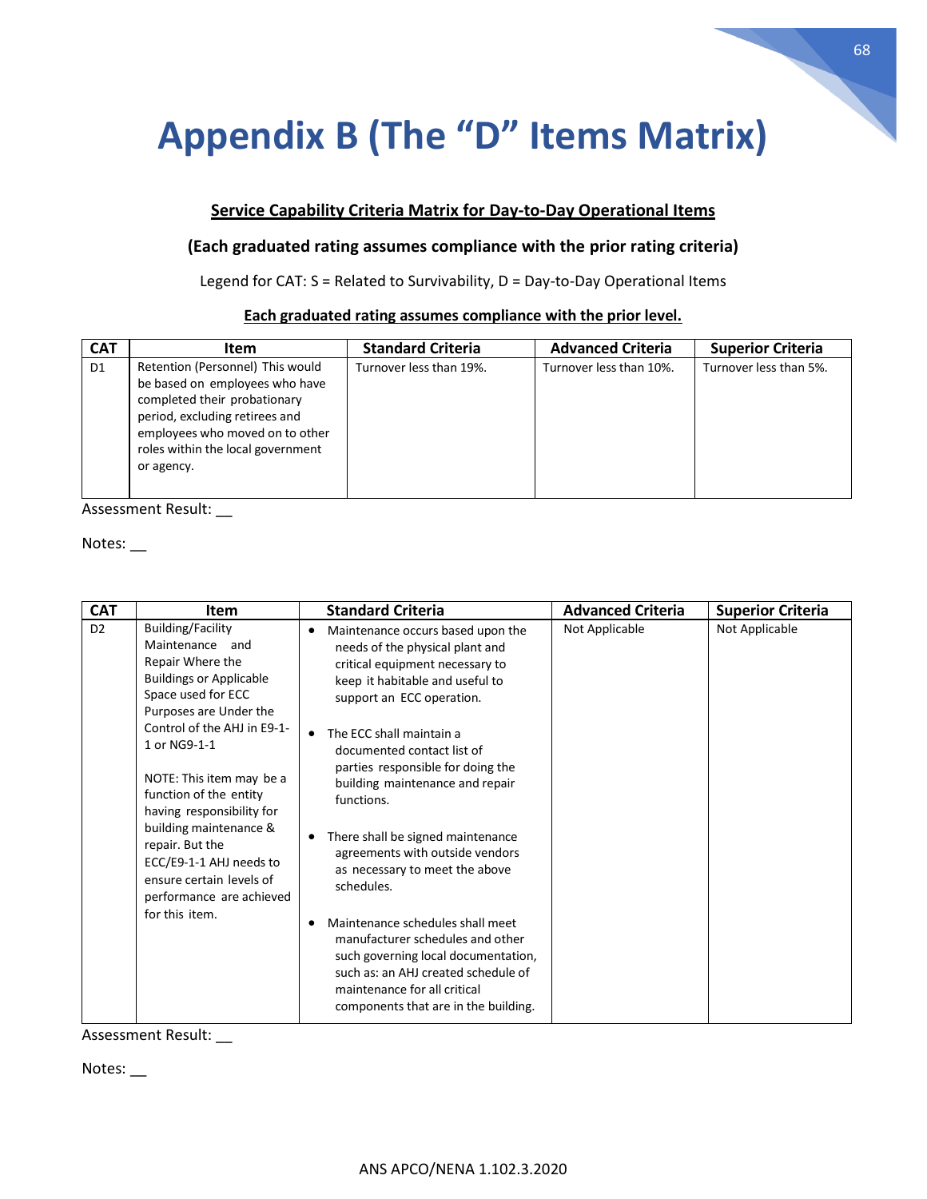# Appendix B (The "D" Items Matrix)

**Service Capability Criteria Matrix for Day-to-Day Operational Items**

**(Each graduated rating assumes compliance with the prior rating criteria)**

Legend for CAT: S = Related to Survivability, D = Day-to-Day Operational Items

**Each graduated rating assumes compliance with the prior level.**

| CAT | Item | Standard Criteria | Advanced Criteria | Superior Criteria |
|---|---|---|---|---|
| D1 | Retention (Personnel) This would be based on employees who have completed their probationary period, excluding retirees and employees who moved on to other roles within the local government or agency. | Turnover less than 19%. | Turnover less than 10%. | Turnover less than 5%. |

Assessment Result: __

Notes: __

| CAT | Item | Standard Criteria | Advanced Criteria | Superior Criteria |
|---|---|---|---|---|
| D2 | Building/Facility Maintenance and Repair Where the Buildings or Applicable Space used for ECC Purposes are Under the Control of the AHJ in E9-1-1 or NG9-1-1<br><br>NOTE: This item may be a function of the entity having responsibility for building maintenance & repair. But the ECC/E9-1-1 AHJ needs to ensure certain levels of performance are achieved for this item. | • Maintenance occurs based upon the needs of the physical plant and critical equipment necessary to keep it habitable and useful to support an ECC operation.<br><br>• The ECC shall maintain a documented contact list of parties responsible for doing the building maintenance and repair functions.<br><br>• There shall be signed maintenance agreements with outside vendors as necessary to meet the above schedules.<br><br>• Maintenance schedules shall meet manufacturer schedules and other such governing local documentation, such as: an AHJ created schedule of maintenance for all critical components that are in the building. | Not Applicable | Not Applicable |

Assessment Result: __

Notes: __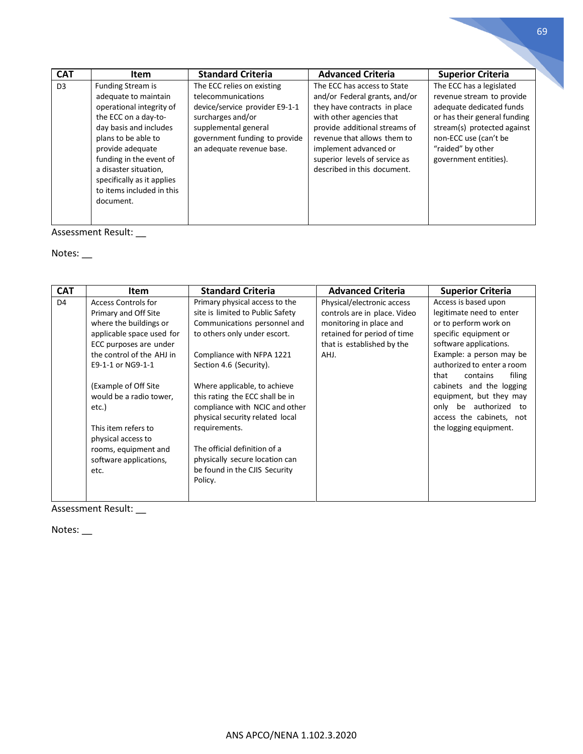| CAT | Item | Standard Criteria | Advanced Criteria | Superior Criteria |
|---|---|---|---|---|
| D3 | Funding Stream is adequate to maintain operational integrity of the ECC on a day-to-day basis and includes plans to be able to provide adequate funding in the event of a disaster situation, specifically as it applies to items included in this document. | The ECC relies on existing telecommunications device/service provider E9-1-1 surcharges and/or supplemental general government funding to provide an adequate revenue base. | The ECC has access to State and/or Federal grants, and/or they have contracts in place with other agencies that provide additional streams of revenue that allows them to implement advanced or superior levels of service as described in this document. | The ECC has a legislated revenue stream to provide adequate dedicated funds or has their general funding stream(s) protected against non-ECC use (can't be "raided" by other government entities). |

Assessment Result: __

Notes: __

| CAT | Item | Standard Criteria | Advanced Criteria | Superior Criteria |
|---|---|---|---|---|
| D4 | Access Controls for Primary and Off Site where the buildings or applicable space used for ECC purposes are under the control of the AHJ in E9-1-1 or NG9-1-1<br><br>(Example of Off Site would be a radio tower, etc.)<br><br>This item refers to physical access to rooms, equipment and software applications, etc. | Primary physical access to the site is limited to Public Safety Communications personnel and to others only under escort.<br><br>Compliance with NFPA 1221 Section 4.6 (Security).<br><br>Where applicable, to achieve this rating the ECC shall be in compliance with NCIC and other physical security related local requirements.<br><br>The official definition of a physically secure location can be found in the CJIS Security Policy. | Physical/electronic access controls are in place. Video monitoring in place and retained for period of time that is established by the AHJ. | Access is based upon legitimate need to enter or to perform work on specific equipment or software applications. Example: a person may be authorized to enter a room that contains filing cabinets and the logging equipment, but they may only be authorized to access the cabinets, not the logging equipment. |

Assessment Result: __

Notes: __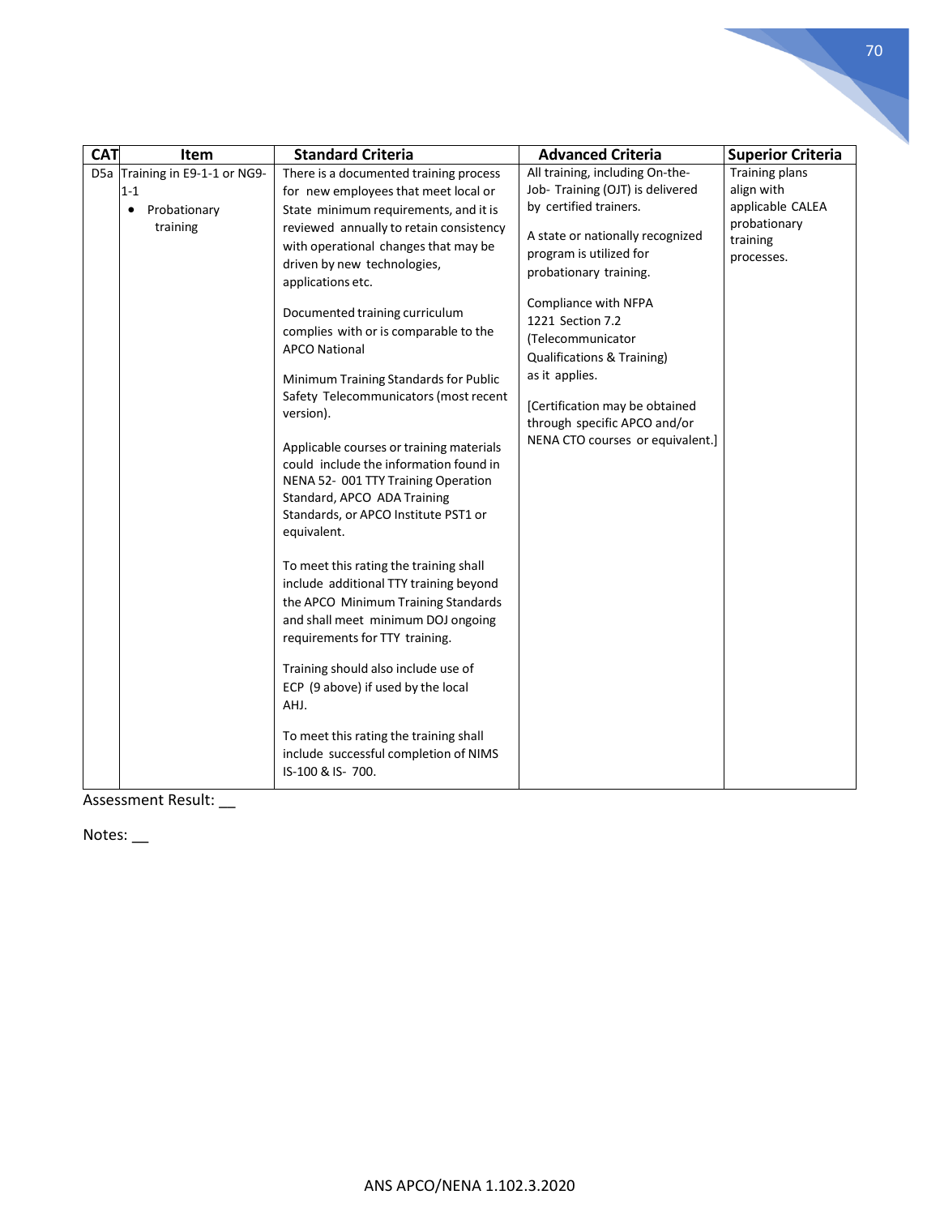| CAT | Item | Standard Criteria | Advanced Criteria | Superior Criteria |
|---|---|---|---|---|
| D5a | Training in E9-1-1 or NG9-1-1<br>• Probationary training | There is a documented training process for new employees that meet local or State minimum requirements, and it is reviewed annually to retain consistency with operational changes that may be driven by new technologies, applications etc.<br><br>Documented training curriculum complies with or is comparable to the APCO National<br><br>Minimum Training Standards for Public Safety Telecommunicators (most recent version).<br><br>Applicable courses or training materials could include the information found in NENA 52- 001 TTY Training Operation Standard, APCO ADA Training Standards, or APCO Institute PST1 or equivalent.<br><br>To meet this rating the training shall include additional TTY training beyond the APCO Minimum Training Standards and shall meet minimum DOJ ongoing requirements for TTY training.<br><br>Training should also include use of ECP (9 above) if used by the local AHJ.<br><br>To meet this rating the training shall include successful completion of NIMS IS-100 & IS- 700. | All training, including On-the-Job- Training (OJT) is delivered by certified trainers.<br><br>A state or nationally recognized program is utilized for probationary training.<br><br>Compliance with NFPA 1221 Section 7.2 (Telecommunicator Qualifications & Training) as it applies.<br><br>[Certification may be obtained through specific APCO and/or NENA CTO courses or equivalent.] | Training plans align with applicable CALEA probationary training processes. |

Assessment Result: __

Notes: __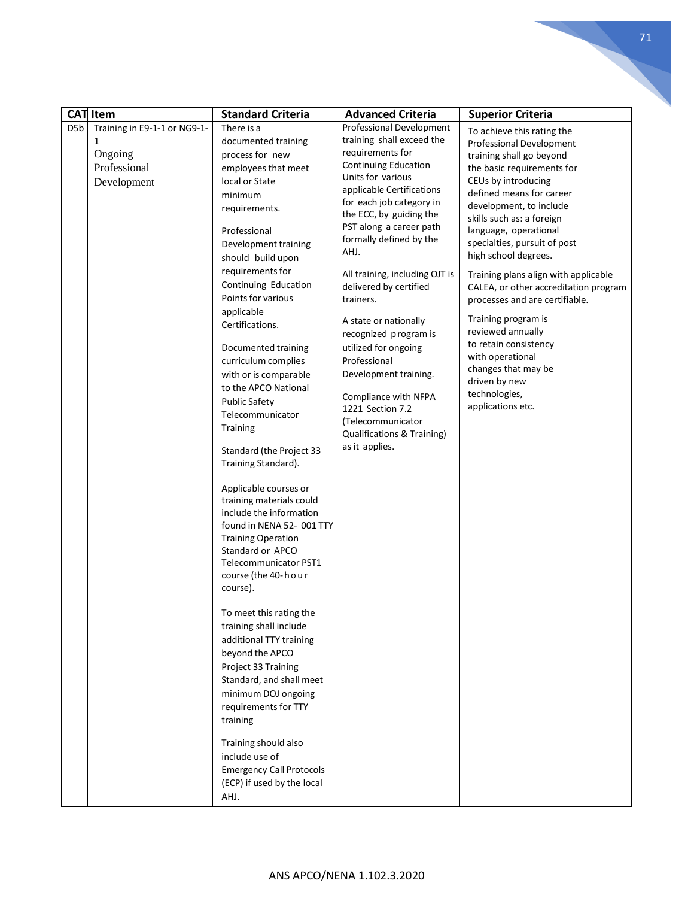| CAT | Item | Standard Criteria | Advanced Criteria | Superior Criteria |
|---|---|---|---|---|
| D5b | Training in E9-1-1 or NG9-1-1<br>Ongoing Professional Development | There is a documented training process for new employees that meet local or State minimum requirements.<br><br>Professional Development training should build upon requirements for Continuing Education Points for various applicable Certifications.<br><br>Documented training curriculum complies with or is comparable to the APCO National Public Safety Telecommunicator Training Standard (the Project 33 Training Standard).<br><br>Applicable courses or training materials could include the information found in NENA 52- 001 TTY Training Operation Standard or APCO Telecommunicator PST1 course (the 40-hour course).<br><br>To meet this rating the training shall include additional TTY training beyond the APCO Project 33 Training Standard, and shall meet minimum DOJ ongoing requirements for TTY training<br><br>Training should also include use of Emergency Call Protocols (ECP) if used by the local AHJ. | Professional Development training shall exceed the requirements for Continuing Education Units for various applicable Certifications for each job category in the ECC, by guiding the PST along a career path formally defined by the AHJ.<br><br>All training, including OJT is delivered by certified trainers.<br><br>A state or nationally recognized program is utilized for ongoing Professional Development training.<br><br>Compliance with NFPA 1221 Section 7.2 (Telecommunicator Qualifications & Training) as it applies. | To achieve this rating the Professional Development training shall go beyond the basic requirements for CEUs by introducing defined means for career development, to include skills such as: a foreign language, operational specialties, pursuit of post high school degrees.<br><br>Training plans align with applicable CALEA, or other accreditation program processes and are certifiable.<br><br>Training program is reviewed annually to retain consistency with operational changes that may be driven by new technologies, applications etc. |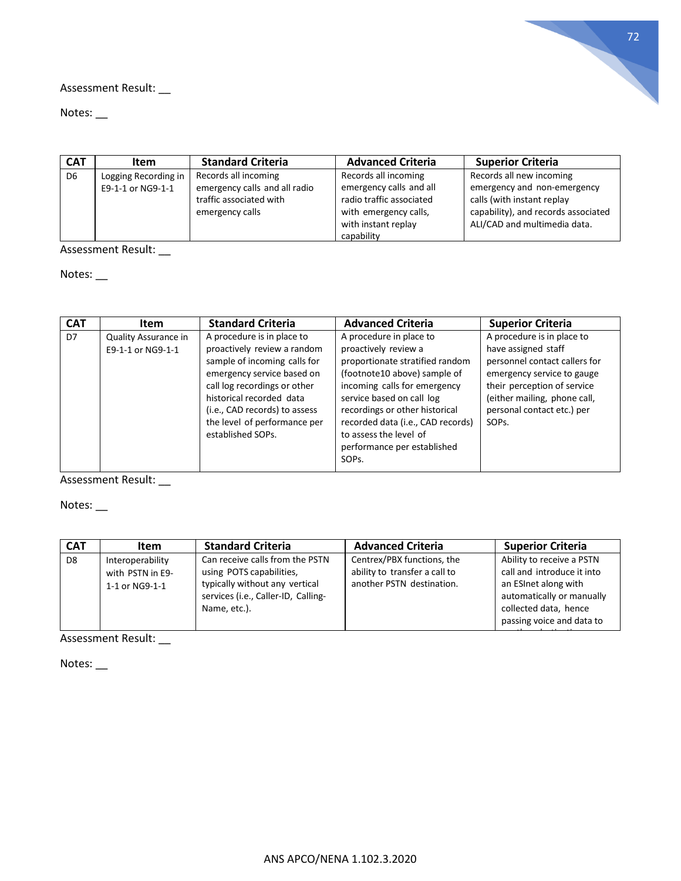Assessment Result: __

Notes: __

| CAT | Item | Standard Criteria | Advanced Criteria | Superior Criteria |
|---|---|---|---|---|
| D6 | Logging Recording in E9-1-1 or NG9-1-1 | Records all incoming emergency calls and all radio traffic associated with emergency calls | Records all incoming emergency calls and all radio traffic associated with emergency calls, with instant replay capability | Records all new incoming emergency and non-emergency calls (with instant replay capability), and records associated ALI/CAD and multimedia data. |

Assessment Result: __

Notes: __

| CAT | Item | Standard Criteria | Advanced Criteria | Superior Criteria |
|---|---|---|---|---|
| D7 | Quality Assurance in E9-1-1 or NG9-1-1 | A procedure is in place to proactively review a random sample of incoming calls for emergency service based on call log recordings or other historical recorded data (i.e., CAD records) to assess the level of performance per established SOPs. | A procedure in place to proactively review a proportionate stratified random (footnote10 above) sample of incoming calls for emergency service based on call log recordings or other historical recorded data (i.e., CAD records) to assess the level of performance per established SOPs. | A procedure is in place to have assigned staff personnel contact callers for emergency service to gauge their perception of service (either mailing, phone call, personal contact etc.) per SOPs. |

Assessment Result: __

Notes: __

| CAT | Item | Standard Criteria | Advanced Criteria | Superior Criteria |
|---|---|---|---|---|
| D8 | Interoperability with PSTN in E9-1-1 or NG9-1-1 | Can receive calls from the PSTN using POTS capabilities, typically without any vertical services (i.e., Caller-ID, Calling-Name, etc.). | Centrex/PBX functions, the ability to transfer a call to another PSTN destination. | Ability to receive a PSTN call and introduce it into an ESInet along with automatically or manually collected data, hence passing voice and data to |

Assessment Result: __

Notes: __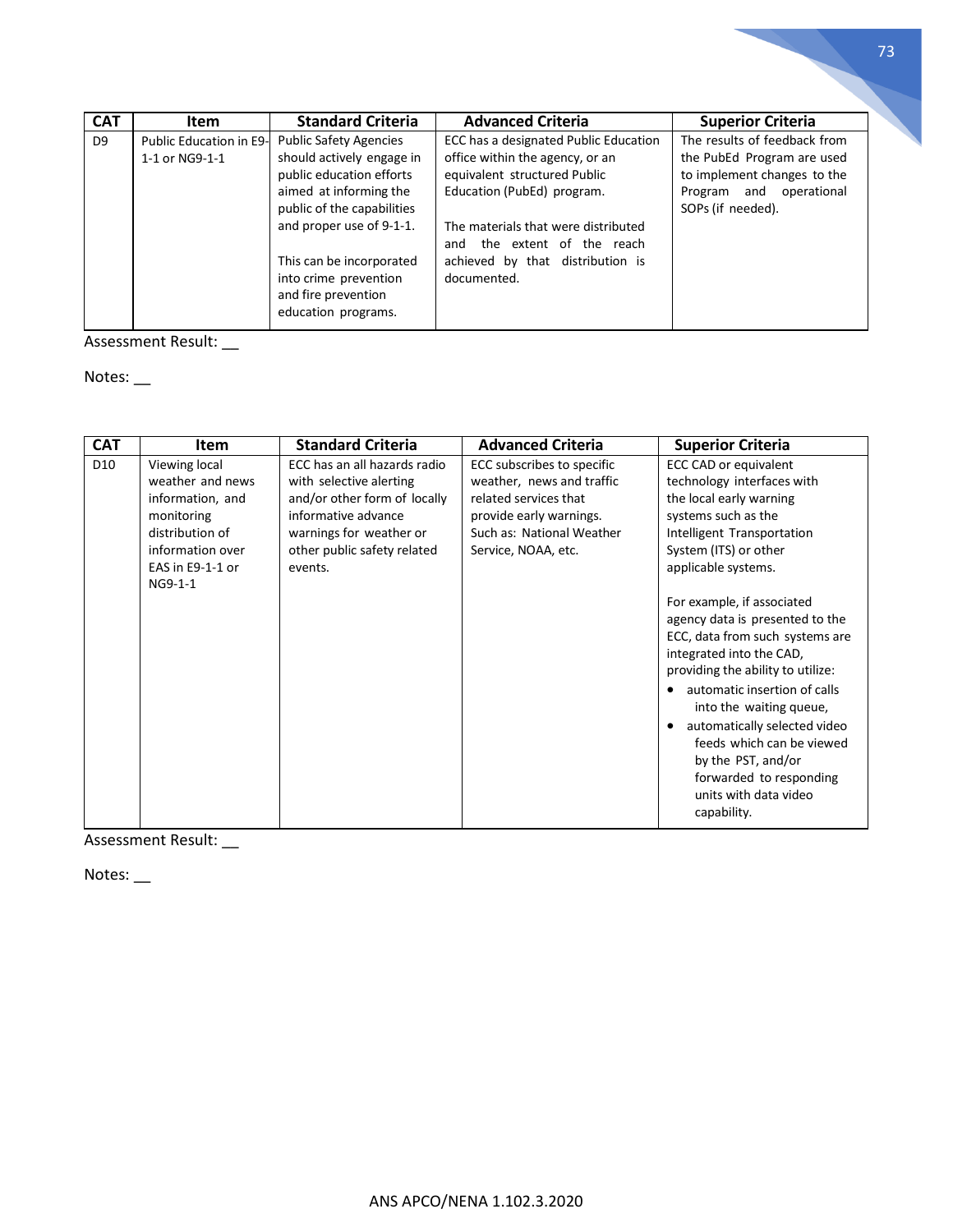| CAT | Item | Standard Criteria | Advanced Criteria | Superior Criteria |
|---|---|---|---|---|
| D9 | Public Education in E9-1-1 or NG9-1-1 | Public Safety Agencies should actively engage in public education efforts aimed at informing the public of the capabilities and proper use of 9-1-1.<br><br>This can be incorporated into crime prevention and fire prevention education programs. | ECC has a designated Public Education office within the agency, or an equivalent structured Public Education (PubEd) program.<br><br>The materials that were distributed and the extent of the reach achieved by that distribution is documented. | The results of feedback from the PubEd Program are used to implement changes to the Program and operational SOPs (if needed). |

Assessment Result: __

Notes: __

| CAT | Item | Standard Criteria | Advanced Criteria | Superior Criteria |
|---|---|---|---|---|
| D10 | Viewing local weather and news information, and monitoring distribution of information over EAS in E9-1-1 or NG9-1-1 | ECC has an all hazards radio with selective alerting and/or other form of locally informative advance warnings for weather or other public safety related events. | ECC subscribes to specific weather, news and traffic related services that provide early warnings. Such as: National Weather Service, NOAA, etc. | ECC CAD or equivalent technology interfaces with the local early warning systems such as the Intelligent Transportation System (ITS) or other applicable systems.<br><br>For example, if associated agency data is presented to the ECC, data from such systems are integrated into the CAD, providing the ability to utilize:<br>• automatic insertion of calls into the waiting queue,<br>• automatically selected video feeds which can be viewed by the PST, and/or forwarded to responding units with data video capability. |

Assessment Result: __

Notes: __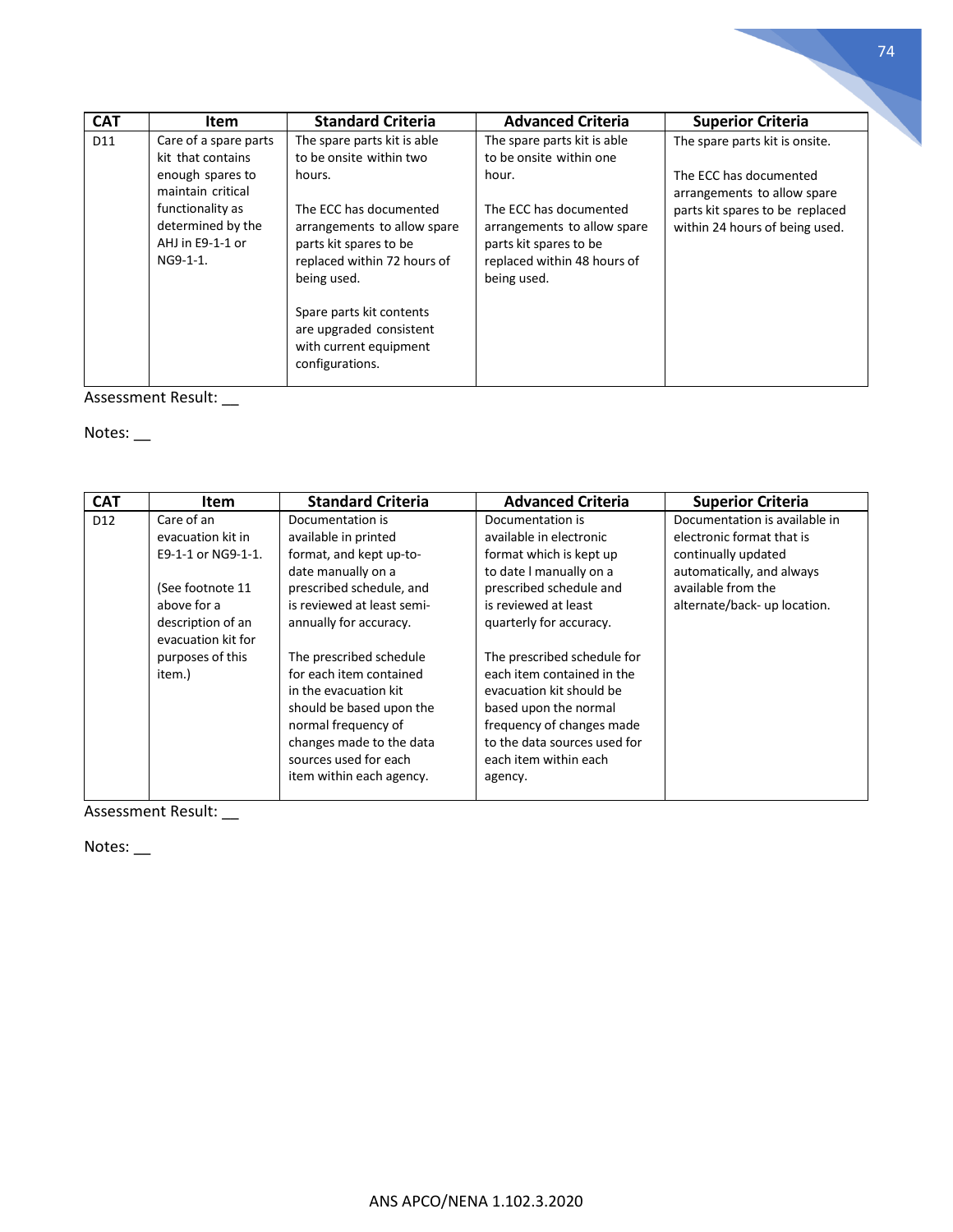| CAT | Item | Standard Criteria | Advanced Criteria | Superior Criteria |
|---|---|---|---|---|
| D11 | Care of a spare parts kit that contains enough spares to maintain critical functionality as determined by the AHJ in E9-1-1 or NG9-1-1. | The spare parts kit is able to be onsite within two hours.<br><br>The ECC has documented arrangements to allow spare parts kit spares to be replaced within 72 hours of being used.<br><br>Spare parts kit contents are upgraded consistent with current equipment configurations. | The spare parts kit is able to be onsite within one hour.<br><br>The ECC has documented arrangements to allow spare parts kit spares to be replaced within 48 hours of being used. | The spare parts kit is onsite.<br><br>The ECC has documented arrangements to allow spare parts kit spares to be replaced within 24 hours of being used. |

Assessment Result: __

Notes: __

| CAT | Item | Standard Criteria | Advanced Criteria | Superior Criteria |
|---|---|---|---|---|
| D12 | Care of an evacuation kit in E9-1-1 or NG9-1-1.<br><br>(See footnote 11 above for a description of an evacuation kit for purposes of this item.) | Documentation is available in printed format, and kept up-to-date manually on a prescribed schedule, and is reviewed at least semi-annually for accuracy.<br><br>The prescribed schedule for each item contained in the evacuation kit should be based upon the normal frequency of changes made to the data sources used for each item within each agency. | Documentation is available in electronic format which is kept up to date l manually on a prescribed schedule and is reviewed at least quarterly for accuracy.<br><br>The prescribed schedule for each item contained in the evacuation kit should be based upon the normal frequency of changes made to the data sources used for each item within each agency. | Documentation is available in electronic format that is continually updated automatically, and always available from the alternate/back- up location. |

Assessment Result: __

Notes: __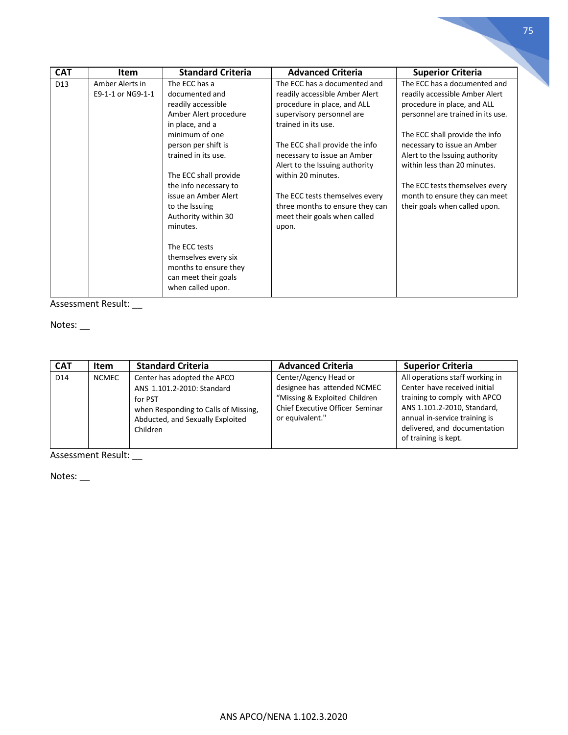| CAT | Item | Standard Criteria | Advanced Criteria | Superior Criteria |
|---|---|---|---|---|
| D13 | Amber Alerts in E9-1-1 or NG9-1-1 | The ECC has a documented and readily accessible Amber Alert procedure in place, and a minimum of one person per shift is trained in its use.<br><br>The ECC shall provide the info necessary to issue an Amber Alert to the Issuing Authority within 30 minutes.<br><br>The ECC tests themselves every six months to ensure they can meet their goals when called upon. | The ECC has a documented and readily accessible Amber Alert procedure in place, and ALL supervisory personnel are trained in its use.<br><br>The ECC shall provide the info necessary to issue an Amber Alert to the Issuing authority within 20 minutes.<br><br>The ECC tests themselves every three months to ensure they can meet their goals when called upon. | The ECC has a documented and readily accessible Amber Alert procedure in place, and ALL personnel are trained in its use.<br><br>The ECC shall provide the info necessary to issue an Amber Alert to the Issuing authority within less than 20 minutes.<br><br>The ECC tests themselves every month to ensure they can meet their goals when called upon. |

Assessment Result: __

Notes: __

| CAT | Item | Standard Criteria | Advanced Criteria | Superior Criteria |
|---|---|---|---|---|
| D14 | NCMEC | Center has adopted the APCO ANS 1.101.2-2010: Standard for PST when Responding to Calls of Missing, Abducted, and Sexually Exploited Children | Center/Agency Head or designee has attended NCMEC "Missing & Exploited Children Chief Executive Officer Seminar or equivalent." | All operations staff working in Center have received initial training to comply with APCO ANS 1.101.2-2010, Standard, annual in-service training is delivered, and documentation of training is kept. |

Assessment Result: __

Notes: __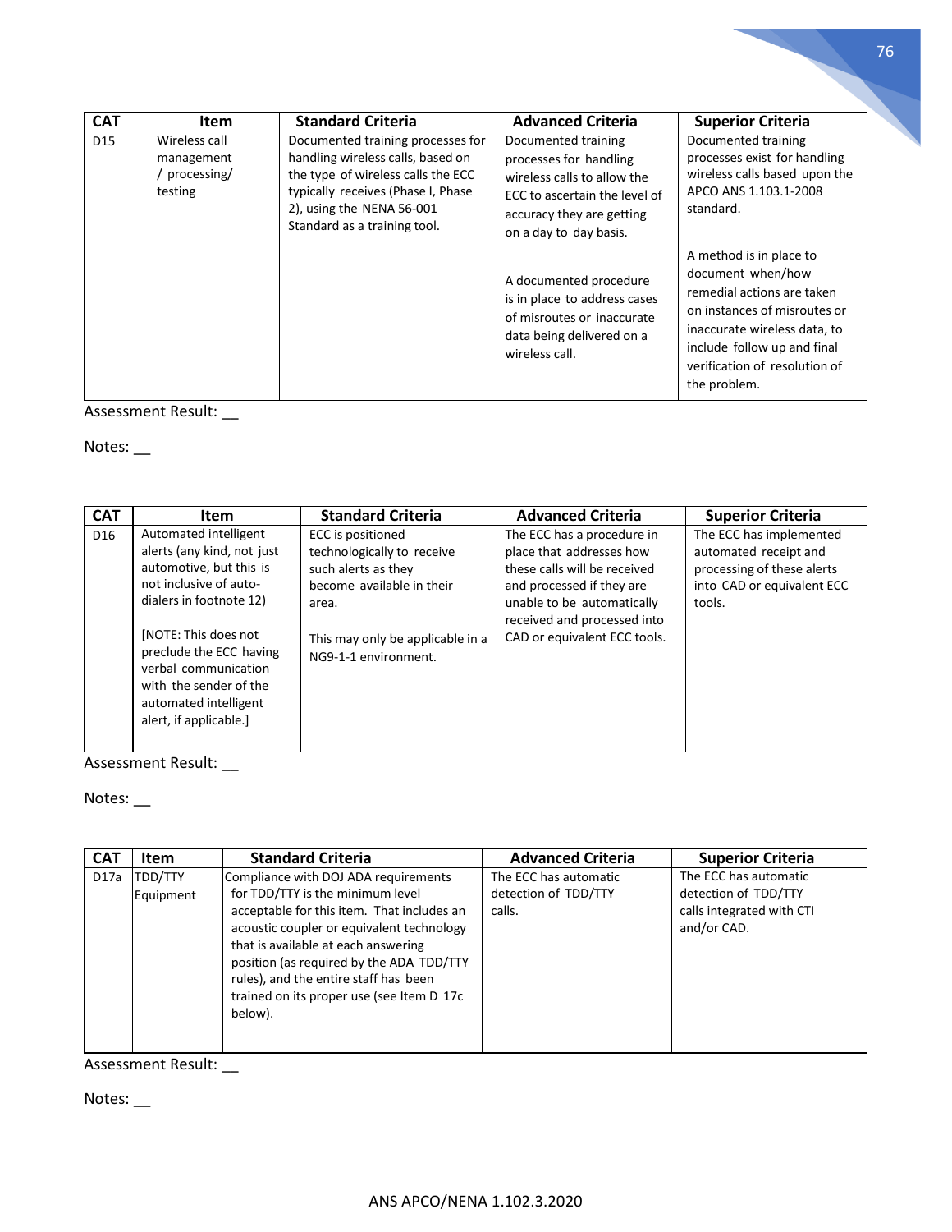| CAT | Item | Standard Criteria | Advanced Criteria | Superior Criteria |
|---|---|---|---|---|
| D15 | Wireless call management / processing/ testing | Documented training processes for handling wireless calls, based on the type of wireless calls the ECC typically receives (Phase I, Phase 2), using the NENA 56-001 Standard as a training tool. | Documented training processes for handling wireless calls to allow the ECC to ascertain the level of accuracy they are getting on a day to day basis.<br><br>A documented procedure is in place to address cases of misroutes or inaccurate data being delivered on a wireless call. | Documented training processes exist for handling wireless calls based upon the APCO ANS 1.103.1-2008 standard.<br><br>A method is in place to document when/how remedial actions are taken on instances of misroutes or inaccurate wireless data, to include follow up and final verification of resolution of the problem. |

Assessment Result: __

Notes: __

| CAT | Item | Standard Criteria | Advanced Criteria | Superior Criteria |
|---|---|---|---|---|
| D16 | Automated intelligent alerts (any kind, not just automotive, but this is not inclusive of auto-dialers in footnote 12)<br><br>[NOTE: This does not preclude the ECC having verbal communication with the sender of the automated intelligent alert, if applicable.] | ECC is positioned technologically to receive such alerts as they become available in their area.<br><br>This may only be applicable in a NG9-1-1 environment. | The ECC has a procedure in place that addresses how these calls will be received and processed if they are unable to be automatically received and processed into CAD or equivalent ECC tools. | The ECC has implemented automated receipt and processing of these alerts into CAD or equivalent ECC tools. |

Assessment Result: __

Notes: __

| CAT | Item | Standard Criteria | Advanced Criteria | Superior Criteria |
|---|---|---|---|---|
| D17a | TDD/TTY Equipment | Compliance with DOJ ADA requirements for TDD/TTY is the minimum level acceptable for this item. That includes an acoustic coupler or equivalent technology that is available at each answering position (as required by the ADA TDD/TTY rules), and the entire staff has been trained on its proper use (see Item D 17c below). | The ECC has automatic detection of TDD/TTY calls. | The ECC has automatic detection of TDD/TTY calls integrated with CTI and/or CAD. |

Assessment Result: __

Notes: __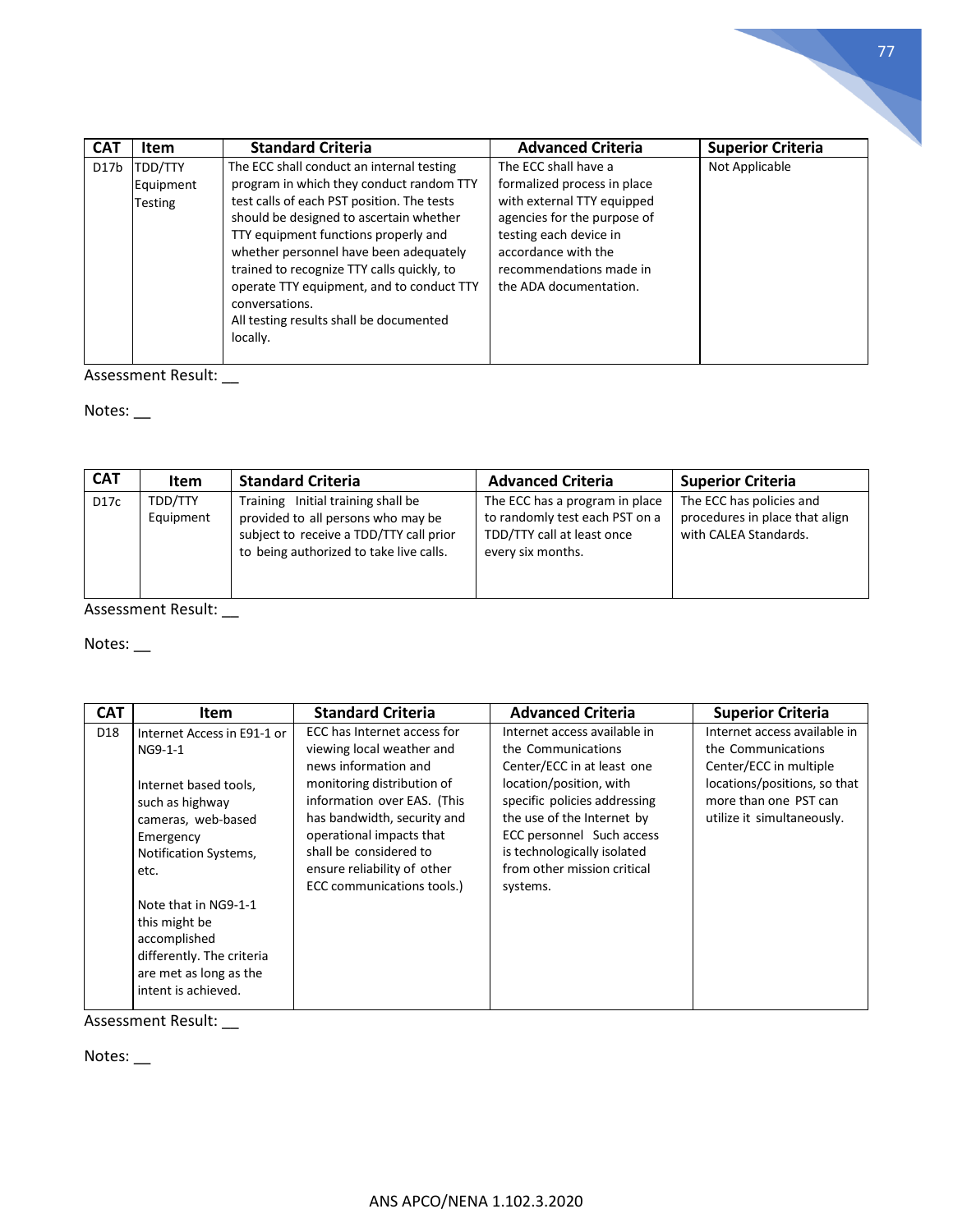| CAT | Item | Standard Criteria | Advanced Criteria | Superior Criteria |
|---|---|---|---|---|
| D17b | TDD/TTY Equipment Testing | The ECC shall conduct an internal testing program in which they conduct random TTY test calls of each PST position. The tests should be designed to ascertain whether TTY equipment functions properly and whether personnel have been adequately trained to recognize TTY calls quickly, to operate TTY equipment, and to conduct TTY conversations. All testing results shall be documented locally. | The ECC shall have a formalized process in place with external TTY equipped agencies for the purpose of testing each device in accordance with the recommendations made in the ADA documentation. | Not Applicable |

Assessment Result: __

Notes: __

| CAT | Item | Standard Criteria | Advanced Criteria | Superior Criteria |
|---|---|---|---|---|
| D17c | TDD/TTY Equipment | Training Initial training shall be provided to all persons who may be subject to receive a TDD/TTY call prior to being authorized to take live calls. | The ECC has a program in place to randomly test each PST on a TDD/TTY call at least once every six months. | The ECC has policies and procedures in place that align with CALEA Standards. |

Assessment Result: __

Notes: __

| CAT | Item | Standard Criteria | Advanced Criteria | Superior Criteria |
|---|---|---|---|---|
| D18 | Internet Access in E91-1 or NG9-1-1<br><br>Internet based tools, such as highway cameras, web-based Emergency Notification Systems, etc.<br><br>Note that in NG9-1-1 this might be accomplished differently. The criteria are met as long as the intent is achieved. | ECC has Internet access for viewing local weather and news information and monitoring distribution of information over EAS. (This has bandwidth, security and operational impacts that shall be considered to ensure reliability of other ECC communications tools.) | Internet access available in the Communications Center/ECC in at least one location/position, with specific policies addressing the use of the Internet by ECC personnel Such access is technologically isolated from other mission critical systems. | Internet access available in the Communications Center/ECC in multiple locations/positions, so that more than one PST can utilize it simultaneously. |

Assessment Result: __

Notes: __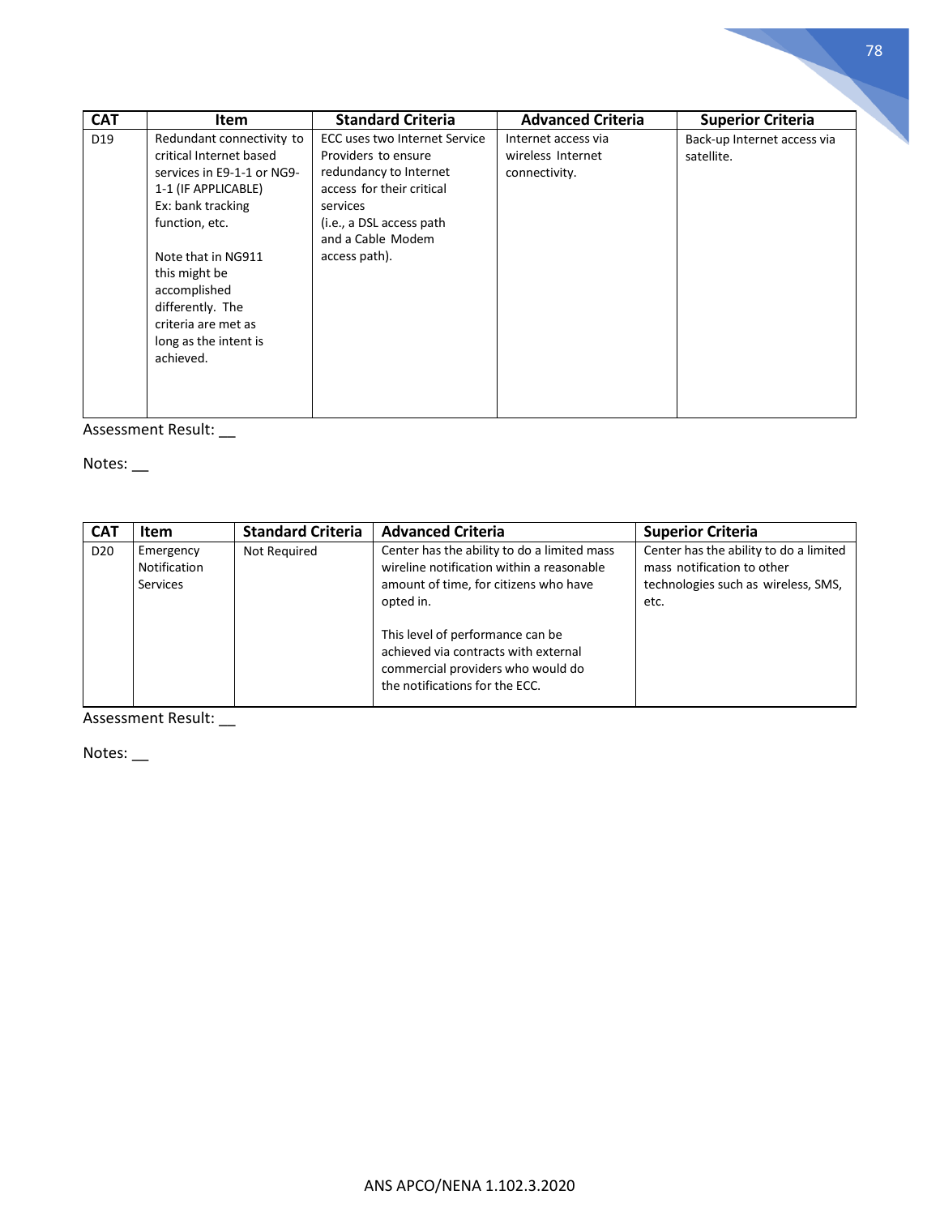| CAT | Item | Standard Criteria | Advanced Criteria | Superior Criteria |
| --- | --- | --- | --- | --- |
| D19 | Redundant connectivity to critical Internet based services in E9-1-1 or NG9-1-1 (IF APPLICABLE) Ex: bank tracking function, etc.<br><br>Note that in NG911 this might be accomplished differently. The criteria are met as long as the intent is achieved. | ECC uses two Internet Service Providers to ensure redundancy to Internet access for their critical services (i.e., a DSL access path and a Cable Modem access path). | Internet access via wireless Internet connectivity. | Back-up Internet access via satellite. |

Assessment Result: __

Notes: __

| CAT | Item | Standard Criteria | Advanced Criteria | Superior Criteria |
| --- | --- | --- | --- | --- |
| D20 | Emergency Notification Services | Not Required | Center has the ability to do a limited mass wireline notification within a reasonable amount of time, for citizens who have opted in.<br><br>This level of performance can be achieved via contracts with external commercial providers who would do the notifications for the ECC. | Center has the ability to do a limited mass notification to other technologies such as wireless, SMS, etc. |

Assessment Result: __

Notes: __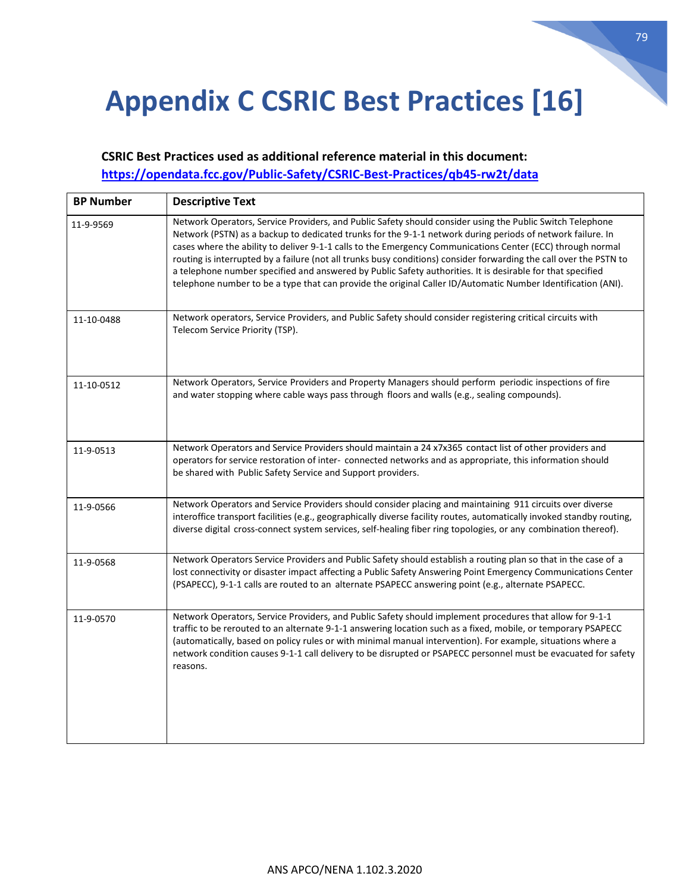# Appendix C CSRIC Best Practices [16]

**CSRIC Best Practices used as additional reference material in this document:**
**https://opendata.fcc.gov/Public-Safety/CSRIC-Best-Practices/qb45-rw2t/data**

| BP Number | Descriptive Text |
|---|---|
| 11-9-9569 | Network Operators, Service Providers, and Public Safety should consider using the Public Switch Telephone Network (PSTN) as a backup to dedicated trunks for the 9-1-1 network during periods of network failure. In cases where the ability to deliver 9-1-1 calls to the Emergency Communications Center (ECC) through normal routing is interrupted by a failure (not all trunks busy conditions) consider forwarding the call over the PSTN to a telephone number specified and answered by Public Safety authorities. It is desirable for that specified telephone number to be a type that can provide the original Caller ID/Automatic Number Identification (ANI). |
| 11-10-0488 | Network operators, Service Providers, and Public Safety should consider registering critical circuits with Telecom Service Priority (TSP). |
| 11-10-0512 | Network Operators, Service Providers and Property Managers should perform periodic inspections of fire and water stopping where cable ways pass through floors and walls (e.g., sealing compounds). |
| 11-9-0513 | Network Operators and Service Providers should maintain a 24 x7x365 contact list of other providers and operators for service restoration of inter- connected networks and as appropriate, this information should be shared with Public Safety Service and Support providers. |
| 11-9-0566 | Network Operators and Service Providers should consider placing and maintaining 911 circuits over diverse interoffice transport facilities (e.g., geographically diverse facility routes, automatically invoked standby routing, diverse digital cross-connect system services, self-healing fiber ring topologies, or any combination thereof). |
| 11-9-0568 | Network Operators Service Providers and Public Safety should establish a routing plan so that in the case of a lost connectivity or disaster impact affecting a Public Safety Answering Point Emergency Communications Center (PSAPECC), 9-1-1 calls are routed to an alternate PSAPECC answering point (e.g., alternate PSAPECC. |
| 11-9-0570 | Network Operators, Service Providers, and Public Safety should implement procedures that allow for 9-1-1 traffic to be rerouted to an alternate 9-1-1 answering location such as a fixed, mobile, or temporary PSAPECC (automatically, based on policy rules or with minimal manual intervention). For example, situations where a network condition causes 9-1-1 call delivery to be disrupted or PSAPECC personnel must be evacuated for safety reasons. |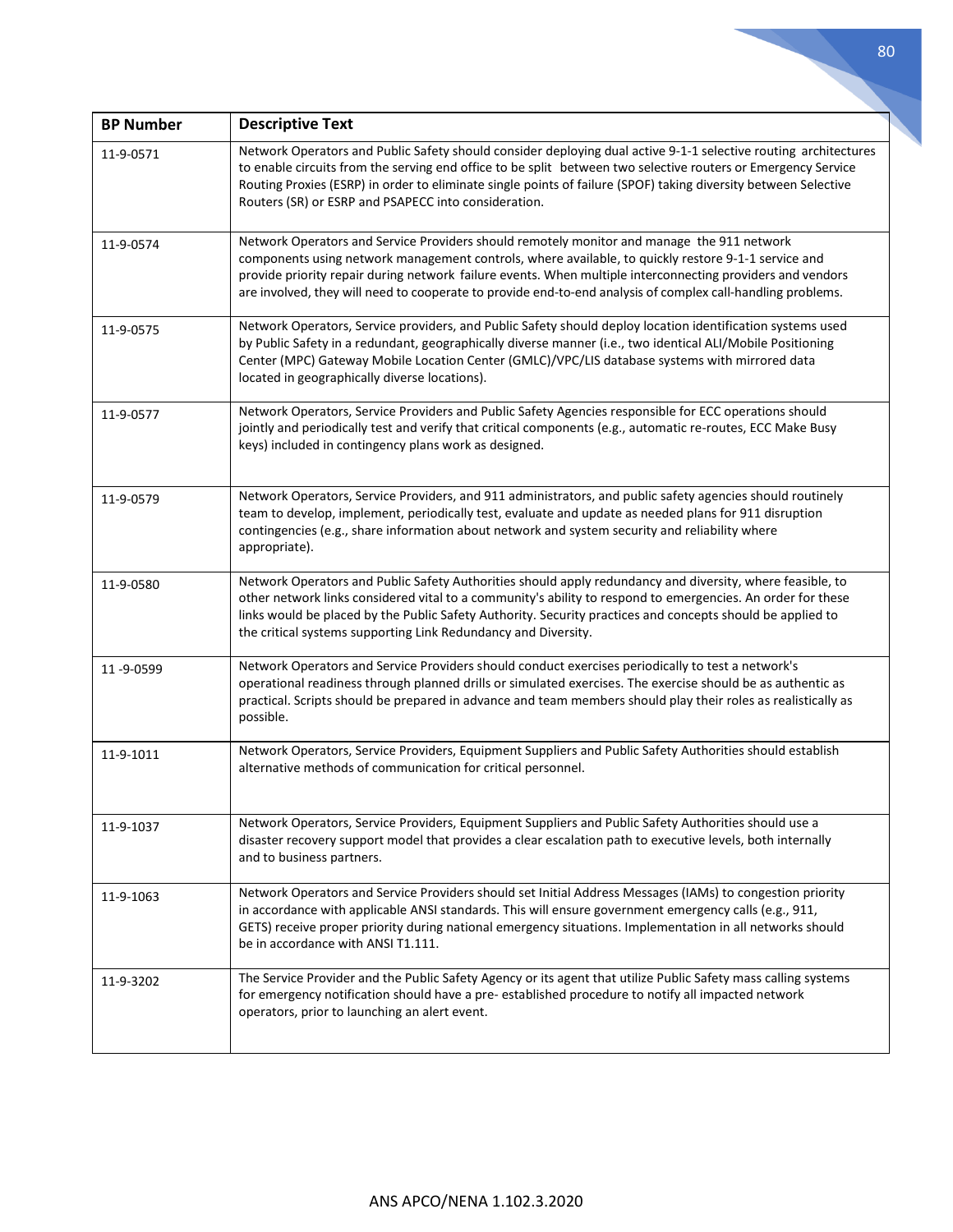| BP Number | Descriptive Text |
| --- | --- |
| 11-9-0571 | Network Operators and Public Safety should consider deploying dual active 9-1-1 selective routing architectures to enable circuits from the serving end office to be split between two selective routers or Emergency Service Routing Proxies (ESRP) in order to eliminate single points of failure (SPOF) taking diversity between Selective Routers (SR) or ESRP and PSAPECC into consideration. |
| 11-9-0574 | Network Operators and Service Providers should remotely monitor and manage the 911 network components using network management controls, where available, to quickly restore 9-1-1 service and provide priority repair during network failure events. When multiple interconnecting providers and vendors are involved, they will need to cooperate to provide end-to-end analysis of complex call-handling problems. |
| 11-9-0575 | Network Operators, Service providers, and Public Safety should deploy location identification systems used by Public Safety in a redundant, geographically diverse manner (i.e., two identical ALI/Mobile Positioning Center (MPC) Gateway Mobile Location Center (GMLC)/VPC/LIS database systems with mirrored data located in geographically diverse locations). |
| 11-9-0577 | Network Operators, Service Providers and Public Safety Agencies responsible for ECC operations should jointly and periodically test and verify that critical components (e.g., automatic re-routes, ECC Make Busy keys) included in contingency plans work as designed. |
| 11-9-0579 | Network Operators, Service Providers, and 911 administrators, and public safety agencies should routinely team to develop, implement, periodically test, evaluate and update as needed plans for 911 disruption contingencies (e.g., share information about network and system security and reliability where appropriate). |
| 11-9-0580 | Network Operators and Public Safety Authorities should apply redundancy and diversity, where feasible, to other network links considered vital to a community's ability to respond to emergencies. An order for these links would be placed by the Public Safety Authority. Security practices and concepts should be applied to the critical systems supporting Link Redundancy and Diversity. |
| 11 -9-0599 | Network Operators and Service Providers should conduct exercises periodically to test a network's operational readiness through planned drills or simulated exercises. The exercise should be as authentic as practical. Scripts should be prepared in advance and team members should play their roles as realistically as possible. |
| 11-9-1011 | Network Operators, Service Providers, Equipment Suppliers and Public Safety Authorities should establish alternative methods of communication for critical personnel. |
| 11-9-1037 | Network Operators, Service Providers, Equipment Suppliers and Public Safety Authorities should use a disaster recovery support model that provides a clear escalation path to executive levels, both internally and to business partners. |
| 11-9-1063 | Network Operators and Service Providers should set Initial Address Messages (IAMs) to congestion priority in accordance with applicable ANSI standards. This will ensure government emergency calls (e.g., 911, GETS) receive proper priority during national emergency situations. Implementation in all networks should be in accordance with ANSI T1.111. |
| 11-9-3202 | The Service Provider and the Public Safety Agency or its agent that utilize Public Safety mass calling systems for emergency notification should have a pre- established procedure to notify all impacted network operators, prior to launching an alert event. |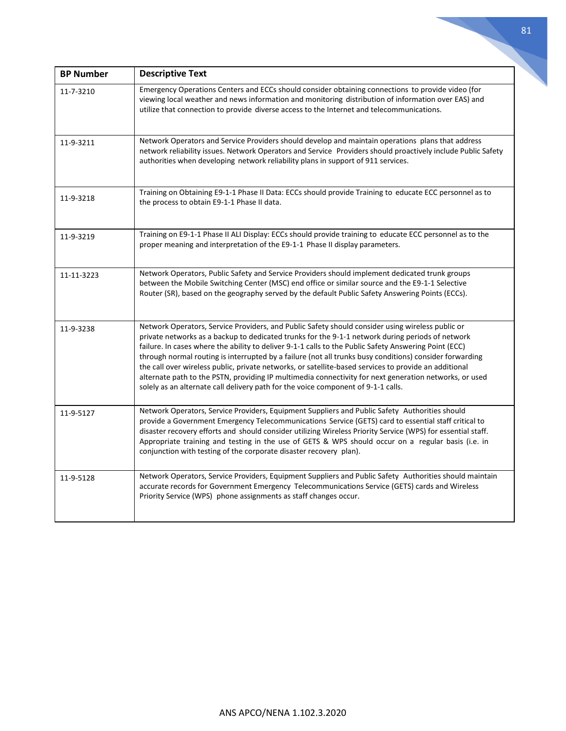| BP Number | Descriptive Text |
|---|---|
| 11-7-3210 | Emergency Operations Centers and ECCs should consider obtaining connections to provide video (for viewing local weather and news information and monitoring distribution of information over EAS) and utilize that connection to provide diverse access to the Internet and telecommunications. |
| 11-9-3211 | Network Operators and Service Providers should develop and maintain operations plans that address network reliability issues. Network Operators and Service Providers should proactively include Public Safety authorities when developing network reliability plans in support of 911 services. |
| 11-9-3218 | Training on Obtaining E9-1-1 Phase II Data: ECCs should provide Training to educate ECC personnel as to the process to obtain E9-1-1 Phase II data. |
| 11-9-3219 | Training on E9-1-1 Phase II ALI Display: ECCs should provide training to educate ECC personnel as to the proper meaning and interpretation of the E9-1-1 Phase II display parameters. |
| 11-11-3223 | Network Operators, Public Safety and Service Providers should implement dedicated trunk groups between the Mobile Switching Center (MSC) end office or similar source and the E9-1-1 Selective Router (SR), based on the geography served by the default Public Safety Answering Points (ECCs). |
| 11-9-3238 | Network Operators, Service Providers, and Public Safety should consider using wireless public or private networks as a backup to dedicated trunks for the 9-1-1 network during periods of network failure. In cases where the ability to deliver 9-1-1 calls to the Public Safety Answering Point (ECC) through normal routing is interrupted by a failure (not all trunks busy conditions) consider forwarding the call over wireless public, private networks, or satellite-based services to provide an additional alternate path to the PSTN, providing IP multimedia connectivity for next generation networks, or used solely as an alternate call delivery path for the voice component of 9-1-1 calls. |
| 11-9-5127 | Network Operators, Service Providers, Equipment Suppliers and Public Safety Authorities should provide a Government Emergency Telecommunications Service (GETS) card to essential staff critical to disaster recovery efforts and should consider utilizing Wireless Priority Service (WPS) for essential staff. Appropriate training and testing in the use of GETS & WPS should occur on a regular basis (i.e. in conjunction with testing of the corporate disaster recovery plan). |
| 11-9-5128 | Network Operators, Service Providers, Equipment Suppliers and Public Safety Authorities should maintain accurate records for Government Emergency Telecommunications Service (GETS) cards and Wireless Priority Service (WPS) phone assignments as staff changes occur. |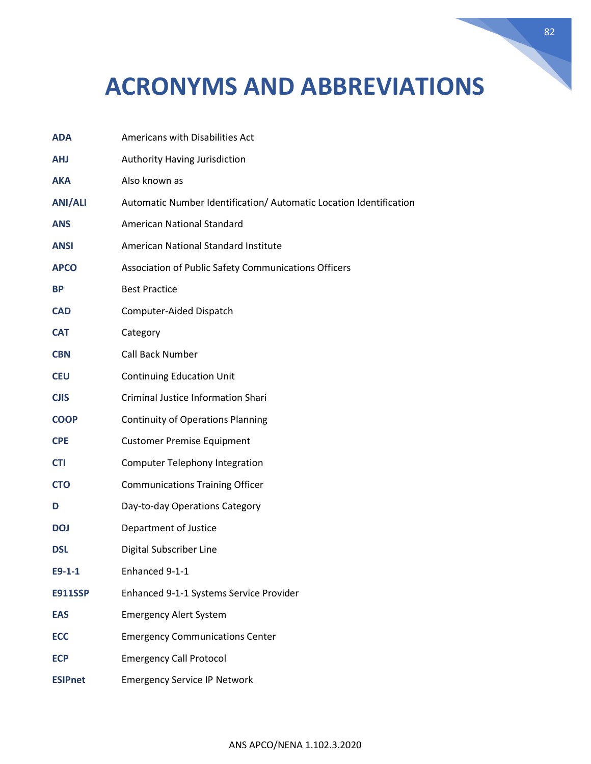# ACRONYMS AND ABBREVIATIONS

| | |
|---|---|
| **ADA** | Americans with Disabilities Act |
| **AHJ** | Authority Having Jurisdiction |
| **AKA** | Also known as |
| **ANI/ALI** | Automatic Number Identification/ Automatic Location Identification |
| **ANS** | American National Standard |
| **ANSI** | American National Standard Institute |
| **APCO** | Association of Public Safety Communications Officers |
| **BP** | Best Practice |
| **CAD** | Computer-Aided Dispatch |
| **CAT** | Category |
| **CBN** | Call Back Number |
| **CEU** | Continuing Education Unit |
| **CJIS** | Criminal Justice Information Shari |
| **COOP** | Continuity of Operations Planning |
| **CPE** | Customer Premise Equipment |
| **CTI** | Computer Telephony Integration |
| **CTO** | Communications Training Officer |
| **D** | Day-to-day Operations Category |
| **DOJ** | Department of Justice |
| **DSL** | Digital Subscriber Line |
| **E9-1-1** | Enhanced 9-1-1 |
| **E911SSP** | Enhanced 9-1-1 Systems Service Provider |
| **EAS** | Emergency Alert System |
| **ECC** | Emergency Communications Center |
| **ECP** | Emergency Call Protocol |
| **ESIPnet** | Emergency Service IP Network |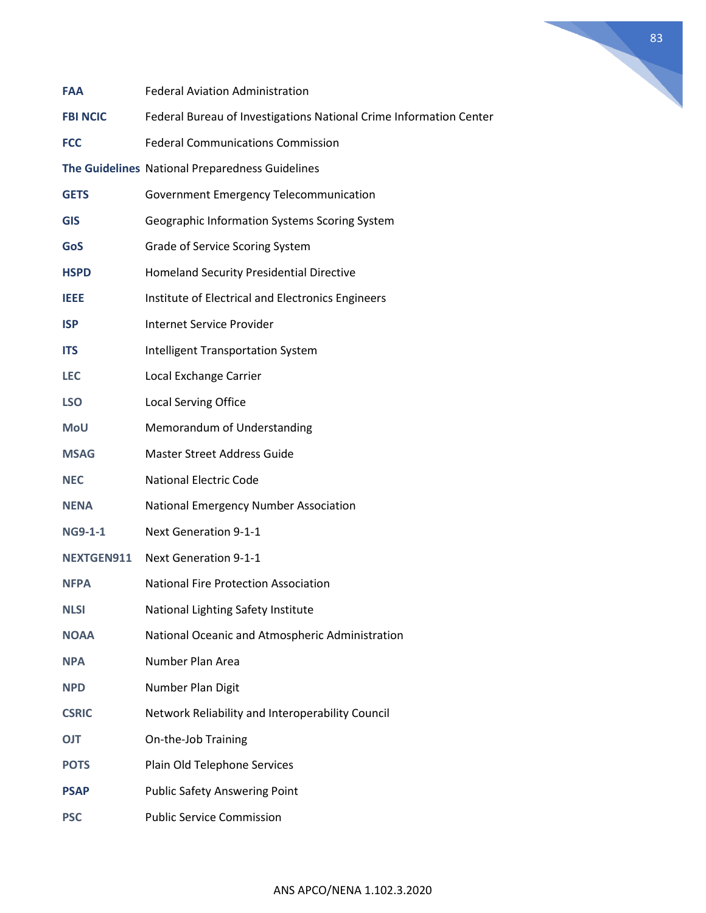| | |
|---|---|
| **FAA** | Federal Aviation Administration |
| **FBI NCIC** | Federal Bureau of Investigations National Crime Information Center |
| **FCC** | Federal Communications Commission |
| **The Guidelines** | National Preparedness Guidelines |
| **GETS** | Government Emergency Telecommunication |
| **GIS** | Geographic Information Systems Scoring System |
| **GoS** | Grade of Service Scoring System |
| **HSPD** | Homeland Security Presidential Directive |
| **IEEE** | Institute of Electrical and Electronics Engineers |
| **ISP** | Internet Service Provider |
| **ITS** | Intelligent Transportation System |
| **LEC** | Local Exchange Carrier |
| **LSO** | Local Serving Office |
| **MoU** | Memorandum of Understanding |
| **MSAG** | Master Street Address Guide |
| **NEC** | National Electric Code |
| **NENA** | National Emergency Number Association |
| **NG9-1-1** | Next Generation 9-1-1 |
| **NEXTGEN911** | Next Generation 9-1-1 |
| **NFPA** | National Fire Protection Association |
| **NLSI** | National Lighting Safety Institute |
| **NOAA** | National Oceanic and Atmospheric Administration |
| **NPA** | Number Plan Area |
| **NPD** | Number Plan Digit |
| **CSRIC** | Network Reliability and Interoperability Council |
| **OJT** | On-the-Job Training |
| **POTS** | Plain Old Telephone Services |
| **PSAP** | Public Safety Answering Point |
| **PSC** | Public Service Commission |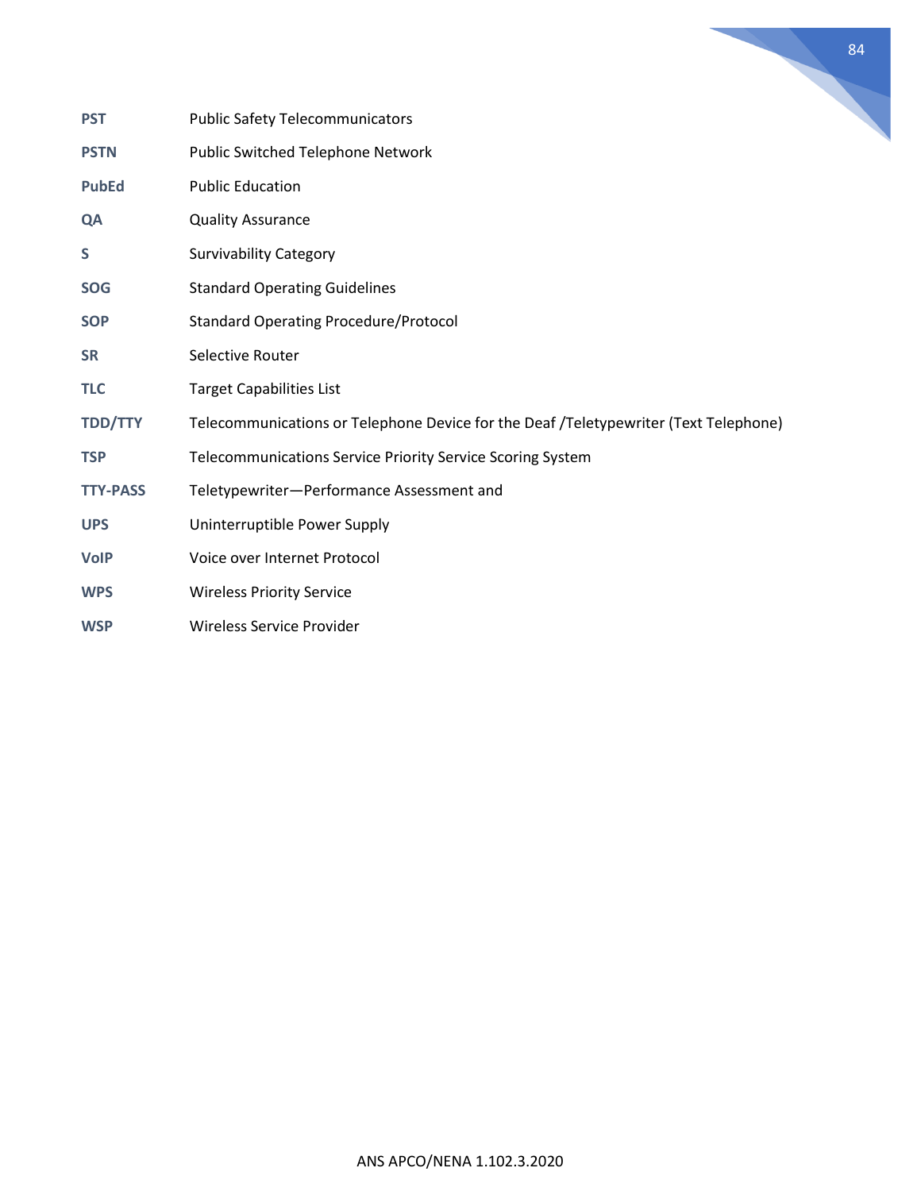| | |
|---|---|
| **PST** | Public Safety Telecommunicators |
| **PSTN** | Public Switched Telephone Network |
| **PubEd** | Public Education |
| **QA** | Quality Assurance |
| **S** | Survivability Category |
| **SOG** | Standard Operating Guidelines |
| **SOP** | Standard Operating Procedure/Protocol |
| **SR** | Selective Router |
| **TLC** | Target Capabilities List |
| **TDD/TTY** | Telecommunications or Telephone Device for the Deaf /Teletypewriter (Text Telephone) |
| **TSP** | Telecommunications Service Priority Service Scoring System |
| **TTY-PASS** | Teletypewriter—Performance Assessment and |
| **UPS** | Uninterruptible Power Supply |
| **VoIP** | Voice over Internet Protocol |
| **WPS** | Wireless Priority Service |
| **WSP** | Wireless Service Provider |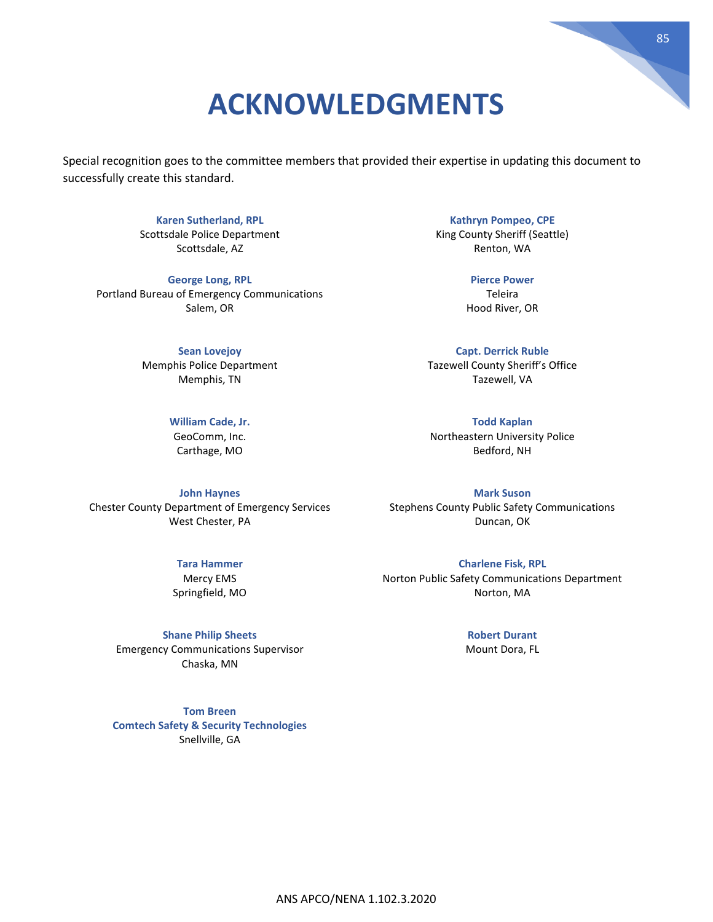# ACKNOWLEDGMENTS

Special recognition goes to the committee members that provided their expertise in updating this document to successfully create this standard.

**Karen Sutherland, RPL**
Scottsdale Police Department
Scottsdale, AZ

**Kathryn Pompeo, CPE**
King County Sheriff (Seattle)
Renton, WA

**George Long, RPL**
Portland Bureau of Emergency Communications
Salem, OR

**Pierce Power**
Teleira
Hood River, OR

**Sean Lovejoy**
Memphis Police Department
Memphis, TN

**Capt. Derrick Ruble**
Tazewell County Sheriff's Office
Tazewell, VA

**William Cade, Jr.**
GeoComm, Inc.
Carthage, MO

**Todd Kaplan**
Northeastern University Police
Bedford, NH

**John Haynes**
Chester County Department of Emergency Services
West Chester, PA

**Mark Suson**
Stephens County Public Safety Communications
Duncan, OK

**Tara Hammer**
Mercy EMS
Springfield, MO

**Charlene Fisk, RPL**
Norton Public Safety Communications Department
Norton, MA

**Shane Philip Sheets**
Emergency Communications Supervisor
Chaska, MN

**Robert Durant**
Mount Dora, FL

**Tom Breen**
**Comtech Safety & Security Technologies**
Snellville, GA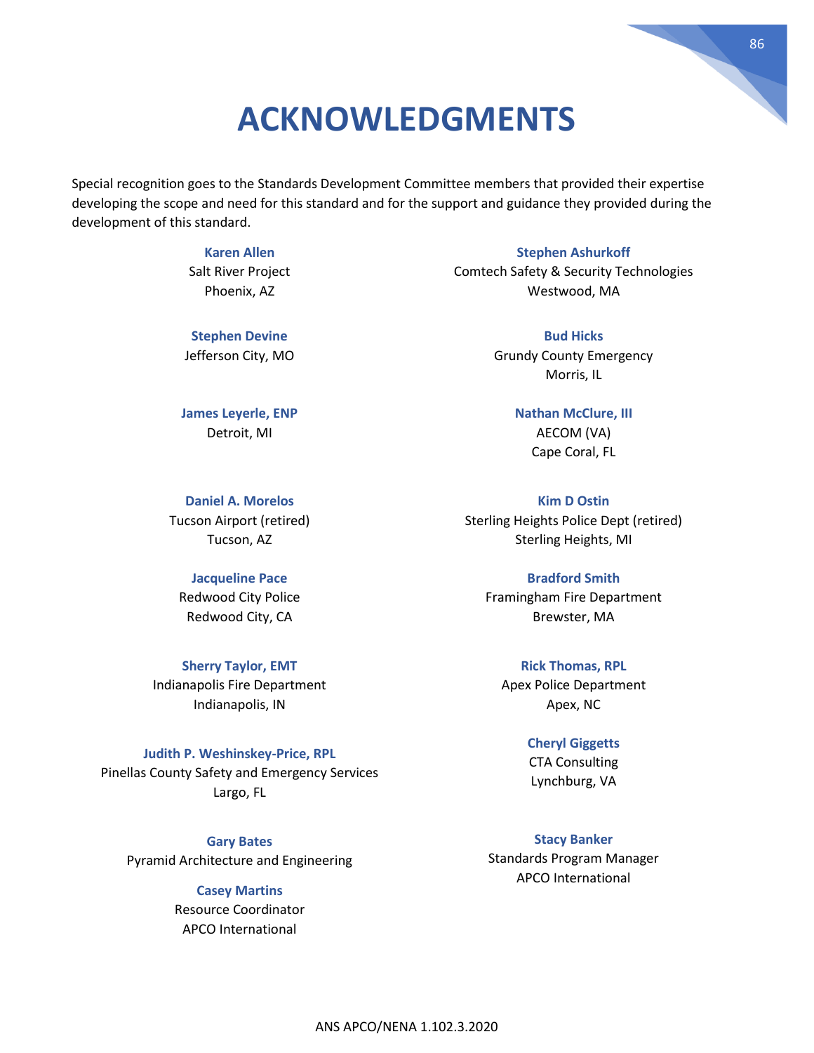# ACKNOWLEDGMENTS

Special recognition goes to the Standards Development Committee members that provided their expertise developing the scope and need for this standard and for the support and guidance they provided during the development of this standard.

**Karen Allen**
Salt River Project
Phoenix, AZ

**Stephen Ashurkoff**
Comtech Safety & Security Technologies
Westwood, MA

**Stephen Devine**
Jefferson City, MO

**Bud Hicks**
Grundy County Emergency
Morris, IL

**James Leyerle, ENP**
Detroit, MI

**Nathan McClure, III**
AECOM (VA)
Cape Coral, FL

**Daniel A. Morelos**
Tucson Airport (retired)
Tucson, AZ

**Kim D Ostin**
Sterling Heights Police Dept (retired)
Sterling Heights, MI

**Jacqueline Pace**
Redwood City Police
Redwood City, CA

**Bradford Smith**
Framingham Fire Department
Brewster, MA

**Sherry Taylor, EMT**
Indianapolis Fire Department
Indianapolis, IN

**Rick Thomas, RPL**
Apex Police Department
Apex, NC

**Judith P. Weshinskey-Price, RPL**
Pinellas County Safety and Emergency Services
Largo, FL

**Cheryl Giggetts**
CTA Consulting
Lynchburg, VA

**Gary Bates**
Pyramid Architecture and Engineering

**Stacy Banker**
Standards Program Manager
APCO International

**Casey Martins**
Resource Coordinator
APCO International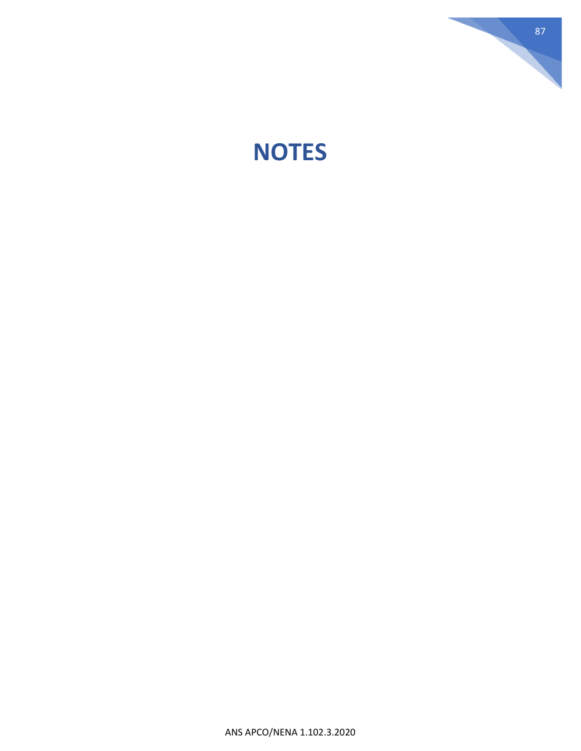# NOTES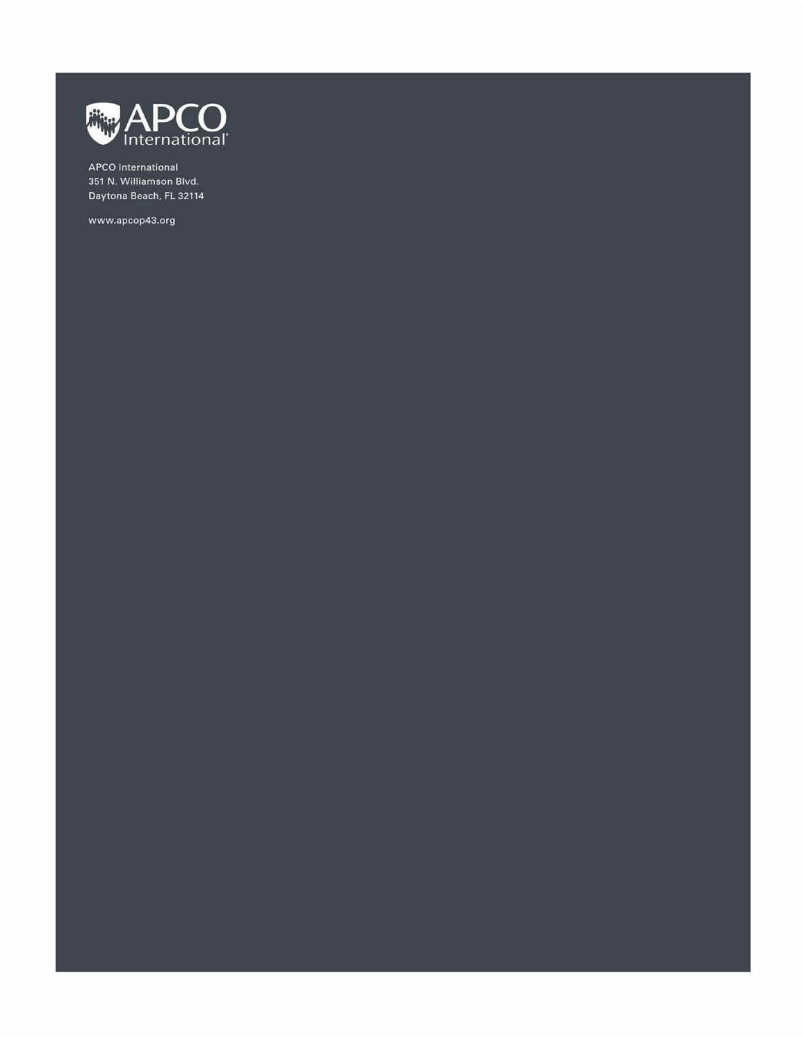APCO International

APCO International
351 N. Williamson Blvd.
Daytona Beach, FL 32114

www.apcop43.org